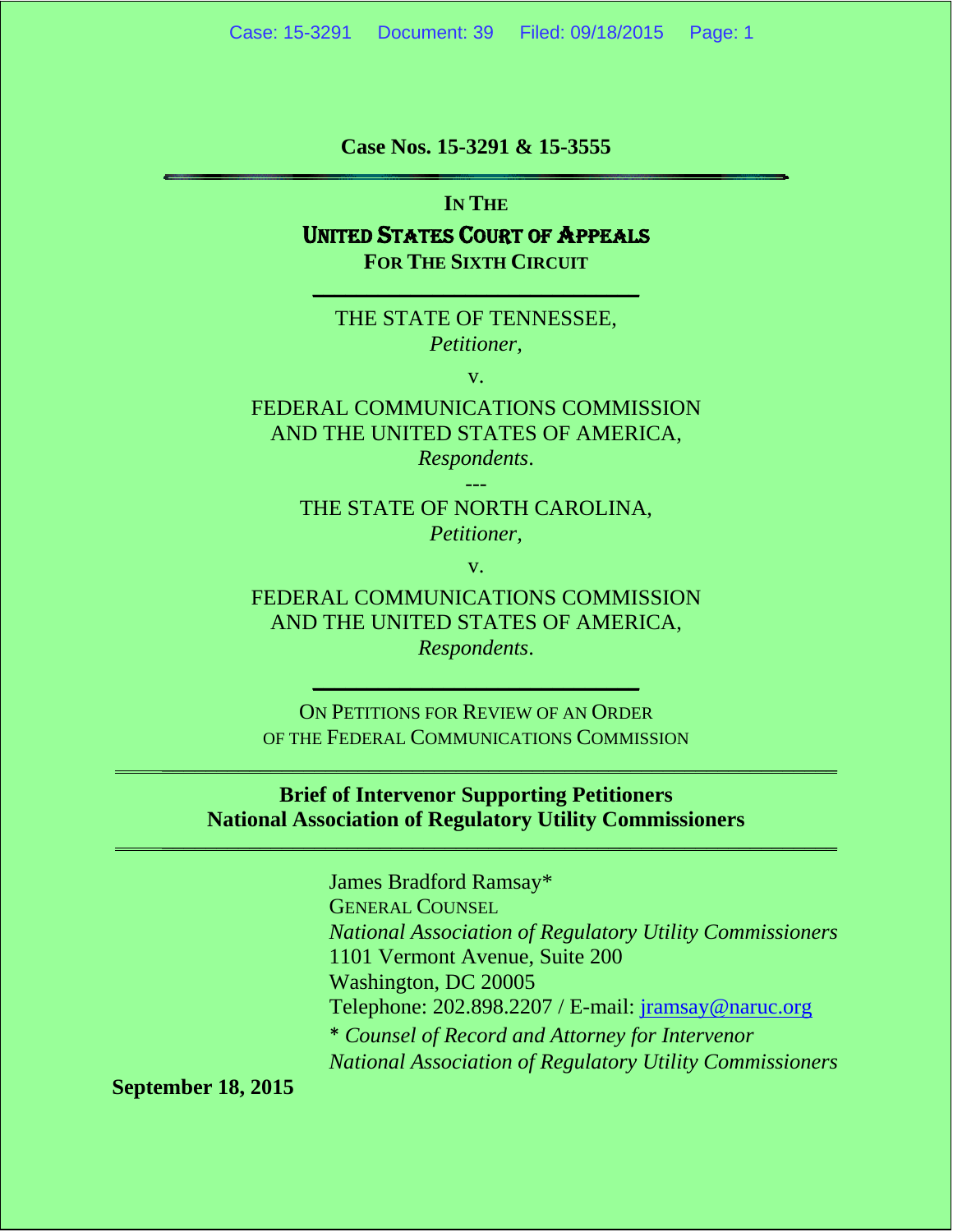**Case Nos. 15-3291 & 15-3555**

---

**IN THE**

**UNITED STATES COURT OF APPEALS**

**FOR THE SIXTH CIRCUIT**

---

THE STATE OF TENNESSEE,
*Petitioner,*

v.

FEDERAL COMMUNICATIONS COMMISSION
AND THE UNITED STATES OF AMERICA,
*Respondents*.

---

THE STATE OF NORTH CAROLINA,
*Petitioner,*

v.

FEDERAL COMMUNICATIONS COMMISSION
AND THE UNITED STATES OF AMERICA,
*Respondents*.

---

ON PETITIONS FOR REVIEW OF AN ORDER
OF THE FEDERAL COMMUNICATIONS COMMISSION

---

**Brief of Intervenor Supporting Petitioners**
**National Association of Regulatory Utility Commissioners**

---

James Bradford Ramsay*
GENERAL COUNSEL
*National Association of Regulatory Utility Commissioners*
1101 Vermont Avenue, Suite 200
Washington, DC 20005
Telephone: 202.898.2207 / E-mail: jramsay@naruc.org
* *Counsel of Record and Attorney for Intervenor*
*National Association of Regulatory Utility Commissioners*

**September 18, 2015**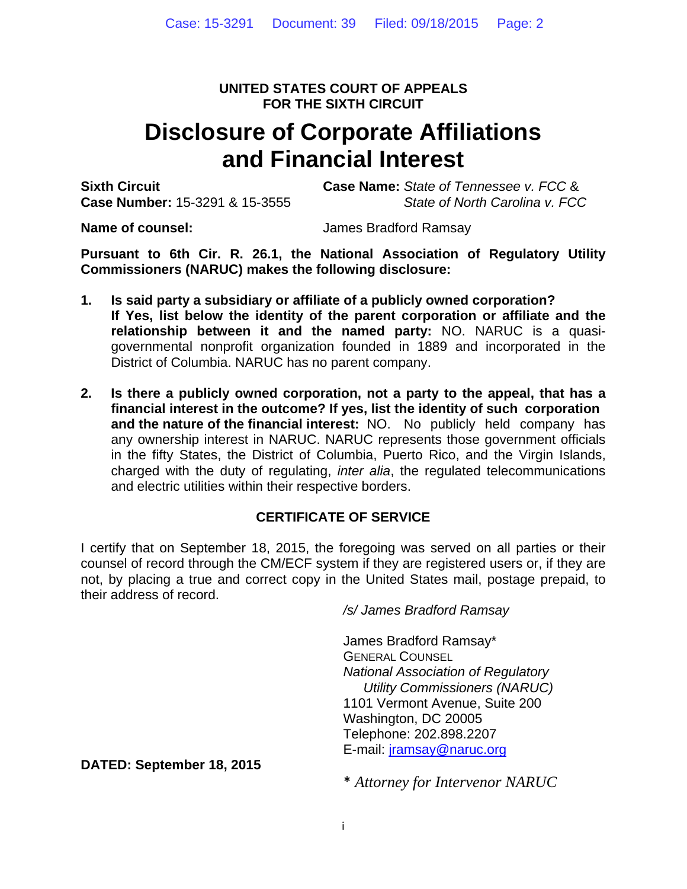**UNITED STATES COURT OF APPEALS**
**FOR THE SIXTH CIRCUIT**

# Disclosure of Corporate Affiliations and Financial Interest

**Sixth Circuit Case Number:** 15-3291 & 15-3555

**Case Name:** *State of Tennessee v. FCC* & *State of North Carolina v. FCC*

**Name of counsel:** James Bradford Ramsay

**Pursuant to 6th Cir. R. 26.1, the National Association of Regulatory Utility Commissioners (NARUC) makes the following disclosure:**

1. **Is said party a subsidiary or affiliate of a publicly owned corporation? If Yes, list below the identity of the parent corporation or affiliate and the relationship between it and the named party:** NO. NARUC is a quasi-governmental nonprofit organization founded in 1889 and incorporated in the District of Columbia. NARUC has no parent company.

2. **Is there a publicly owned corporation, not a party to the appeal, that has a financial interest in the outcome? If yes, list the identity of such corporation and the nature of the financial interest:** NO. No publicly held company has any ownership interest in NARUC. NARUC represents those government officials in the fifty States, the District of Columbia, Puerto Rico, and the Virgin Islands, charged with the duty of regulating, *inter alia*, the regulated telecommunications and electric utilities within their respective borders.

## CERTIFICATE OF SERVICE

I certify that on September 18, 2015, the foregoing was served on all parties or their counsel of record through the CM/ECF system if they are registered users or, if they are not, by placing a true and correct copy in the United States mail, postage prepaid, to their address of record.

*/s/ James Bradford Ramsay*

James Bradford Ramsay*
General Counsel
*National Association of Regulatory Utility Commissioners (NARUC)*
1101 Vermont Avenue, Suite 200
Washington, DC 20005
Telephone: 202.898.2207
E-mail: jramsay@naruc.org

**DATED: September 18, 2015**

\* *Attorney for Intervenor NARUC*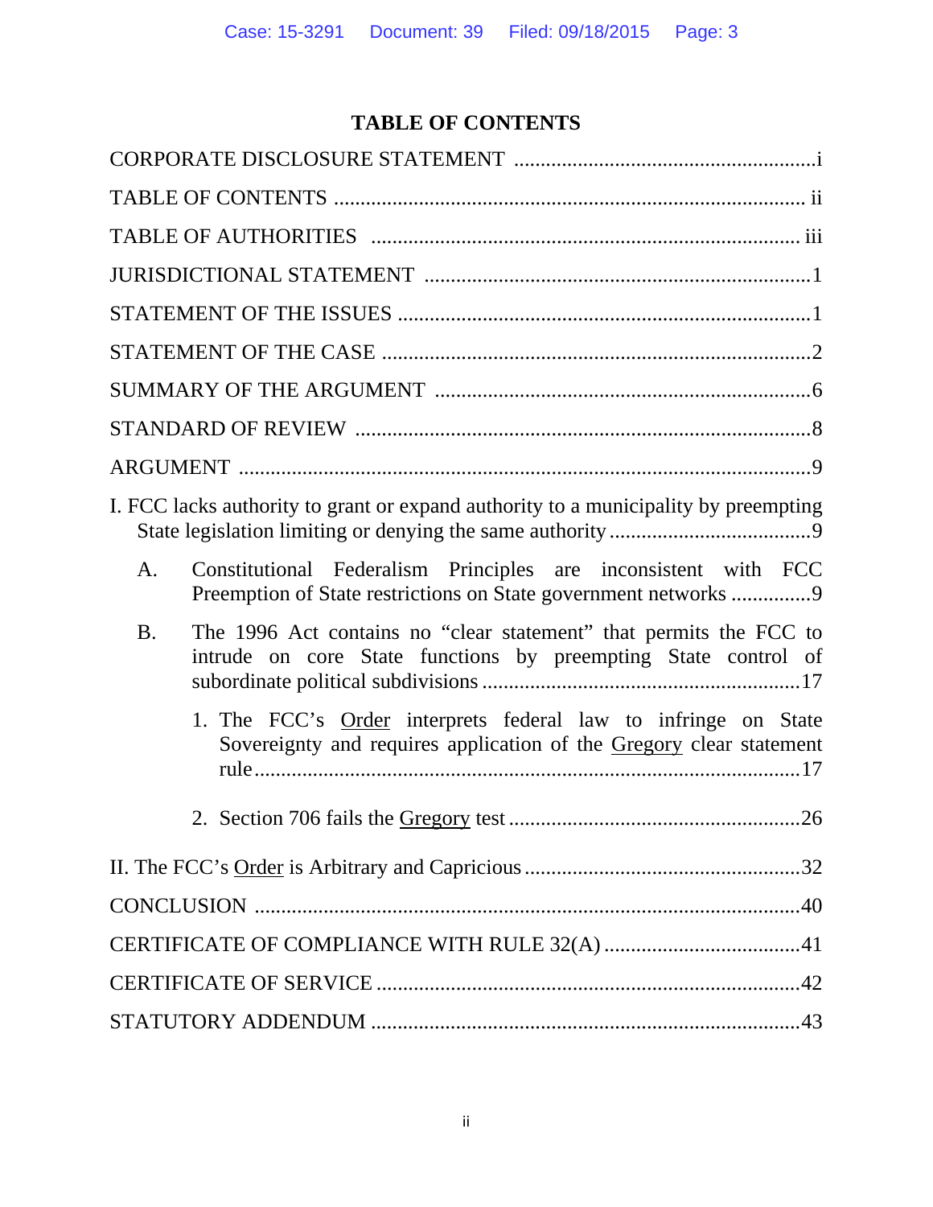# TABLE OF CONTENTS

CORPORATE DISCLOSURE STATEMENT ........................................................i

TABLE OF CONTENTS ........................................................................ ii

TABLE OF AUTHORITIES ................................................................. iii

JURISDICTIONAL STATEMENT ........................................................1

STATEMENT OF THE ISSUES .............................................................1

STATEMENT OF THE CASE ................................................................2

SUMMARY OF THE ARGUMENT ......................................................6

STANDARD OF REVIEW ....................................................................8

ARGUMENT ..........................................................................................9

I. FCC lacks authority to grant or expand authority to a municipality by preempting State legislation limiting or denying the same authority ......................................9

A. Constitutional Federalism Principles are inconsistent with FCC Preemption of State restrictions on State government networks ...............9

B. The 1996 Act contains no "clear statement" that permits the FCC to intrude on core State functions by preempting State control of subordinate political subdivisions ...........................................................17

1. The FCC's Order interprets federal law to infringe on State Sovereignty and requires application of the Gregory clear statement rule......................................................................................17

2. Section 706 fails the Gregory test .......................................................26

II. The FCC's Order is Arbitrary and Capricious ....................................................32

CONCLUSION ......................................................................................40

CERTIFICATE OF COMPLIANCE WITH RULE 32(A) .....................................41

CERTIFICATE OF SERVICE ...............................................................................42

STATUTORY ADDENDUM ................................................................................43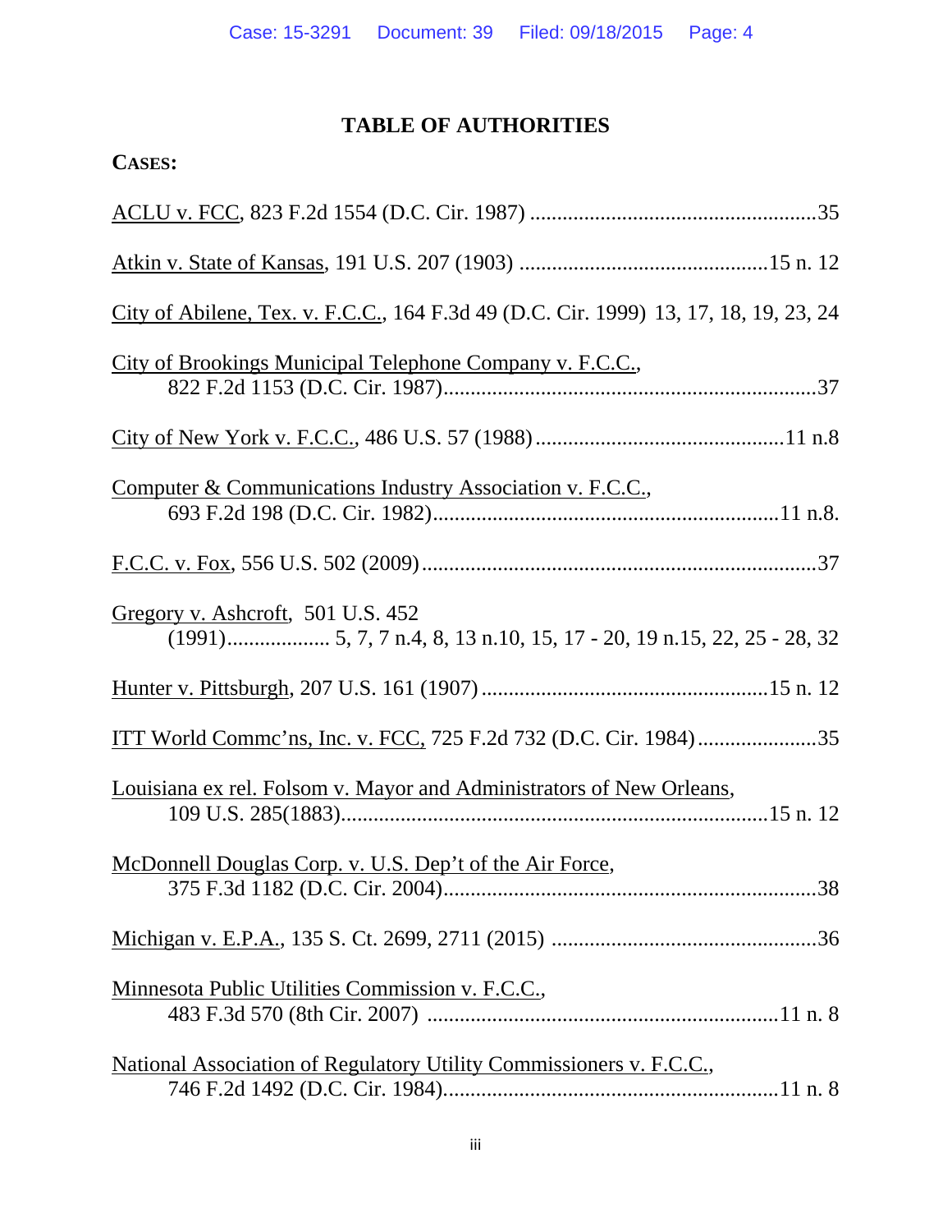# TABLE OF AUTHORITIES

**CASES:**

ACLU v. FCC, 823 F.2d 1554 (D.C. Cir. 1987) ....................................................35

Atkin v. State of Kansas, 191 U.S. 207 (1903) ............................................15 n. 12

City of Abilene, Tex. v. F.C.C., 164 F.3d 49 (D.C. Cir. 1999) 13, 17, 18, 19, 23, 24

City of Brookings Municipal Telephone Company v. F.C.C., 822 F.2d 1153 (D.C. Cir. 1987)....................................................................37

City of New York v. F.C.C., 486 U.S. 57 (1988) .............................................11 n.8

Computer & Communications Industry Association v. F.C.C., 693 F.2d 198 (D.C. Cir. 1982)...............................................................11 n.8.

F.C.C. v. Fox, 556 U.S. 502 (2009) ........................................................................37

Gregory v. Ashcroft, 501 U.S. 452 (1991).................. 5, 7, 7 n.4, 8, 13 n.10, 15, 17 - 20, 19 n.15, 22, 25 - 28, 32

Hunter v. Pittsburgh, 207 U.S. 161 (1907) ...................................................15 n. 12

ITT World Commc'ns, Inc. v. FCC, 725 F.2d 732 (D.C. Cir. 1984)......................35

Louisiana ex rel. Folsom v. Mayor and Administrators of New Orleans, 109 U.S. 285(1883)............................................................................15 n. 12

McDonnell Douglas Corp. v. U.S. Dep't of the Air Force, 375 F.3d 1182 (D.C. Cir. 2004)....................................................................38

Michigan v. E.P.A., 135 S. Ct. 2699, 2711 (2015) ................................................36

Minnesota Public Utilities Commission v. F.C.C., 483 F.3d 570 (8th Cir. 2007) ...............................................................11 n. 8

National Association of Regulatory Utility Commissioners v. F.C.C., 746 F.2d 1492 (D.C. Cir. 1984)............................................................11 n. 8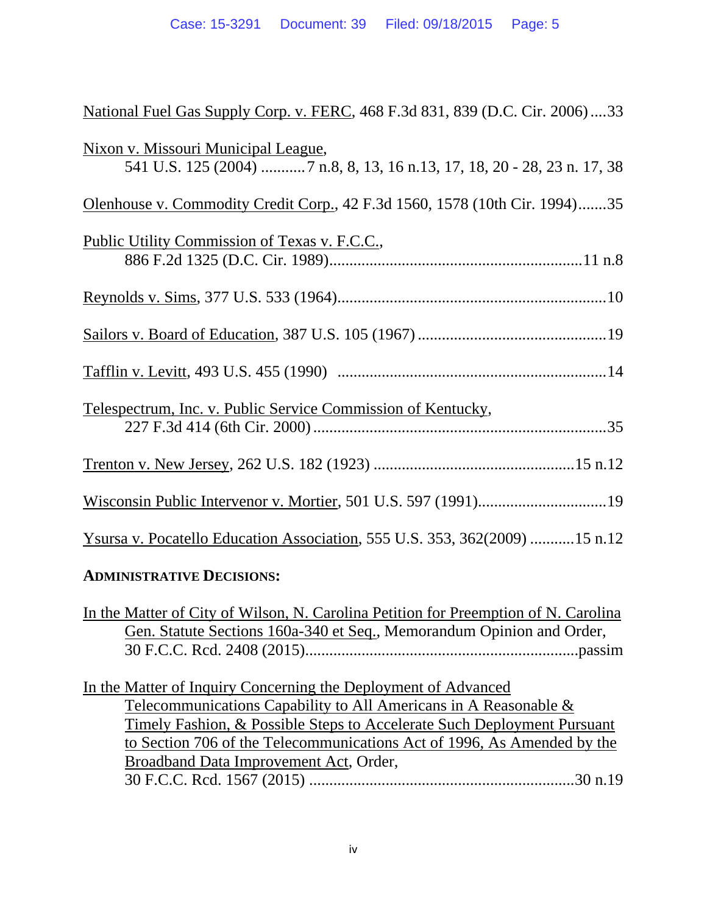National Fuel Gas Supply Corp. v. FERC, 468 F.3d 831, 839 (D.C. Cir. 2006) ....33

Nixon v. Missouri Municipal League,
541 U.S. 125 (2004) ...........7 n.8, 8, 13, 16 n.13, 17, 18, 20 - 28, 23 n. 17, 38

Olenhouse v. Commodity Credit Corp., 42 F.3d 1560, 1578 (10th Cir. 1994).......35

Public Utility Commission of Texas v. F.C.C.,
886 F.2d 1325 (D.C. Cir. 1989)..............................................................11 n.8

Reynolds v. Sims, 377 U.S. 533 (1964)..................................................................10

Sailors v. Board of Education, 387 U.S. 105 (1967) ...............................................19

Tafflin v. Levitt, 493 U.S. 455 (1990) ..................................................................14

Telespectrum, Inc. v. Public Service Commission of Kentucky,
227 F.3d 414 (6th Cir. 2000) ........................................................................35

Trenton v. New Jersey, 262 U.S. 182 (1923) .................................................15 n.12

Wisconsin Public Intervenor v. Mortier, 501 U.S. 597 (1991)................................19

Ysursa v. Pocatello Education Association, 555 U.S. 353, 362(2009) ...........15 n.12

**ADMINISTRATIVE DECISIONS:**

In the Matter of City of Wilson, N. Carolina Petition for Preemption of N. Carolina Gen. Statute Sections 160a-340 et Seq., Memorandum Opinion and Order,
30 F.C.C. Rcd. 2408 (2015)...................................................................passim

In the Matter of Inquiry Concerning the Deployment of Advanced Telecommunications Capability to All Americans in A Reasonable & Timely Fashion, & Possible Steps to Accelerate Such Deployment Pursuant to Section 706 of the Telecommunications Act of 1996, As Amended by the Broadband Data Improvement Act, Order,
30 F.C.C. Rcd. 1567 (2015) .................................................................30 n.19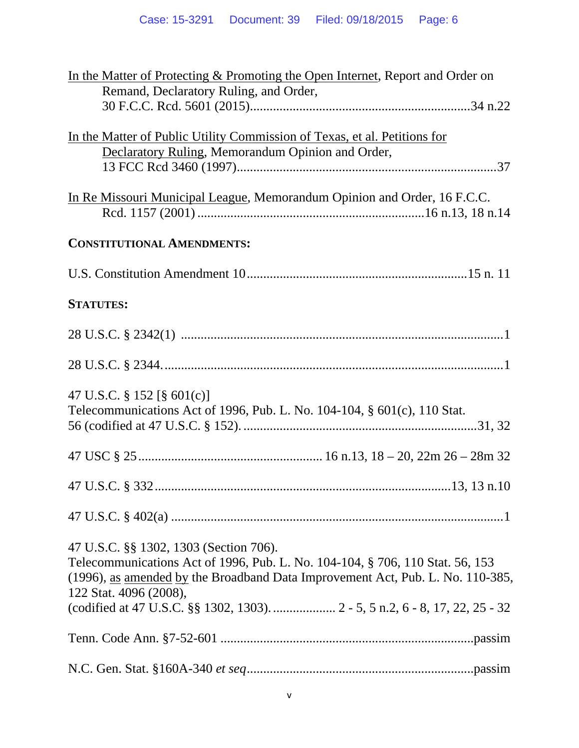In the Matter of Protecting & Promoting the Open Internet, Report and Order on Remand, Declaratory Ruling, and Order, 30 F.C.C. Rcd. 5601 (2015)..................................................................34 n.22

In the Matter of Public Utility Commission of Texas, et al. Petitions for Declaratory Ruling, Memorandum Opinion and Order, 13 FCC Rcd 3460 (1997)...............................................................................37

In Re Missouri Municipal League, Memorandum Opinion and Order, 16 F.C.C. Rcd. 1157 (2001) ....................................................................16 n.13, 18 n.14

**CONSTITUTIONAL AMENDMENTS:**

U.S. Constitution Amendment 10..................................................................15 n. 11

**STATUTES:**

28 U.S.C. § 2342(1) ..................................................................................................1

28 U.S.C. § 2344.......................................................................................................1

47 U.S.C. § 152 [§ 601(c)]
Telecommunications Act of 1996, Pub. L. No. 104-104, § 601(c), 110 Stat. 56 (codified at 47 U.S.C. § 152). ......................................................................31, 32

47 USC § 25....................................................... 16 n.13, 18 – 20, 22m 26 – 28m 32

47 U.S.C. § 332.........................................................................................13, 13 n.10

47 U.S.C. § 402(a) ....................................................................................................1

47 U.S.C. §§ 1302, 1303 (Section 706).
Telecommunications Act of 1996, Pub. L. No. 104-104, § 706, 110 Stat. 56, 153 (1996), as amended by the Broadband Data Improvement Act, Pub. L. No. 110-385, 122 Stat. 4096 (2008),
(codified at 47 U.S.C. §§ 1302, 1303). ................... 2 - 5, 5 n.2, 6 - 8, 17, 22, 25 - 32

Tenn. Code Ann. §7-52-601 ............................................................................passim

N.C. Gen. Stat. §160A-340 *et seq*....................................................................passim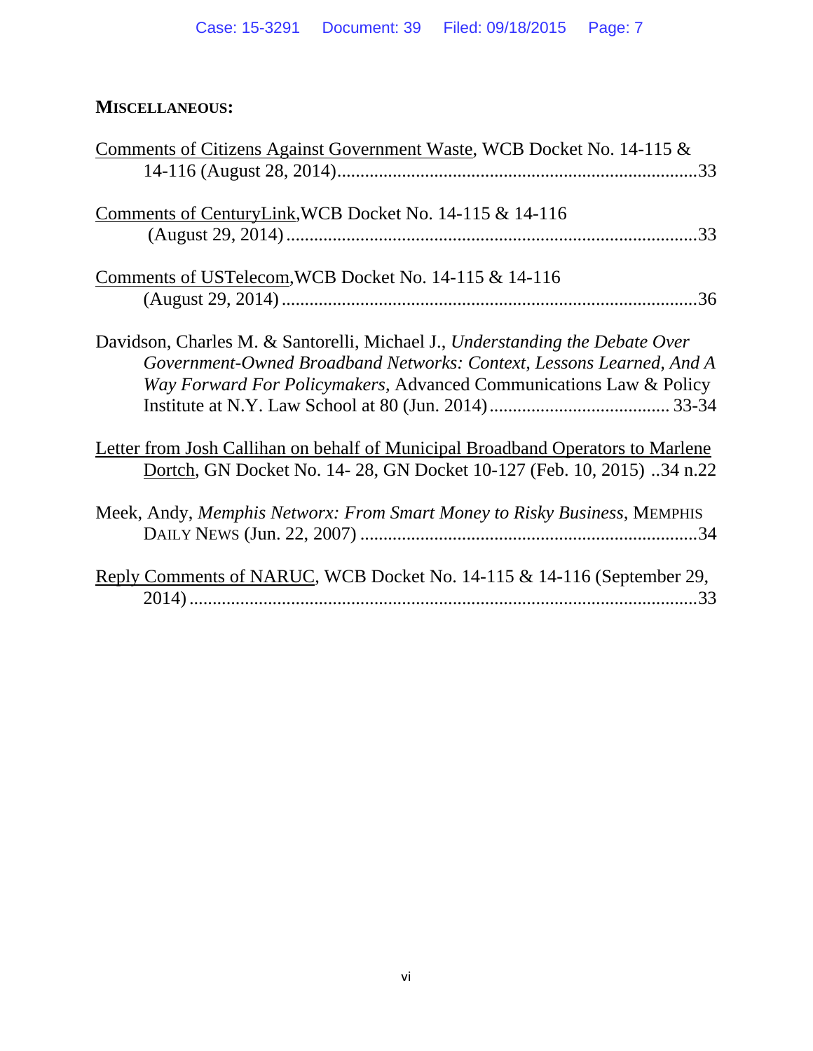**MISCELLANEOUS:**

Comments of Citizens Against Government Waste, WCB Docket No. 14-115 & 14-116 (August 28, 2014).............................................................................33

Comments of CenturyLink,WCB Docket No. 14-115 & 14-116 (August 29, 2014) ........................................................................................33

Comments of USTelecom,WCB Docket No. 14-115 & 14-116 (August 29, 2014) .........................................................................................36

Davidson, Charles M. & Santorelli, Michael J., *Understanding the Debate Over Government-Owned Broadband Networks: Context, Lessons Learned, And A Way Forward For Policymakers*, Advanced Communications Law & Policy Institute at N.Y. Law School at 80 (Jun. 2014)...................................... 33-34

Letter from Josh Callihan on behalf of Municipal Broadband Operators to Marlene Dortch, GN Docket No. 14- 28, GN Docket 10-127 (Feb. 10, 2015) ..34 n.22

Meek, Andy, *Memphis Networx: From Smart Money to Risky Business*, MEMPHIS DAILY NEWS (Jun. 22, 2007) ........................................................................34

Reply Comments of NARUC, WCB Docket No. 14-115 & 14-116 (September 29, 2014) .............................................................................................................33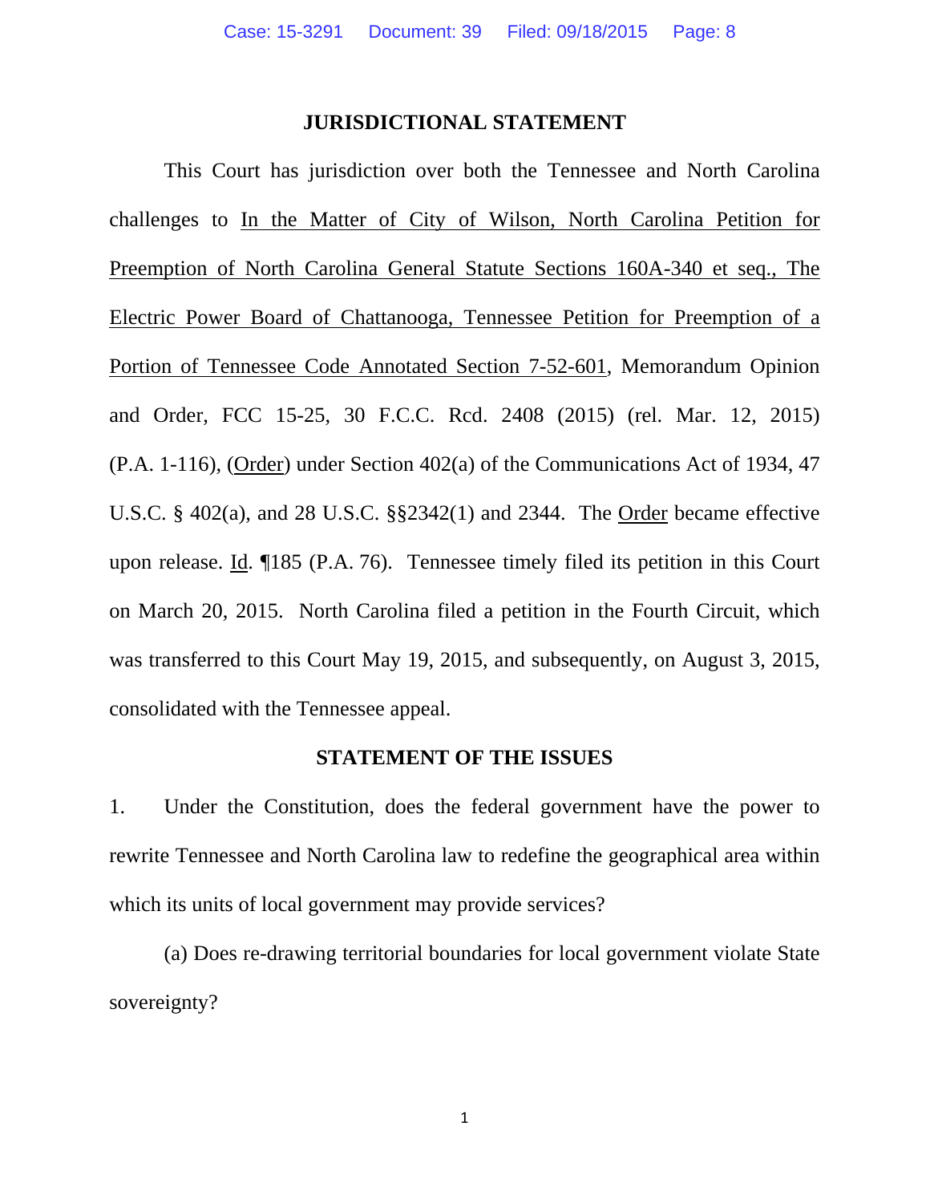## JURISDICTIONAL STATEMENT

This Court has jurisdiction over both the Tennessee and North Carolina challenges to In the Matter of City of Wilson, North Carolina Petition for Preemption of North Carolina General Statute Sections 160A-340 et seq., The Electric Power Board of Chattanooga, Tennessee Petition for Preemption of a Portion of Tennessee Code Annotated Section 7-52-601, Memorandum Opinion and Order, FCC 15-25, 30 F.C.C. Rcd. 2408 (2015) (rel. Mar. 12, 2015) (P.A. 1-116), (Order) under Section 402(a) of the Communications Act of 1934, 47 U.S.C. § 402(a), and 28 U.S.C. §§2342(1) and 2344. The Order became effective upon release. Id. ¶185 (P.A. 76). Tennessee timely filed its petition in this Court on March 20, 2015. North Carolina filed a petition in the Fourth Circuit, which was transferred to this Court May 19, 2015, and subsequently, on August 3, 2015, consolidated with the Tennessee appeal.

## STATEMENT OF THE ISSUES

1. Under the Constitution, does the federal government have the power to rewrite Tennessee and North Carolina law to redefine the geographical area within which its units of local government may provide services?

(a) Does re-drawing territorial boundaries for local government violate State sovereignty?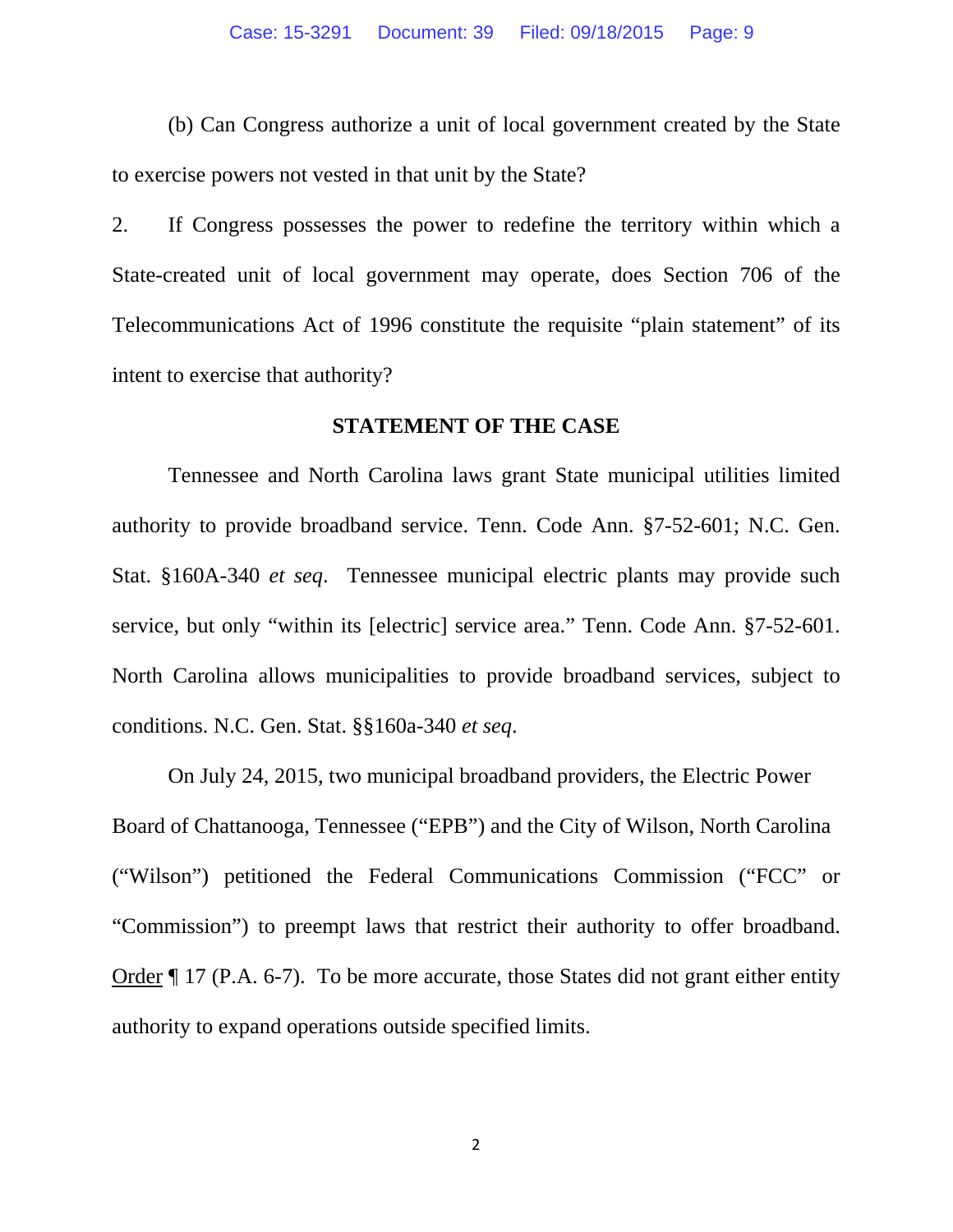(b) Can Congress authorize a unit of local government created by the State to exercise powers not vested in that unit by the State?

2. If Congress possesses the power to redefine the territory within which a State-created unit of local government may operate, does Section 706 of the Telecommunications Act of 1996 constitute the requisite "plain statement" of its intent to exercise that authority?

## STATEMENT OF THE CASE

Tennessee and North Carolina laws grant State municipal utilities limited authority to provide broadband service. Tenn. Code Ann. §7-52-601; N.C. Gen. Stat. §160A-340 *et seq*. Tennessee municipal electric plants may provide such service, but only "within its [electric] service area." Tenn. Code Ann. §7-52-601. North Carolina allows municipalities to provide broadband services, subject to conditions. N.C. Gen. Stat. §§160a-340 *et seq*.

On July 24, 2015, two municipal broadband providers, the Electric Power Board of Chattanooga, Tennessee ("EPB") and the City of Wilson, North Carolina ("Wilson") petitioned the Federal Communications Commission ("FCC" or "Commission") to preempt laws that restrict their authority to offer broadband. Order ¶ 17 (P.A. 6-7). To be more accurate, those States did not grant either entity authority to expand operations outside specified limits.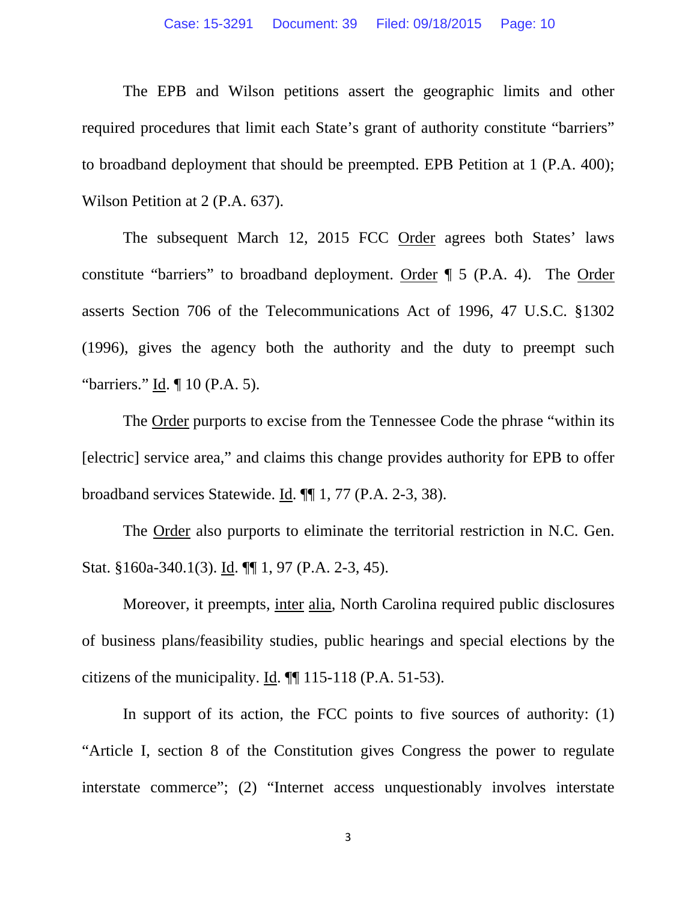The EPB and Wilson petitions assert the geographic limits and other required procedures that limit each State's grant of authority constitute "barriers" to broadband deployment that should be preempted. EPB Petition at 1 (P.A. 400); Wilson Petition at 2 (P.A. 637).

The subsequent March 12, 2015 FCC Order agrees both States' laws constitute "barriers" to broadband deployment. Order ¶ 5 (P.A. 4). The Order asserts Section 706 of the Telecommunications Act of 1996, 47 U.S.C. §1302 (1996), gives the agency both the authority and the duty to preempt such "barriers." Id. ¶ 10 (P.A. 5).

The Order purports to excise from the Tennessee Code the phrase "within its [electric] service area," and claims this change provides authority for EPB to offer broadband services Statewide. Id. ¶¶ 1, 77 (P.A. 2-3, 38).

The Order also purports to eliminate the territorial restriction in N.C. Gen. Stat. §160a-340.1(3). Id. ¶¶ 1, 97 (P.A. 2-3, 45).

Moreover, it preempts, inter alia, North Carolina required public disclosures of business plans/feasibility studies, public hearings and special elections by the citizens of the municipality. Id. ¶¶ 115-118 (P.A. 51-53).

In support of its action, the FCC points to five sources of authority: (1) "Article I, section 8 of the Constitution gives Congress the power to regulate interstate commerce"; (2) "Internet access unquestionably involves interstate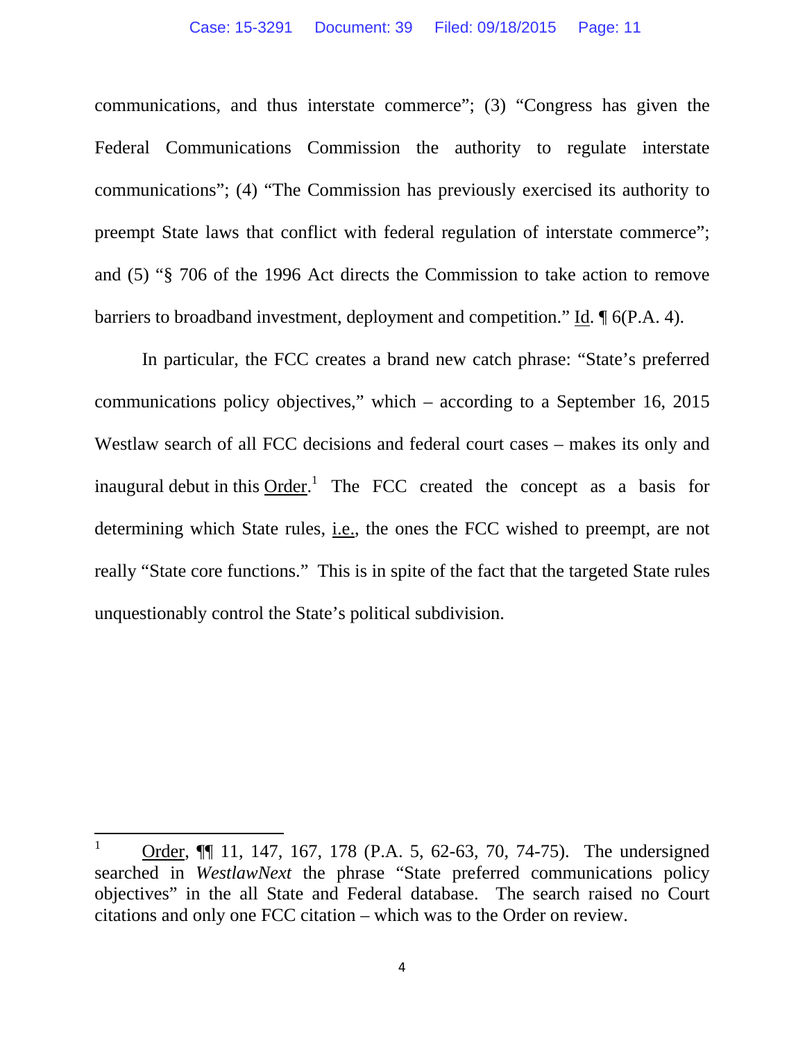communications, and thus interstate commerce"; (3) "Congress has given the Federal Communications Commission the authority to regulate interstate communications"; (4) "The Commission has previously exercised its authority to preempt State laws that conflict with federal regulation of interstate commerce"; and (5) "§ 706 of the 1996 Act directs the Commission to take action to remove barriers to broadband investment, deployment and competition." Id. ¶ 6(P.A. 4).

In particular, the FCC creates a brand new catch phrase: "State's preferred communications policy objectives," which – according to a September 16, 2015 Westlaw search of all FCC decisions and federal court cases – makes its only and inaugural debut in this Order.[1] The FCC created the concept as a basis for determining which State rules, i.e., the ones the FCC wished to preempt, are not really "State core functions." This is in spite of the fact that the targeted State rules unquestionably control the State's political subdivision.

---

[1] Order, ¶¶ 11, 147, 167, 178 (P.A. 5, 62-63, 70, 74-75). The undersigned searched in *WestlawNext* the phrase "State preferred communications policy objectives" in the all State and Federal database. The search raised no Court citations and only one FCC citation – which was to the Order on review.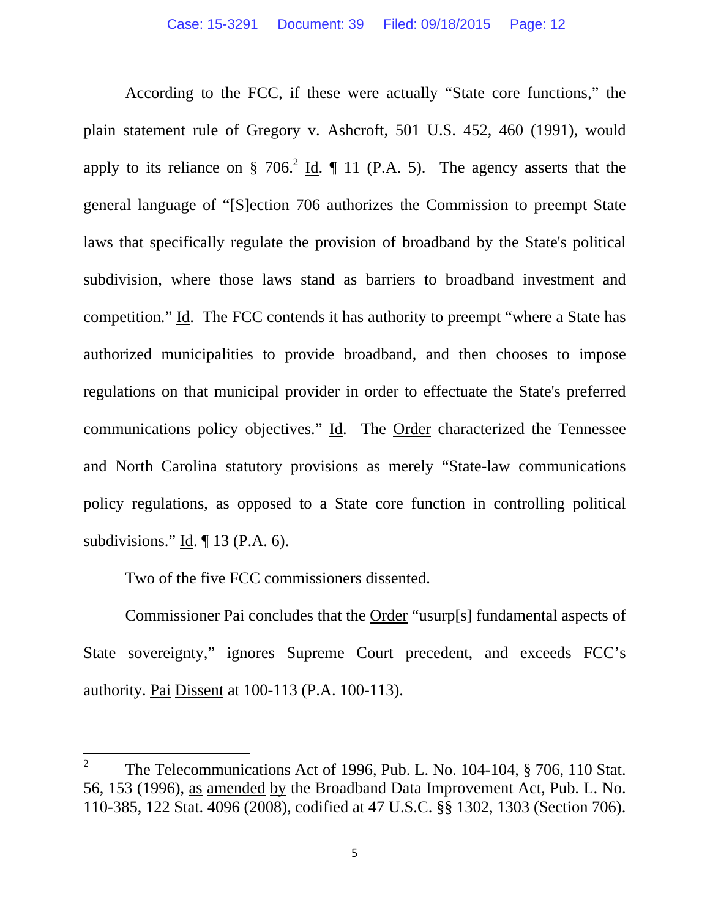According to the FCC, if these were actually "State core functions," the plain statement rule of Gregory v. Ashcroft, 501 U.S. 452, 460 (1991), would apply to its reliance on § 706.[2] Id. ¶ 11 (P.A. 5). The agency asserts that the general language of "[S]ection 706 authorizes the Commission to preempt State laws that specifically regulate the provision of broadband by the State's political subdivision, where those laws stand as barriers to broadband investment and competition." Id. The FCC contends it has authority to preempt "where a State has authorized municipalities to provide broadband, and then chooses to impose regulations on that municipal provider in order to effectuate the State's preferred communications policy objectives." Id. The Order characterized the Tennessee and North Carolina statutory provisions as merely "State-law communications policy regulations, as opposed to a State core function in controlling political subdivisions." Id. ¶ 13 (P.A. 6).

Two of the five FCC commissioners dissented.

Commissioner Pai concludes that the Order "usurp[s] fundamental aspects of State sovereignty," ignores Supreme Court precedent, and exceeds FCC's authority. Pai Dissent at 100-113 (P.A. 100-113).

---

[2] The Telecommunications Act of 1996, Pub. L. No. 104-104, § 706, 110 Stat. 56, 153 (1996), as amended by the Broadband Data Improvement Act, Pub. L. No. 110-385, 122 Stat. 4096 (2008), codified at 47 U.S.C. §§ 1302, 1303 (Section 706).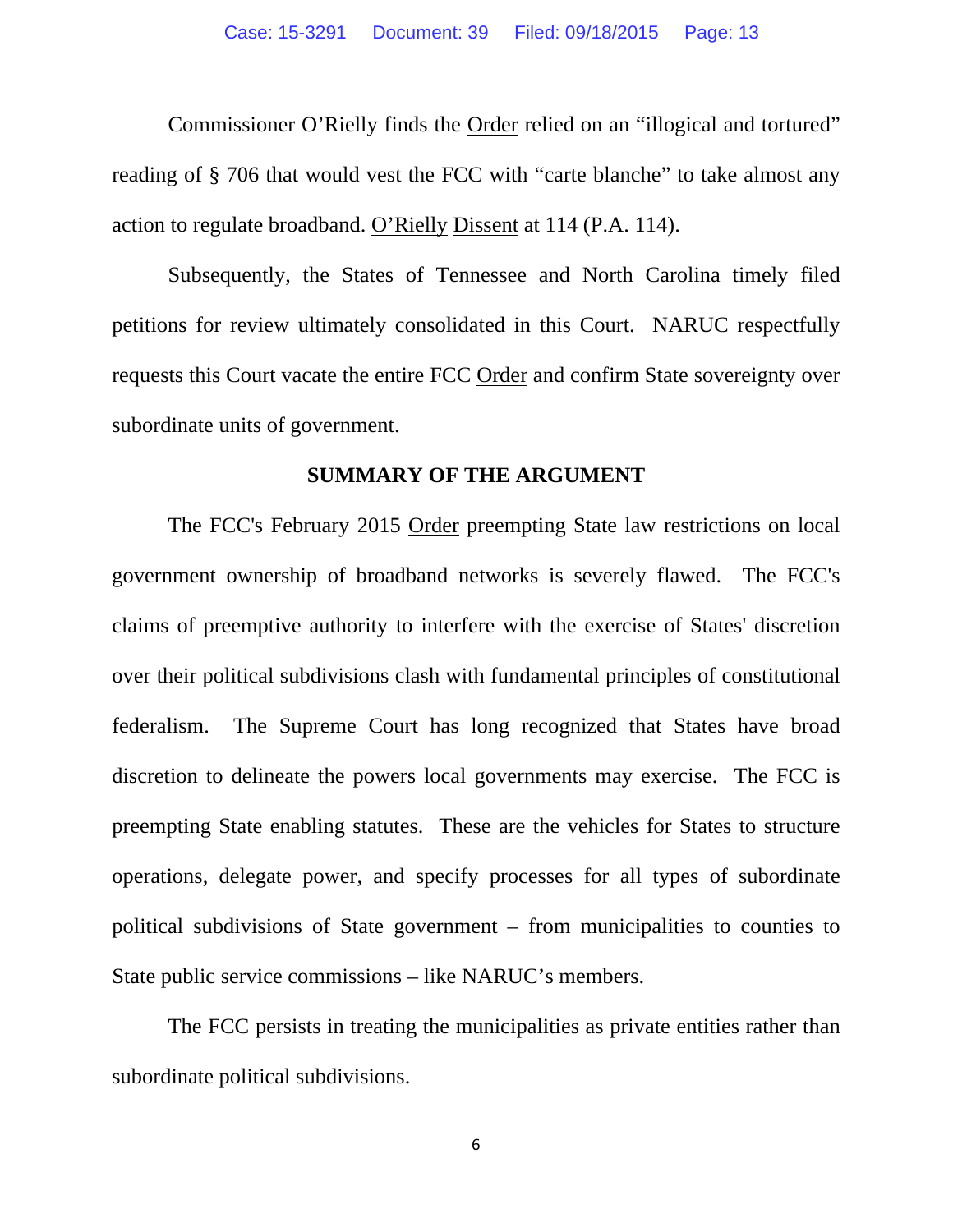Commissioner O'Rielly finds the Order relied on an "illogical and tortured" reading of § 706 that would vest the FCC with "carte blanche" to take almost any action to regulate broadband. O'Rielly Dissent at 114 (P.A. 114).

Subsequently, the States of Tennessee and North Carolina timely filed petitions for review ultimately consolidated in this Court. NARUC respectfully requests this Court vacate the entire FCC Order and confirm State sovereignty over subordinate units of government.

## SUMMARY OF THE ARGUMENT

The FCC's February 2015 Order preempting State law restrictions on local government ownership of broadband networks is severely flawed. The FCC's claims of preemptive authority to interfere with the exercise of States' discretion over their political subdivisions clash with fundamental principles of constitutional federalism. The Supreme Court has long recognized that States have broad discretion to delineate the powers local governments may exercise. The FCC is preempting State enabling statutes. These are the vehicles for States to structure operations, delegate power, and specify processes for all types of subordinate political subdivisions of State government – from municipalities to counties to State public service commissions – like NARUC's members.

The FCC persists in treating the municipalities as private entities rather than subordinate political subdivisions.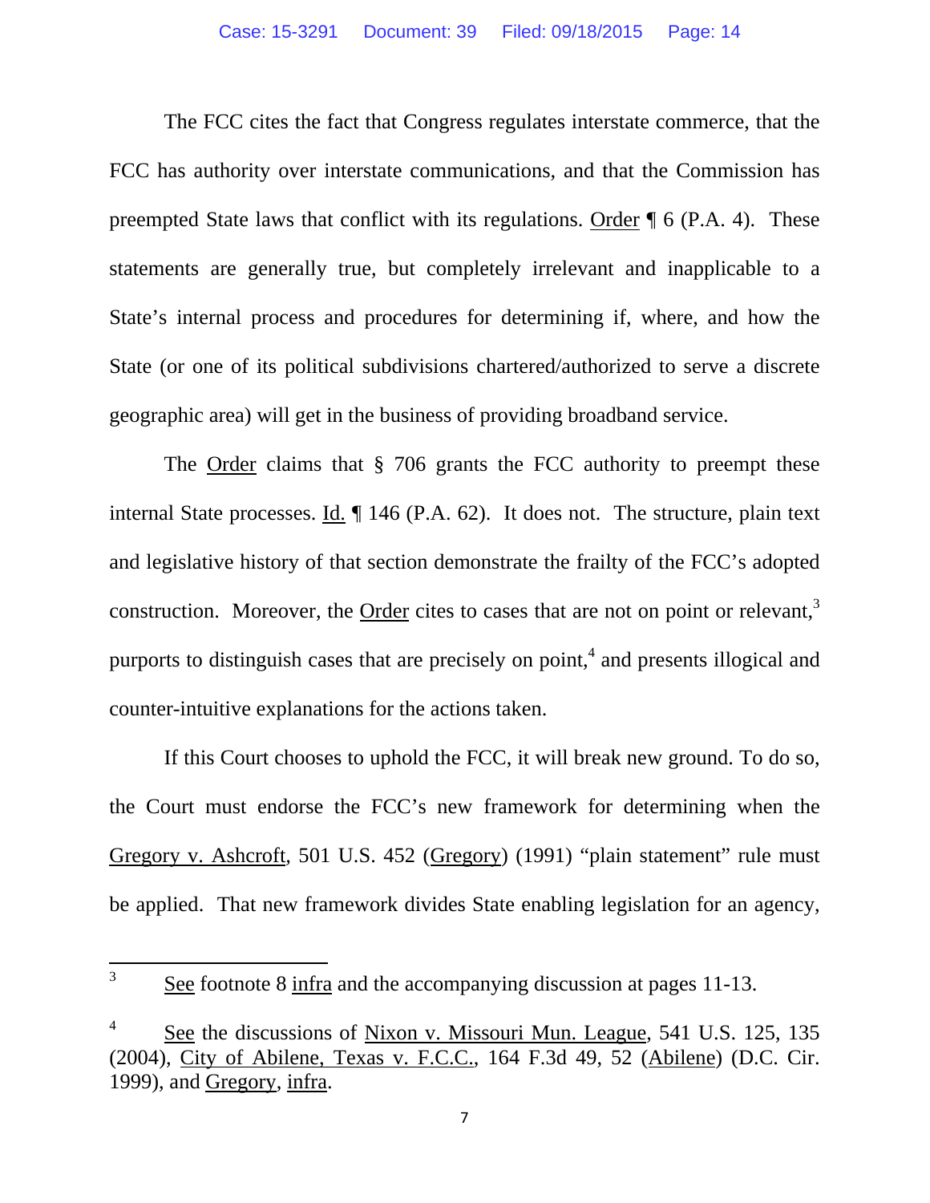The FCC cites the fact that Congress regulates interstate commerce, that the FCC has authority over interstate communications, and that the Commission has preempted State laws that conflict with its regulations. Order ¶ 6 (P.A. 4). These statements are generally true, but completely irrelevant and inapplicable to a State's internal process and procedures for determining if, where, and how the State (or one of its political subdivisions chartered/authorized to serve a discrete geographic area) will get in the business of providing broadband service.

The Order claims that § 706 grants the FCC authority to preempt these internal State processes. Id. ¶ 146 (P.A. 62). It does not. The structure, plain text and legislative history of that section demonstrate the frailty of the FCC's adopted construction. Moreover, the Order cites to cases that are not on point or relevant,[3] purports to distinguish cases that are precisely on point,[4] and presents illogical and counter-intuitive explanations for the actions taken.

If this Court chooses to uphold the FCC, it will break new ground. To do so, the Court must endorse the FCC's new framework for determining when the Gregory v. Ashcroft, 501 U.S. 452 (Gregory) (1991) "plain statement" rule must be applied. That new framework divides State enabling legislation for an agency,

---

[3] See footnote 8 infra and the accompanying discussion at pages 11-13.

[4] See the discussions of Nixon v. Missouri Mun. League, 541 U.S. 125, 135 (2004), City of Abilene, Texas v. F.C.C., 164 F.3d 49, 52 (Abilene) (D.C. Cir. 1999), and Gregory, infra.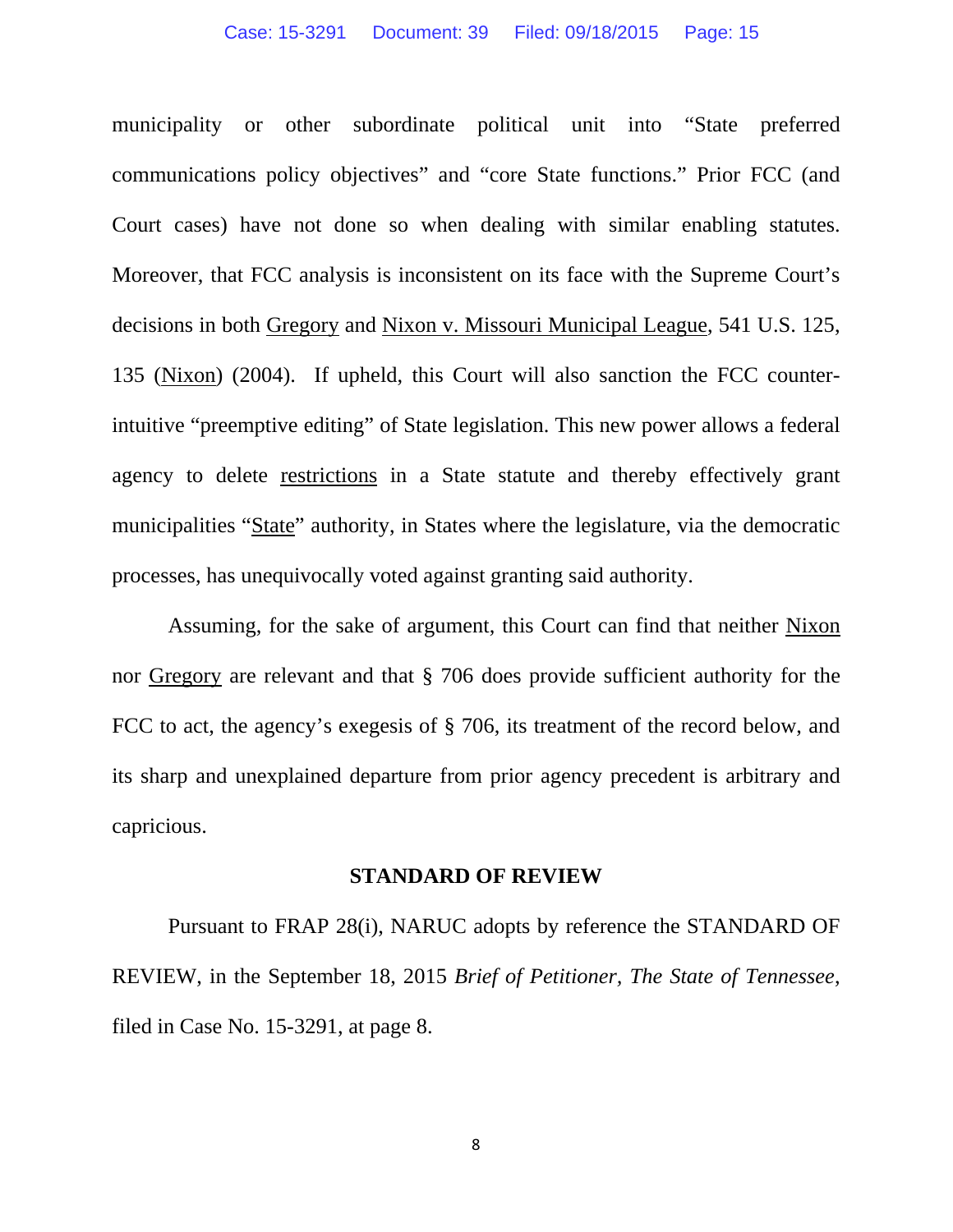municipality or other subordinate political unit into "State preferred communications policy objectives" and "core State functions." Prior FCC (and Court cases) have not done so when dealing with similar enabling statutes. Moreover, that FCC analysis is inconsistent on its face with the Supreme Court's decisions in both Gregory and Nixon v. Missouri Municipal League, 541 U.S. 125, 135 (Nixon) (2004). If upheld, this Court will also sanction the FCC counter-intuitive "preemptive editing" of State legislation. This new power allows a federal agency to delete restrictions in a State statute and thereby effectively grant municipalities "State" authority, in States where the legislature, via the democratic processes, has unequivocally voted against granting said authority.

Assuming, for the sake of argument, this Court can find that neither Nixon nor Gregory are relevant and that § 706 does provide sufficient authority for the FCC to act, the agency's exegesis of § 706, its treatment of the record below, and its sharp and unexplained departure from prior agency precedent is arbitrary and capricious.

## STANDARD OF REVIEW

Pursuant to FRAP 28(i), NARUC adopts by reference the STANDARD OF REVIEW, in the September 18, 2015 *Brief of Petitioner, The State of Tennessee*, filed in Case No. 15-3291, at page 8.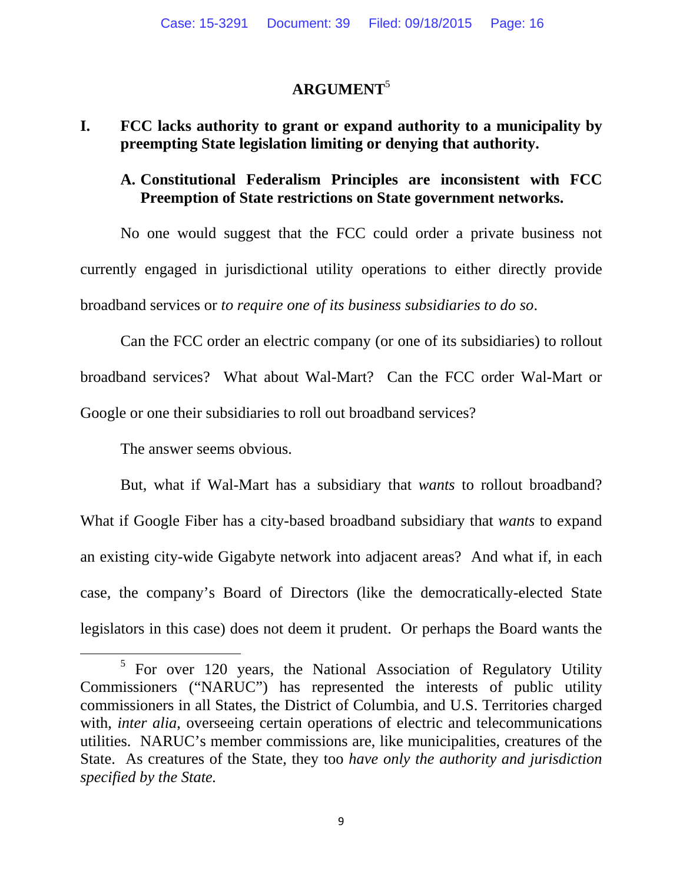# ARGUMENT[5]

## I. FCC lacks authority to grant or expand authority to a municipality by preempting State legislation limiting or denying that authority.

### A. Constitutional Federalism Principles are inconsistent with FCC Preemption of State restrictions on State government networks.

No one would suggest that the FCC could order a private business not currently engaged in jurisdictional utility operations to either directly provide broadband services or *to require one of its business subsidiaries to do so*.

Can the FCC order an electric company (or one of its subsidiaries) to rollout broadband services? What about Wal-Mart? Can the FCC order Wal-Mart or Google or one their subsidiaries to roll out broadband services?

The answer seems obvious.

But, what if Wal-Mart has a subsidiary that *wants* to rollout broadband? What if Google Fiber has a city-based broadband subsidiary that *wants* to expand an existing city-wide Gigabyte network into adjacent areas? And what if, in each case, the company's Board of Directors (like the democratically-elected State legislators in this case) does not deem it prudent. Or perhaps the Board wants the

---

[5] For over 120 years, the National Association of Regulatory Utility Commissioners ("NARUC") has represented the interests of public utility commissioners in all States, the District of Columbia, and U.S. Territories charged with, *inter alia*, overseeing certain operations of electric and telecommunications utilities. NARUC's member commissions are, like municipalities, creatures of the State. As creatures of the State, they too *have only the authority and jurisdiction specified by the State.*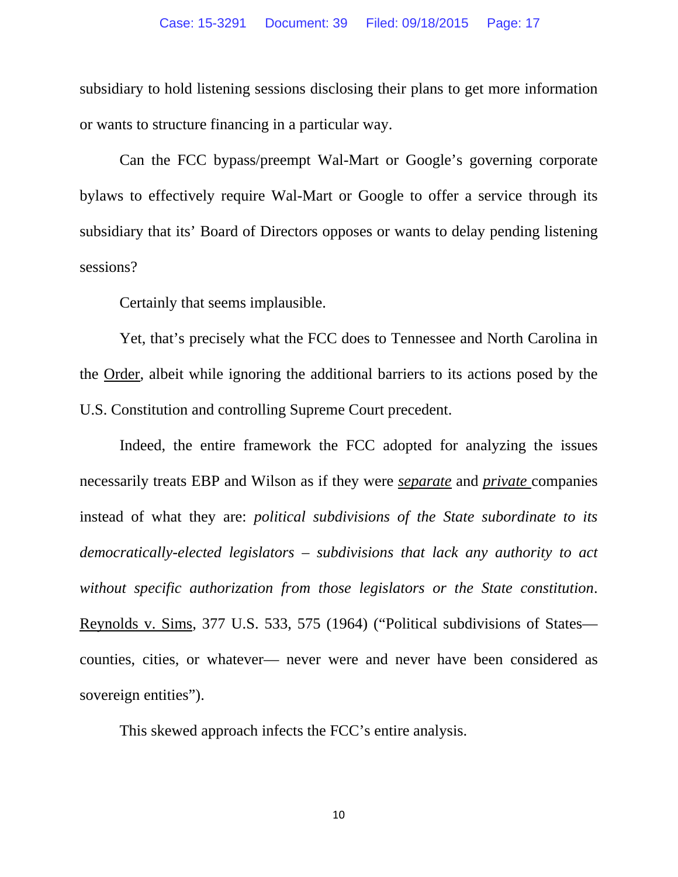subsidiary to hold listening sessions disclosing their plans to get more information or wants to structure financing in a particular way.

Can the FCC bypass/preempt Wal-Mart or Google's governing corporate bylaws to effectively require Wal-Mart or Google to offer a service through its subsidiary that its' Board of Directors opposes or wants to delay pending listening sessions?

Certainly that seems implausible.

Yet, that's precisely what the FCC does to Tennessee and North Carolina in the Order, albeit while ignoring the additional barriers to its actions posed by the U.S. Constitution and controlling Supreme Court precedent.

Indeed, the entire framework the FCC adopted for analyzing the issues necessarily treats EBP and Wilson as if they were ***separate*** and ***private*** companies instead of what they are: *political subdivisions of the State subordinate to its democratically-elected legislators – subdivisions that lack any authority to act without specific authorization from those legislators or the State constitution*. Reynolds v. Sims, 377 U.S. 533, 575 (1964) ("Political subdivisions of States— counties, cities, or whatever— never were and never have been considered as sovereign entities").

This skewed approach infects the FCC's entire analysis.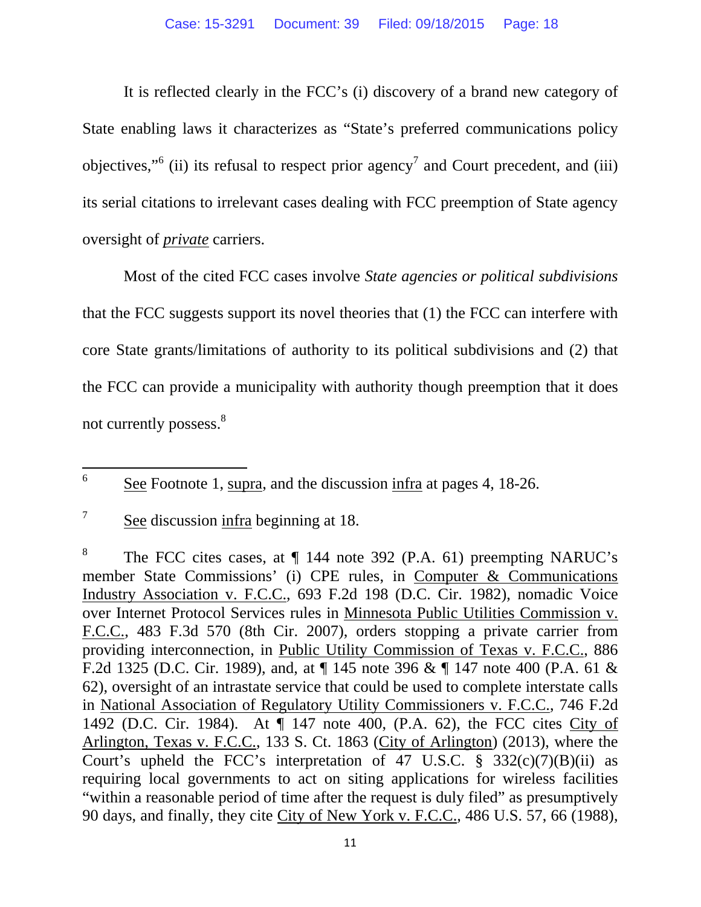It is reflected clearly in the FCC's (i) discovery of a brand new category of State enabling laws it characterizes as "State's preferred communications policy objectives,"[6] (ii) its refusal to respect prior agency[7] and Court precedent, and (iii) its serial citations to irrelevant cases dealing with FCC preemption of State agency oversight of ***private*** carriers.

Most of the cited FCC cases involve *State agencies or political subdivisions* that the FCC suggests support its novel theories that (1) the FCC can interfere with core State grants/limitations of authority to its political subdivisions and (2) that the FCC can provide a municipality with authority though preemption that it does not currently possess.[8]

---

[6] See Footnote 1, supra, and the discussion infra at pages 4, 18-26.

[7] See discussion infra beginning at 18.

[8] The FCC cites cases, at ¶ 144 note 392 (P.A. 61) preempting NARUC's member State Commissions' (i) CPE rules, in Computer & Communications Industry Association v. F.C.C., 693 F.2d 198 (D.C. Cir. 1982), nomadic Voice over Internet Protocol Services rules in Minnesota Public Utilities Commission v. F.C.C., 483 F.3d 570 (8th Cir. 2007), orders stopping a private carrier from providing interconnection, in Public Utility Commission of Texas v. F.C.C., 886 F.2d 1325 (D.C. Cir. 1989), and, at ¶ 145 note 396 & ¶ 147 note 400 (P.A. 61 & 62), oversight of an intrastate service that could be used to complete interstate calls in National Association of Regulatory Utility Commissioners v. F.C.C., 746 F.2d 1492 (D.C. Cir. 1984). At ¶ 147 note 400, (P.A. 62), the FCC cites City of Arlington, Texas v. F.C.C., 133 S. Ct. 1863 (City of Arlington) (2013), where the Court's upheld the FCC's interpretation of 47 U.S.C. § 332(c)(7)(B)(ii) as requiring local governments to act on siting applications for wireless facilities "within a reasonable period of time after the request is duly filed" as presumptively 90 days, and finally, they cite City of New York v. F.C.C., 486 U.S. 57, 66 (1988),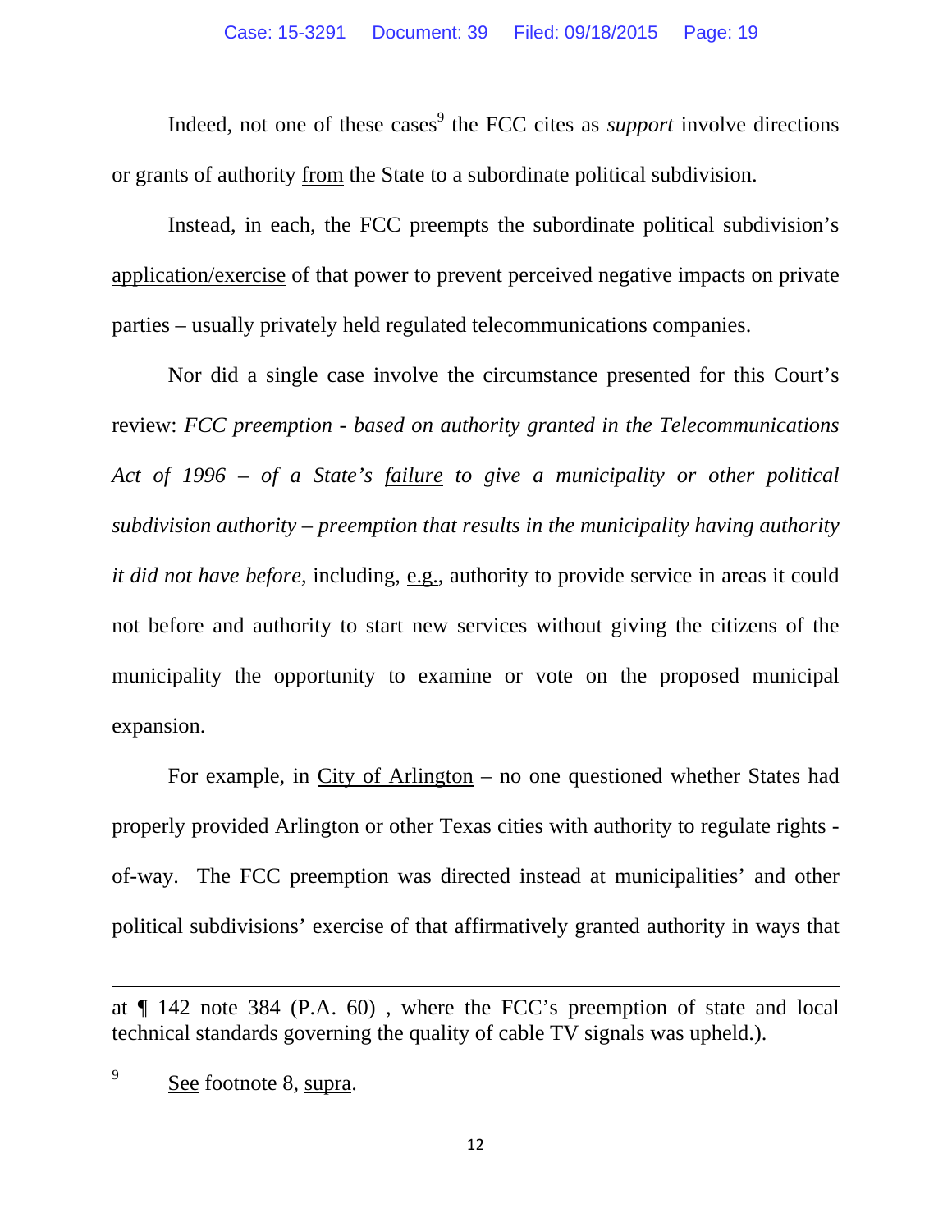Indeed, not one of these cases[9] the FCC cites as *support* involve directions or grants of authority from the State to a subordinate political subdivision.

Instead, in each, the FCC preempts the subordinate political subdivision's application/exercise of that power to prevent perceived negative impacts on private parties – usually privately held regulated telecommunications companies.

Nor did a single case involve the circumstance presented for this Court's review: *FCC preemption - based on authority granted in the Telecommunications Act of 1996 – of a State's failure to give a municipality or other political subdivision authority – preemption that results in the municipality having authority it did not have before,* including, e.g., authority to provide service in areas it could not before and authority to start new services without giving the citizens of the municipality the opportunity to examine or vote on the proposed municipal expansion.

For example, in City of Arlington – no one questioned whether States had properly provided Arlington or other Texas cities with authority to regulate rights - of-way. The FCC preemption was directed instead at municipalities' and other political subdivisions' exercise of that affirmatively granted authority in ways that

---

at ¶ 142 note 384 (P.A. 60) , where the FCC's preemption of state and local technical standards governing the quality of cable TV signals was upheld.).

[9] See footnote 8, supra.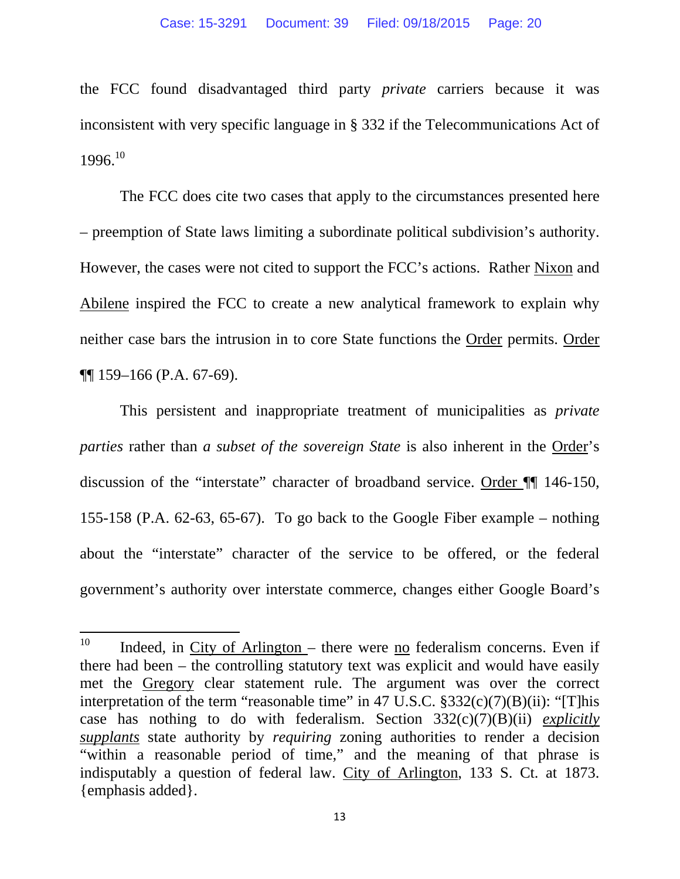the FCC found disadvantaged third party *private* carriers because it was inconsistent with very specific language in § 332 if the Telecommunications Act of 1996.[10]

The FCC does cite two cases that apply to the circumstances presented here – preemption of State laws limiting a subordinate political subdivision's authority. However, the cases were not cited to support the FCC's actions. Rather Nixon and Abilene inspired the FCC to create a new analytical framework to explain why neither case bars the intrusion in to core State functions the Order permits. Order ¶¶ 159–166 (P.A. 67-69).

This persistent and inappropriate treatment of municipalities as *private parties* rather than *a subset of the sovereign State* is also inherent in the Order's discussion of the "interstate" character of broadband service. Order ¶¶ 146-150, 155-158 (P.A. 62-63, 65-67). To go back to the Google Fiber example – nothing about the "interstate" character of the service to be offered, or the federal government's authority over interstate commerce, changes either Google Board's

---

[10] Indeed, in City of Arlington – there were no federalism concerns. Even if there had been – the controlling statutory text was explicit and would have easily met the Gregory clear statement rule. The argument was over the correct interpretation of the term "reasonable time" in 47 U.S.C. §332(c)(7)(B)(ii): "[T]his case has nothing to do with federalism. Section 332(c)(7)(B)(ii) ***explicitly supplants*** state authority by *requiring* zoning authorities to render a decision "within a reasonable period of time," and the meaning of that phrase is indisputably a question of federal law. City of Arlington, 133 S. Ct. at 1873. {emphasis added}.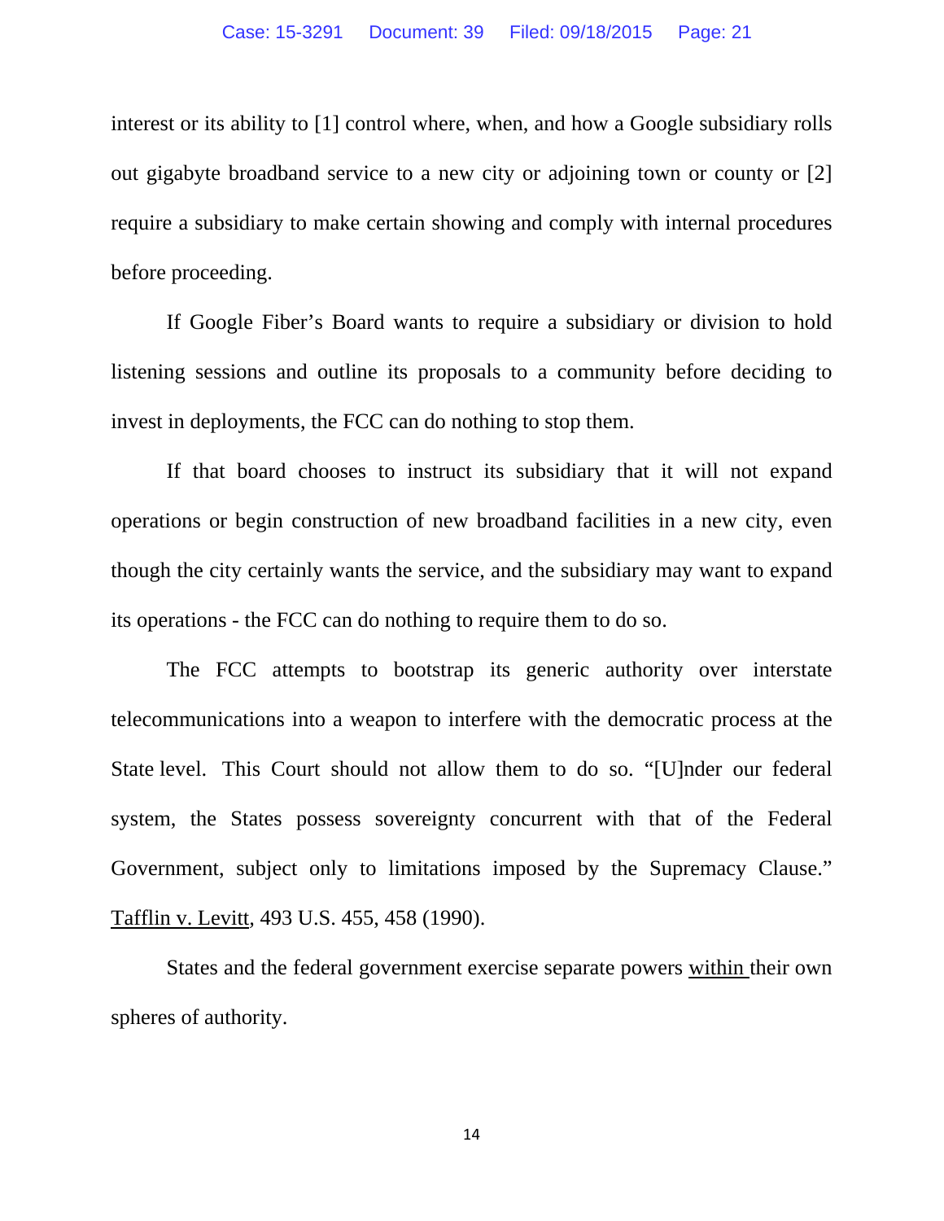interest or its ability to [1] control where, when, and how a Google subsidiary rolls out gigabyte broadband service to a new city or adjoining town or county or [2] require a subsidiary to make certain showing and comply with internal procedures before proceeding.

If Google Fiber's Board wants to require a subsidiary or division to hold listening sessions and outline its proposals to a community before deciding to invest in deployments, the FCC can do nothing to stop them.

If that board chooses to instruct its subsidiary that it will not expand operations or begin construction of new broadband facilities in a new city, even though the city certainly wants the service, and the subsidiary may want to expand its operations - the FCC can do nothing to require them to do so.

The FCC attempts to bootstrap its generic authority over interstate telecommunications into a weapon to interfere with the democratic process at the State level. This Court should not allow them to do so. "[U]nder our federal system, the States possess sovereignty concurrent with that of the Federal Government, subject only to limitations imposed by the Supremacy Clause." Tafflin v. Levitt, 493 U.S. 455, 458 (1990).

States and the federal government exercise separate powers within their own spheres of authority.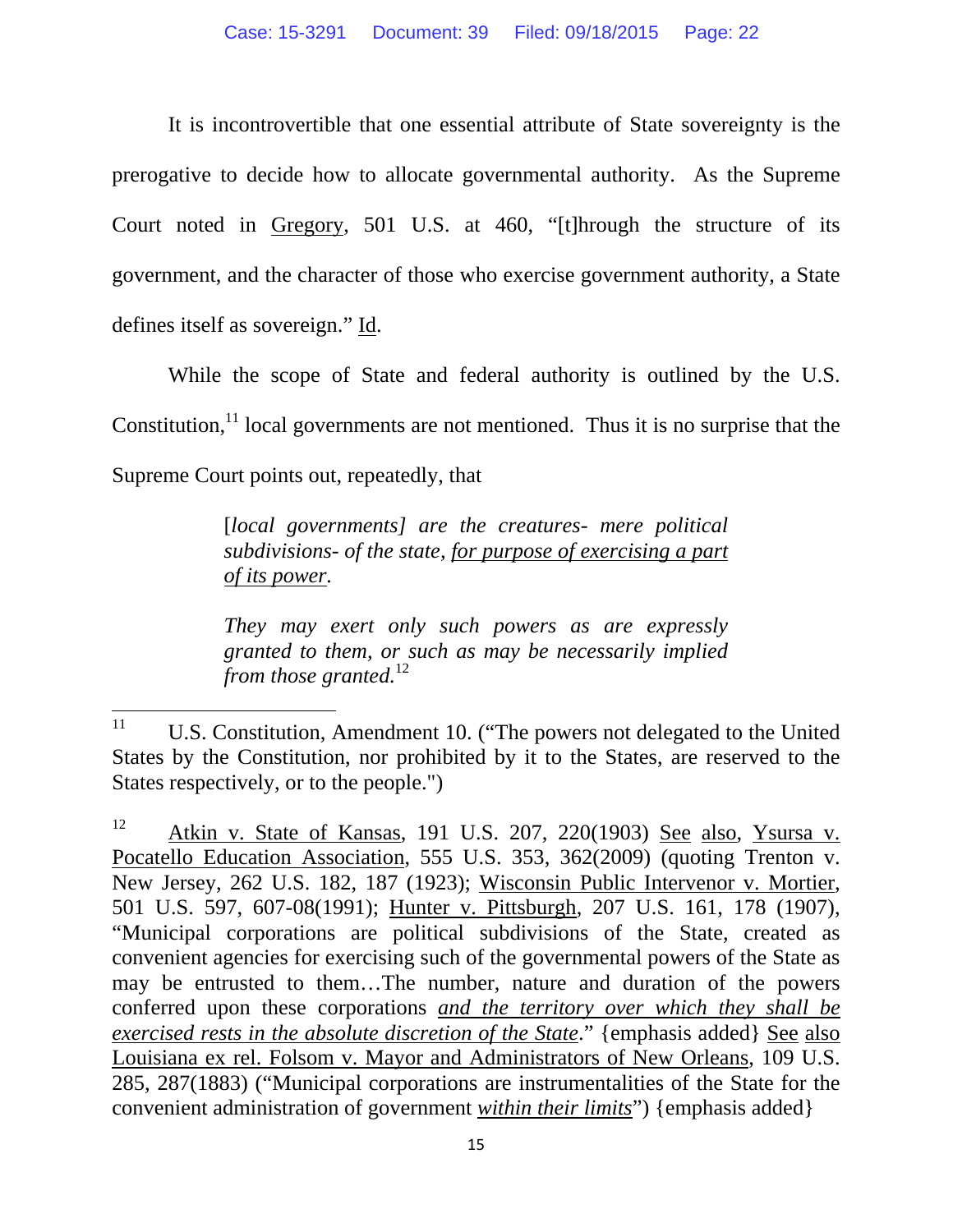It is incontrovertible that one essential attribute of State sovereignty is the prerogative to decide how to allocate governmental authority. As the Supreme Court noted in Gregory, 501 U.S. at 460, "[t]hrough the structure of its government, and the character of those who exercise government authority, a State defines itself as sovereign." Id.

While the scope of State and federal authority is outlined by the U.S. Constitution,[11] local governments are not mentioned. Thus it is no surprise that the Supreme Court points out, repeatedly, that

> [*local governments*] *are the creatures- mere political subdivisions- of the state, <u>for purpose of exercising a part of its power</u>.*
>
> *They may exert only such powers as are expressly granted to them, or such as may be necessarily implied from those granted.*[12]

---

[11] U.S. Constitution, Amendment 10. ("The powers not delegated to the United States by the Constitution, nor prohibited by it to the States, are reserved to the States respectively, or to the people.")

[12] Atkin v. State of Kansas, 191 U.S. 207, 220(1903) See also, Ysursa v. Pocatello Education Association, 555 U.S. 353, 362(2009) (quoting Trenton v. New Jersey, 262 U.S. 182, 187 (1923); Wisconsin Public Intervenor v. Mortier, 501 U.S. 597, 607-08(1991); Hunter v. Pittsburgh, 207 U.S. 161, 178 (1907), "Municipal corporations are political subdivisions of the State, created as convenient agencies for exercising such of the governmental powers of the State as may be entrusted to them…The number, nature and duration of the powers conferred upon these corporations *<u>and the territory over which they shall be exercised rests in the absolute discretion of the State</u>*." {emphasis added} See also Louisiana ex rel. Folsom v. Mayor and Administrators of New Orleans, 109 U.S. 285, 287(1883) ("Municipal corporations are instrumentalities of the State for the convenient administration of government *<u>within their limits</u>*") {emphasis added}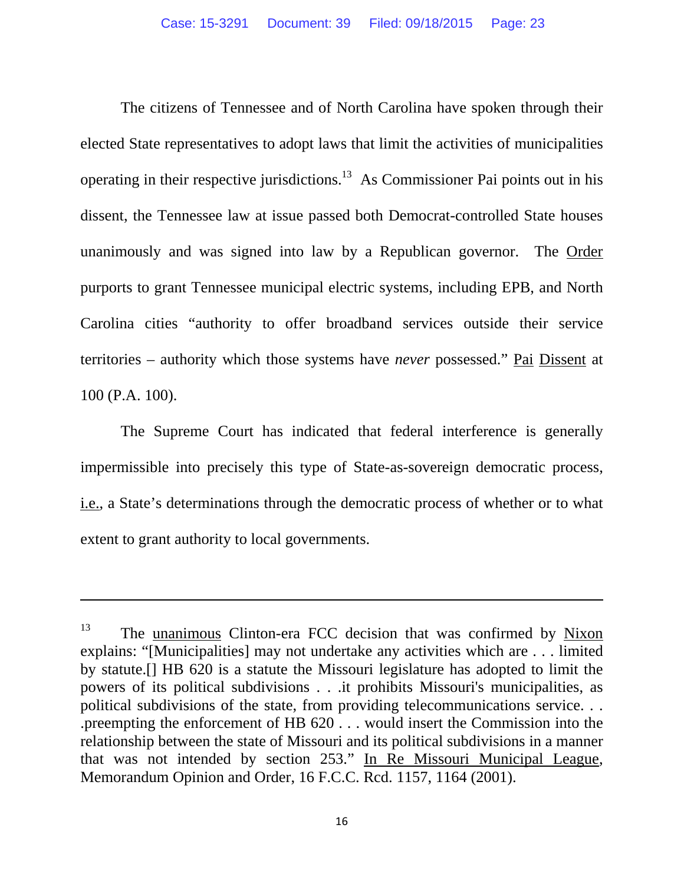The citizens of Tennessee and of North Carolina have spoken through their elected State representatives to adopt laws that limit the activities of municipalities operating in their respective jurisdictions.[13] As Commissioner Pai points out in his dissent, the Tennessee law at issue passed both Democrat-controlled State houses unanimously and was signed into law by a Republican governor. The Order purports to grant Tennessee municipal electric systems, including EPB, and North Carolina cities "authority to offer broadband services outside their service territories – authority which those systems have *never* possessed." Pai Dissent at 100 (P.A. 100).

The Supreme Court has indicated that federal interference is generally impermissible into precisely this type of State-as-sovereign democratic process, i.e., a State's determinations through the democratic process of whether or to what extent to grant authority to local governments.

---

[13] The unanimous Clinton-era FCC decision that was confirmed by Nixon explains: "[Municipalities] may not undertake any activities which are . . . limited by statute.[] HB 620 is a statute the Missouri legislature has adopted to limit the powers of its political subdivisions . . .it prohibits Missouri's municipalities, as political subdivisions of the state, from providing telecommunications service. . . .preempting the enforcement of HB 620 . . . would insert the Commission into the relationship between the state of Missouri and its political subdivisions in a manner that was not intended by section 253." In Re Missouri Municipal League, Memorandum Opinion and Order, 16 F.C.C. Rcd. 1157, 1164 (2001).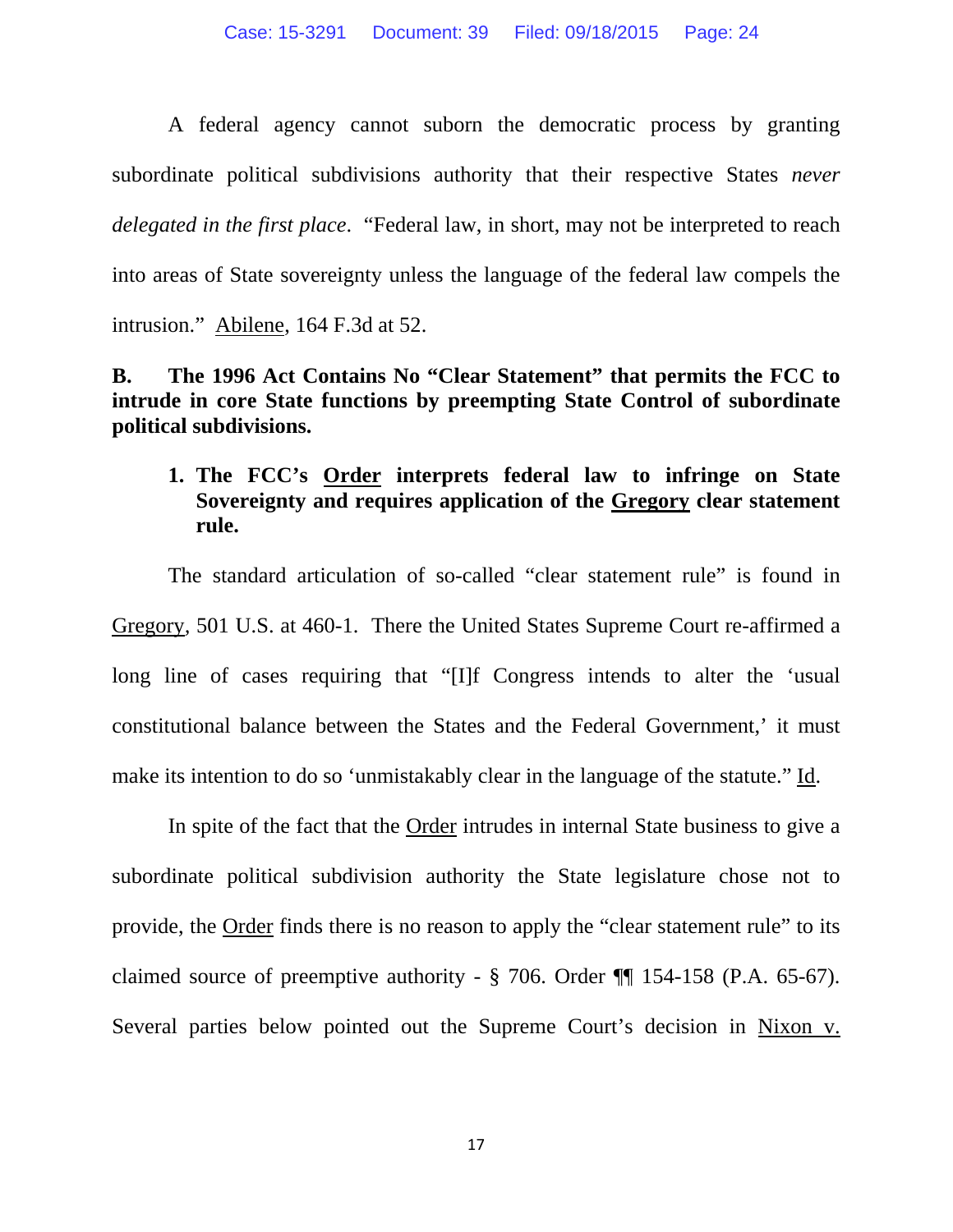A federal agency cannot suborn the democratic process by granting subordinate political subdivisions authority that their respective States *never delegated in the first place*. "Federal law, in short, may not be interpreted to reach into areas of State sovereignty unless the language of the federal law compels the intrusion." Abilene, 164 F.3d at 52.

### B. The 1996 Act Contains No "Clear Statement" that permits the FCC to intrude in core State functions by preempting State Control of subordinate political subdivisions.

#### 1. The FCC's Order interprets federal law to infringe on State Sovereignty and requires application of the Gregory clear statement rule.

The standard articulation of so-called "clear statement rule" is found in Gregory, 501 U.S. at 460-1. There the United States Supreme Court re-affirmed a long line of cases requiring that "[I]f Congress intends to alter the 'usual constitutional balance between the States and the Federal Government,' it must make its intention to do so 'unmistakably clear in the language of the statute." Id.

In spite of the fact that the Order intrudes in internal State business to give a subordinate political subdivision authority the State legislature chose not to provide, the Order finds there is no reason to apply the "clear statement rule" to its claimed source of preemptive authority - § 706. Order ¶¶ 154-158 (P.A. 65-67). Several parties below pointed out the Supreme Court's decision in Nixon v.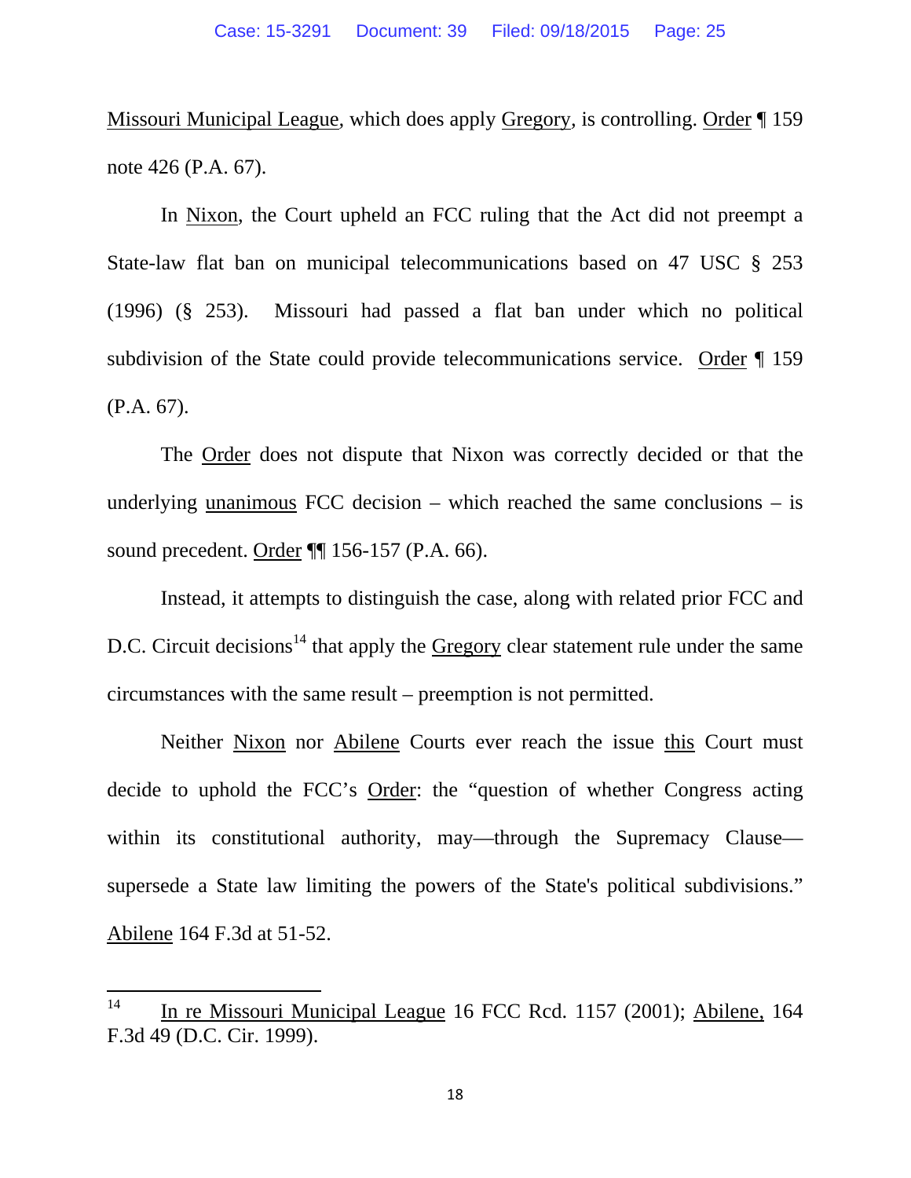Missouri Municipal League, which does apply Gregory, is controlling. Order ¶ 159 note 426 (P.A. 67).

In Nixon, the Court upheld an FCC ruling that the Act did not preempt a State-law flat ban on municipal telecommunications based on 47 USC § 253 (1996) (§ 253). Missouri had passed a flat ban under which no political subdivision of the State could provide telecommunications service. Order ¶ 159 (P.A. 67).

The Order does not dispute that Nixon was correctly decided or that the underlying unanimous FCC decision – which reached the same conclusions – is sound precedent. Order ¶¶ 156-157 (P.A. 66).

Instead, it attempts to distinguish the case, along with related prior FCC and D.C. Circuit decisions[14] that apply the Gregory clear statement rule under the same circumstances with the same result – preemption is not permitted.

Neither Nixon nor Abilene Courts ever reach the issue this Court must decide to uphold the FCC's Order: the "question of whether Congress acting within its constitutional authority, may—through the Supremacy Clause—supersede a State law limiting the powers of the State's political subdivisions." Abilene 164 F.3d at 51-52.

---

[14] In re Missouri Municipal League 16 FCC Rcd. 1157 (2001); Abilene, 164 F.3d 49 (D.C. Cir. 1999).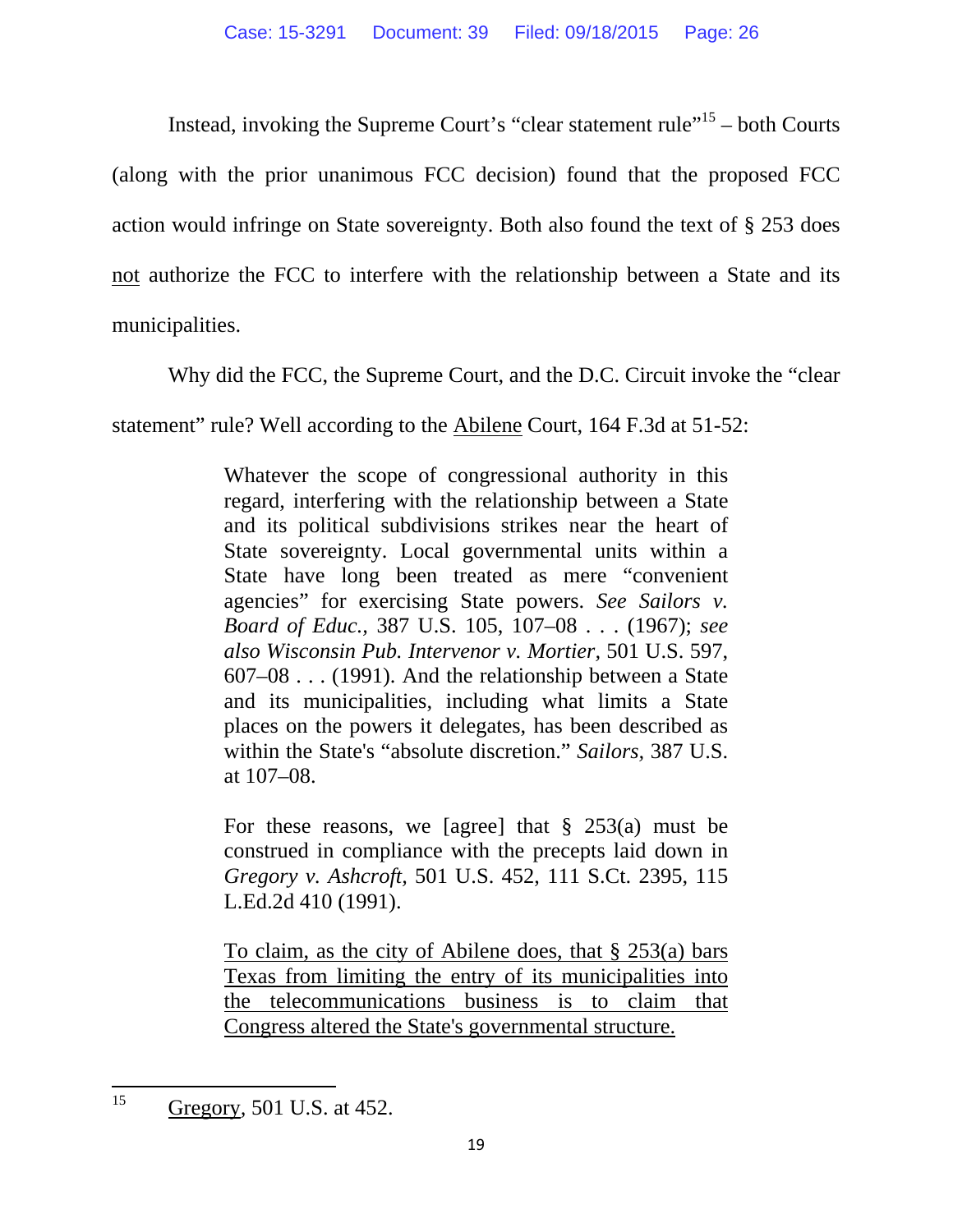Instead, invoking the Supreme Court's "clear statement rule"[15] – both Courts (along with the prior unanimous FCC decision) found that the proposed FCC action would infringe on State sovereignty. Both also found the text of § 253 does <u>not</u> authorize the FCC to interfere with the relationship between a State and its municipalities.

Why did the FCC, the Supreme Court, and the D.C. Circuit invoke the "clear statement" rule? Well according to the <u>Abilene</u> Court, 164 F.3d at 51-52:

> Whatever the scope of congressional authority in this regard, interfering with the relationship between a State and its political subdivisions strikes near the heart of State sovereignty. Local governmental units within a State have long been treated as mere "convenient agencies" for exercising State powers. *See Sailors v. Board of Educ.,* 387 U.S. 105, 107–08 . . . (1967); *see also Wisconsin Pub. Intervenor v. Mortier,* 501 U.S. 597, 607–08 . . . (1991). And the relationship between a State and its municipalities, including what limits a State places on the powers it delegates, has been described as within the State's "absolute discretion." *Sailors,* 387 U.S. at 107–08.
>
> For these reasons, we [agree] that § 253(a) must be construed in compliance with the precepts laid down in *Gregory v. Ashcroft,* 501 U.S. 452, 111 S.Ct. 2395, 115 L.Ed.2d 410 (1991).
>
> <u>To claim, as the city of Abilene does, that § 253(a) bars Texas from limiting the entry of its municipalities into the telecommunications business is to claim that Congress altered the State's governmental structure.</u>

---

[15] <u>Gregory</u>, 501 U.S. at 452.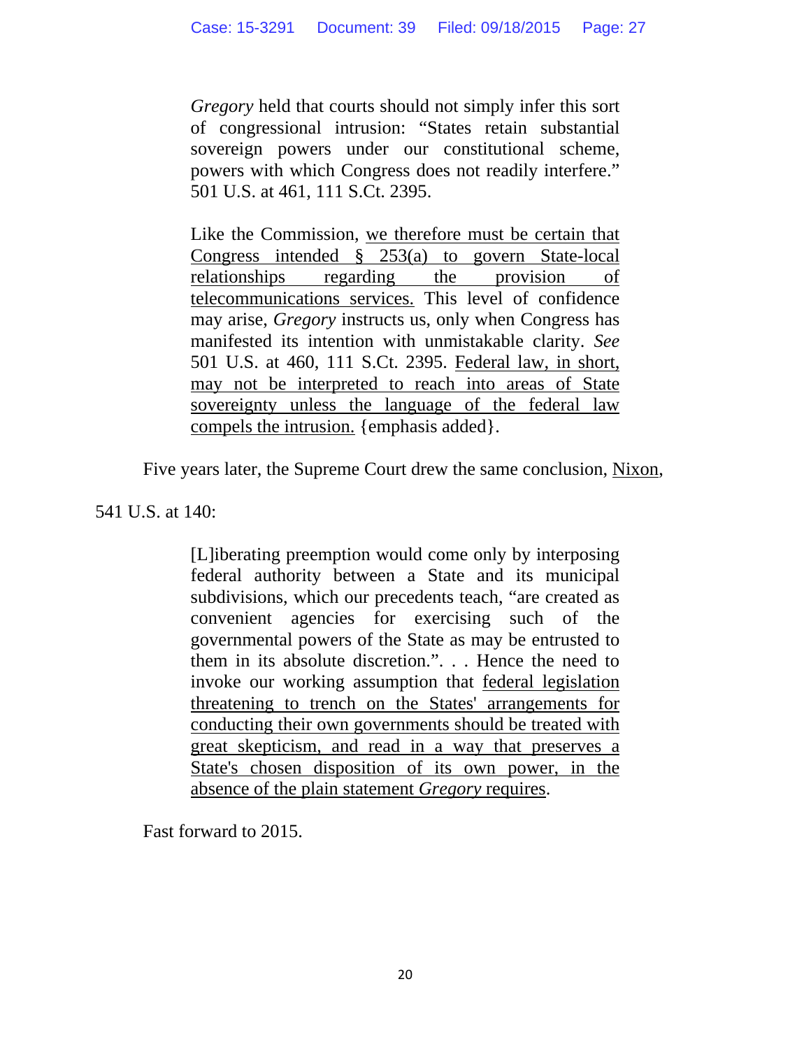> *Gregory* held that courts should not simply infer this sort of congressional intrusion: "States retain substantial sovereign powers under our constitutional scheme, powers with which Congress does not readily interfere." 501 U.S. at 461, 111 S.Ct. 2395.
>
> Like the Commission, <u>we therefore must be certain that Congress intended § 253(a) to govern State-local relationships regarding the provision of telecommunications services.</u> This level of confidence may arise, *Gregory* instructs us, only when Congress has manifested its intention with unmistakable clarity. *See* 501 U.S. at 460, 111 S.Ct. 2395. <u>Federal law, in short, may not be interpreted to reach into areas of State sovereignty unless the language of the federal law compels the intrusion.</u> {emphasis added}.

Five years later, the Supreme Court drew the same conclusion, <u>Nixon</u>, 541 U.S. at 140:

> [L]iberating preemption would come only by interposing federal authority between a State and its municipal subdivisions, which our precedents teach, "are created as convenient agencies for exercising such of the governmental powers of the State as may be entrusted to them in its absolute discretion.". . . Hence the need to invoke our working assumption that <u>federal legislation threatening to trench on the States' arrangements for conducting their own governments should be treated with great skepticism, and read in a way that preserves a State's chosen disposition of its own power, in the absence of the plain statement *Gregory* requires</u>.

Fast forward to 2015.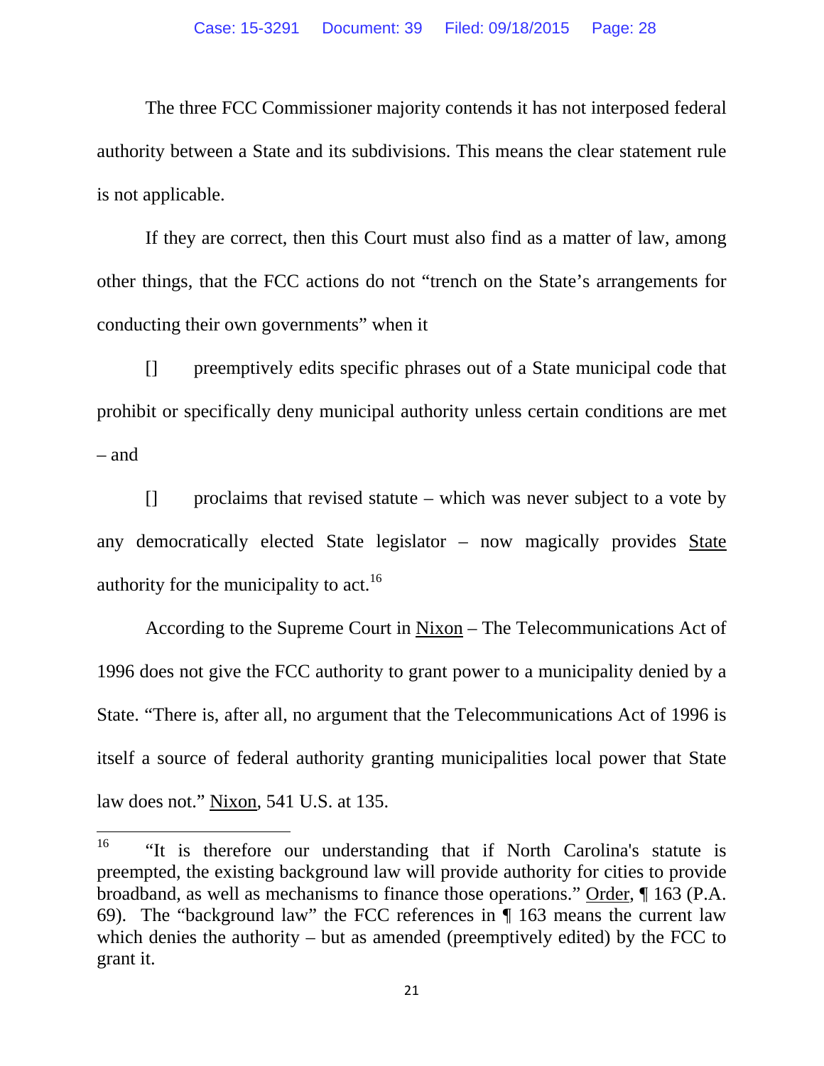The three FCC Commissioner majority contends it has not interposed federal authority between a State and its subdivisions. This means the clear statement rule is not applicable.

If they are correct, then this Court must also find as a matter of law, among other things, that the FCC actions do not "trench on the State's arrangements for conducting their own governments" when it

[] preemptively edits specific phrases out of a State municipal code that prohibit or specifically deny municipal authority unless certain conditions are met – and

[] proclaims that revised statute – which was never subject to a vote by any democratically elected State legislator – now magically provides State authority for the municipality to act.[16]

According to the Supreme Court in Nixon – The Telecommunications Act of 1996 does not give the FCC authority to grant power to a municipality denied by a State. "There is, after all, no argument that the Telecommunications Act of 1996 is itself a source of federal authority granting municipalities local power that State law does not." Nixon, 541 U.S. at 135.

---

[16] "It is therefore our understanding that if North Carolina's statute is preempted, the existing background law will provide authority for cities to provide broadband, as well as mechanisms to finance those operations." Order, ¶ 163 (P.A. 69). The "background law" the FCC references in ¶ 163 means the current law which denies the authority – but as amended (preemptively edited) by the FCC to grant it.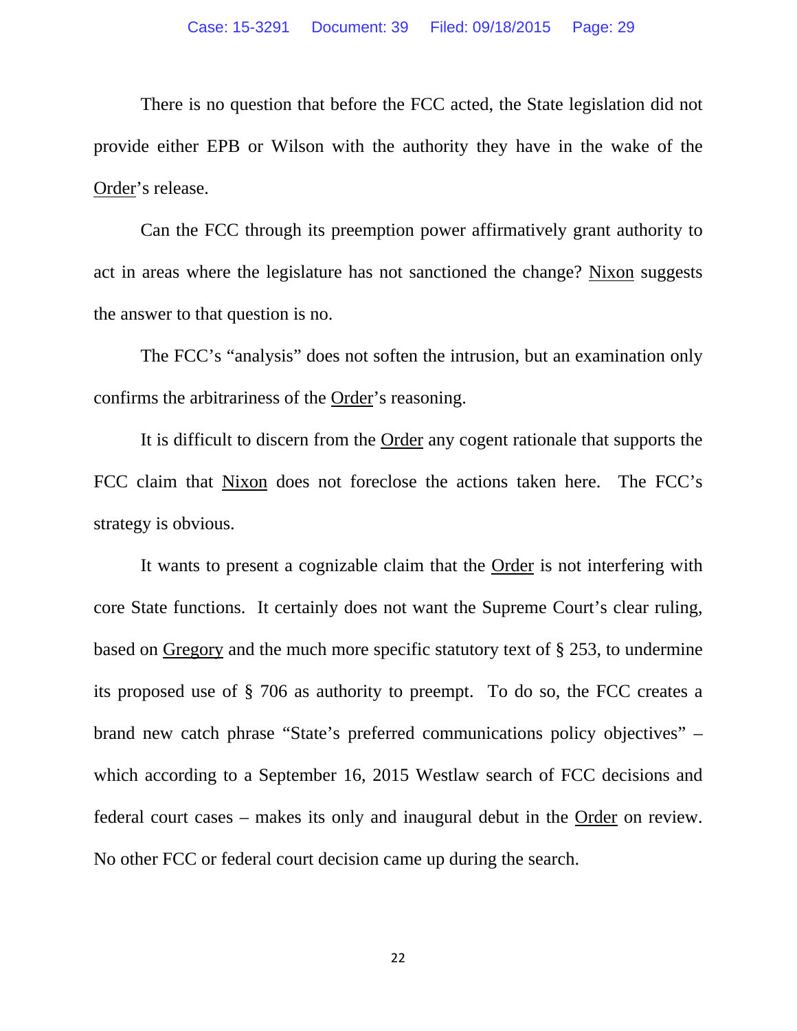There is no question that before the FCC acted, the State legislation did not provide either EPB or Wilson with the authority they have in the wake of the Order's release.

Can the FCC through its preemption power affirmatively grant authority to act in areas where the legislature has not sanctioned the change? Nixon suggests the answer to that question is no.

The FCC's "analysis" does not soften the intrusion, but an examination only confirms the arbitrariness of the Order's reasoning.

It is difficult to discern from the Order any cogent rationale that supports the FCC claim that Nixon does not foreclose the actions taken here. The FCC's strategy is obvious.

It wants to present a cognizable claim that the Order is not interfering with core State functions. It certainly does not want the Supreme Court's clear ruling, based on Gregory and the much more specific statutory text of § 253, to undermine its proposed use of § 706 as authority to preempt. To do so, the FCC creates a brand new catch phrase "State's preferred communications policy objectives" – which according to a September 16, 2015 Westlaw search of FCC decisions and federal court cases – makes its only and inaugural debut in the Order on review. No other FCC or federal court decision came up during the search.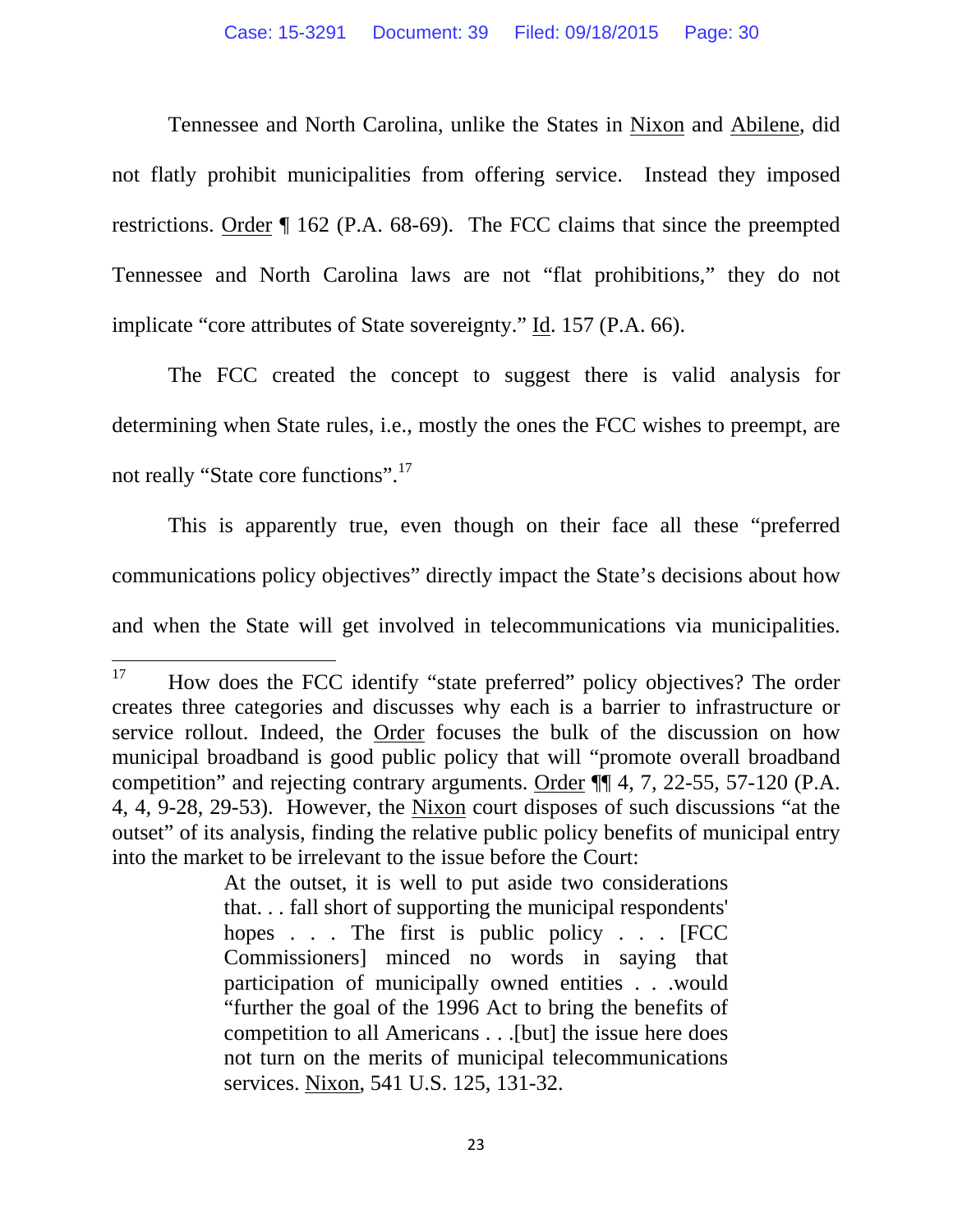Tennessee and North Carolina, unlike the States in Nixon and Abilene, did not flatly prohibit municipalities from offering service. Instead they imposed restrictions. Order ¶ 162 (P.A. 68-69). The FCC claims that since the preempted Tennessee and North Carolina laws are not "flat prohibitions," they do not implicate "core attributes of State sovereignty." Id. 157 (P.A. 66).

The FCC created the concept to suggest there is valid analysis for determining when State rules, i.e., mostly the ones the FCC wishes to preempt, are not really "State core functions".[17]

This is apparently true, even though on their face all these "preferred communications policy objectives" directly impact the State's decisions about how and when the State will get involved in telecommunications via municipalities.

---

[17] How does the FCC identify "state preferred" policy objectives? The order creates three categories and discusses why each is a barrier to infrastructure or service rollout. Indeed, the Order focuses the bulk of the discussion on how municipal broadband is good public policy that will "promote overall broadband competition" and rejecting contrary arguments. Order ¶¶ 4, 7, 22-55, 57-120 (P.A. 4, 4, 9-28, 29-53). However, the Nixon court disposes of such discussions "at the outset" of its analysis, finding the relative public policy benefits of municipal entry into the market to be irrelevant to the issue before the Court:

> At the outset, it is well to put aside two considerations that. . . fall short of supporting the municipal respondents' hopes . . . The first is public policy . . . [FCC Commissioners] minced no words in saying that participation of municipally owned entities . . .would "further the goal of the 1996 Act to bring the benefits of competition to all Americans . . .[but] the issue here does not turn on the merits of municipal telecommunications services. Nixon, 541 U.S. 125, 131-32.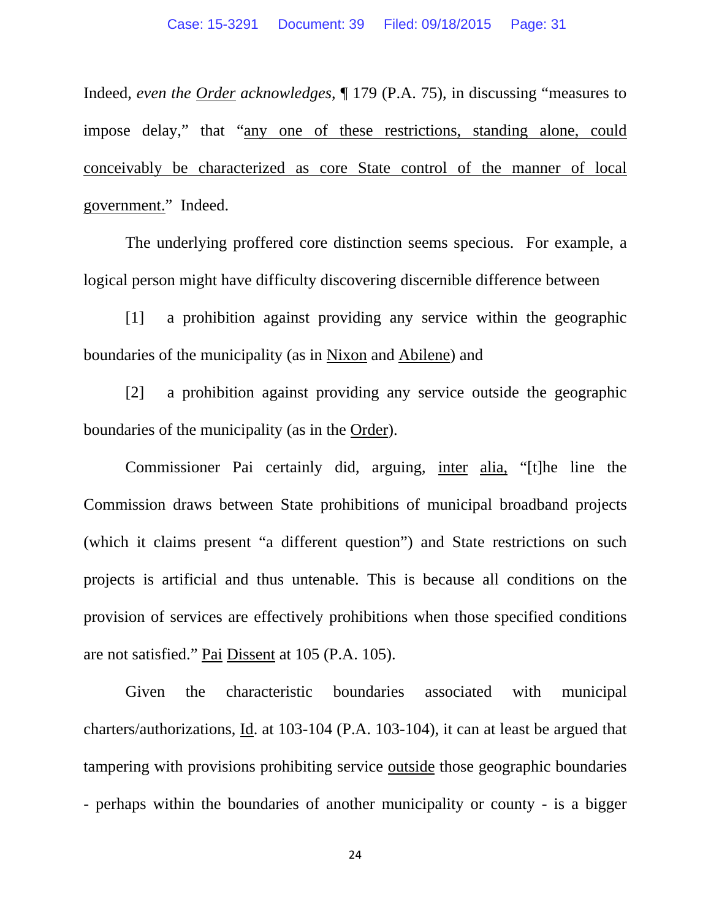Indeed, *even the Order acknowledges*, ¶ 179 (P.A. 75), in discussing "measures to impose delay," that "any one of these restrictions, standing alone, could conceivably be characterized as core State control of the manner of local government." Indeed.

The underlying proffered core distinction seems specious. For example, a logical person might have difficulty discovering discernible difference between

[1] a prohibition against providing any service within the geographic boundaries of the municipality (as in Nixon and Abilene) and

[2] a prohibition against providing any service outside the geographic boundaries of the municipality (as in the Order).

Commissioner Pai certainly did, arguing, inter alia, "[t]he line the Commission draws between State prohibitions of municipal broadband projects (which it claims present "a different question") and State restrictions on such projects is artificial and thus untenable. This is because all conditions on the provision of services are effectively prohibitions when those specified conditions are not satisfied." Pai Dissent at 105 (P.A. 105).

Given the characteristic boundaries associated with municipal charters/authorizations, Id. at 103-104 (P.A. 103-104), it can at least be argued that tampering with provisions prohibiting service outside those geographic boundaries - perhaps within the boundaries of another municipality or county - is a bigger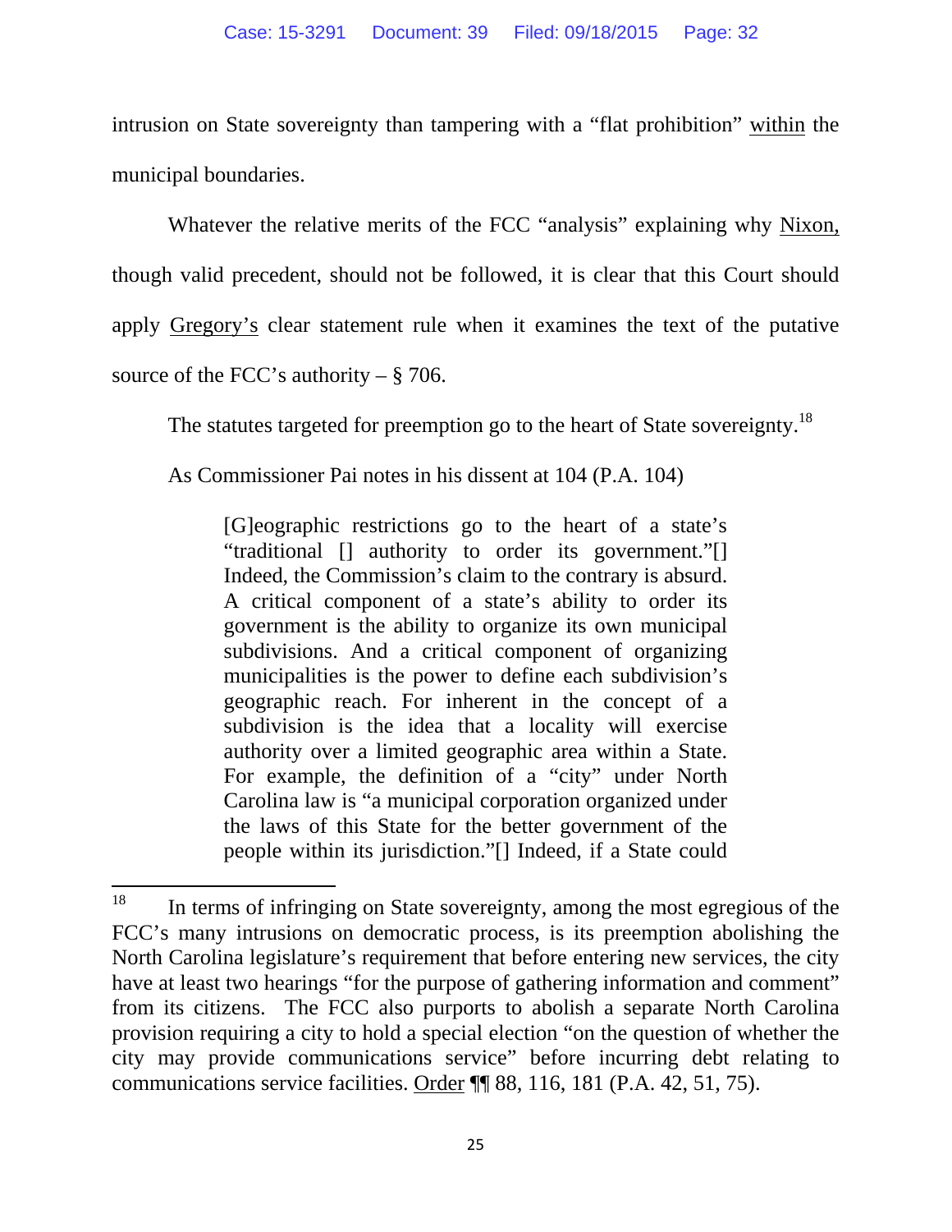intrusion on State sovereignty than tampering with a "flat prohibition" within the municipal boundaries.

Whatever the relative merits of the FCC "analysis" explaining why Nixon, though valid precedent, should not be followed, it is clear that this Court should apply Gregory's clear statement rule when it examines the text of the putative source of the FCC's authority – § 706.

The statutes targeted for preemption go to the heart of State sovereignty.[18]

As Commissioner Pai notes in his dissent at 104 (P.A. 104)

> [G]eographic restrictions go to the heart of a state's "traditional [] authority to order its government."[] Indeed, the Commission's claim to the contrary is absurd. A critical component of a state's ability to order its government is the ability to organize its own municipal subdivisions. And a critical component of organizing municipalities is the power to define each subdivision's geographic reach. For inherent in the concept of a subdivision is the idea that a locality will exercise authority over a limited geographic area within a State. For example, the definition of a "city" under North Carolina law is "a municipal corporation organized under the laws of this State for the better government of the people within its jurisdiction."[] Indeed, if a State could

---

[18] In terms of infringing on State sovereignty, among the most egregious of the FCC's many intrusions on democratic process, is its preemption abolishing the North Carolina legislature's requirement that before entering new services, the city have at least two hearings "for the purpose of gathering information and comment" from its citizens. The FCC also purports to abolish a separate North Carolina provision requiring a city to hold a special election "on the question of whether the city may provide communications service" before incurring debt relating to communications service facilities. Order ¶¶ 88, 116, 181 (P.A. 42, 51, 75).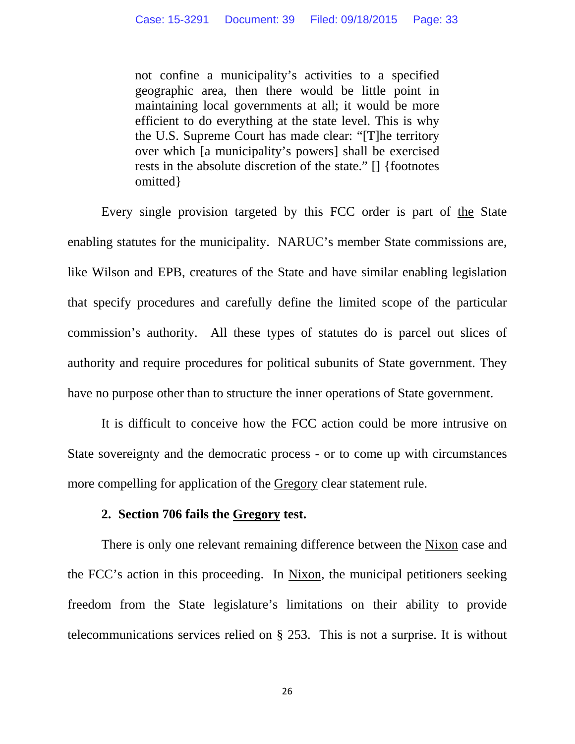> not confine a municipality's activities to a specified geographic area, then there would be little point in maintaining local governments at all; it would be more efficient to do everything at the state level. This is why the U.S. Supreme Court has made clear: "[T]he territory over which [a municipality's powers] shall be exercised rests in the absolute discretion of the state." [] {footnotes omitted}

Every single provision targeted by this FCC order is part of the State enabling statutes for the municipality. NARUC's member State commissions are, like Wilson and EPB, creatures of the State and have similar enabling legislation that specify procedures and carefully define the limited scope of the particular commission's authority. All these types of statutes do is parcel out slices of authority and require procedures for political subunits of State government. They have no purpose other than to structure the inner operations of State government.

It is difficult to conceive how the FCC action could be more intrusive on State sovereignty and the democratic process - or to come up with circumstances more compelling for application of the Gregory clear statement rule.

**2. Section 706 fails the Gregory test.**

There is only one relevant remaining difference between the Nixon case and the FCC's action in this proceeding. In Nixon, the municipal petitioners seeking freedom from the State legislature's limitations on their ability to provide telecommunications services relied on § 253. This is not a surprise. It is without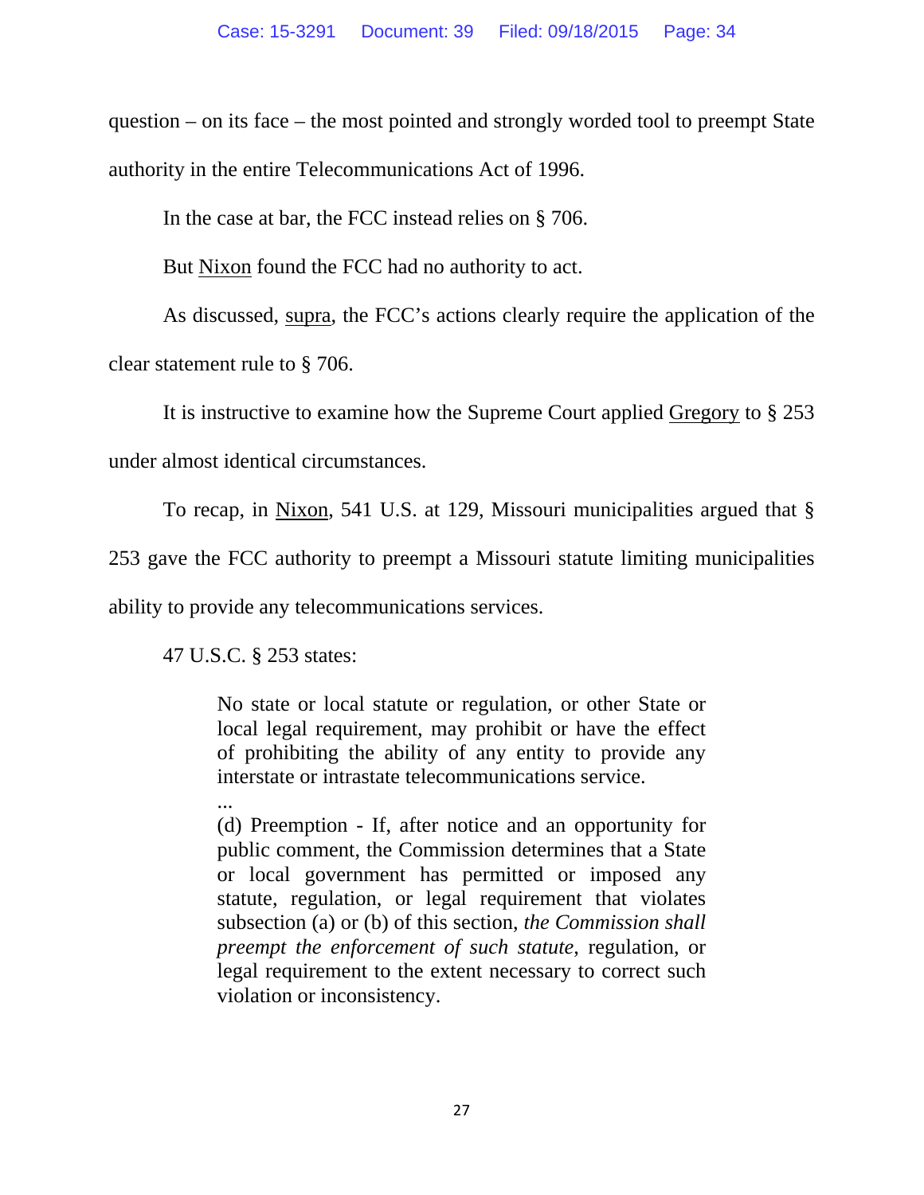question – on its face – the most pointed and strongly worded tool to preempt State authority in the entire Telecommunications Act of 1996.

In the case at bar, the FCC instead relies on § 706.

But Nixon found the FCC had no authority to act.

As discussed, supra, the FCC's actions clearly require the application of the clear statement rule to § 706.

It is instructive to examine how the Supreme Court applied Gregory to § 253 under almost identical circumstances.

To recap, in Nixon, 541 U.S. at 129, Missouri municipalities argued that § 253 gave the FCC authority to preempt a Missouri statute limiting municipalities ability to provide any telecommunications services.

47 U.S.C. § 253 states:

> No state or local statute or regulation, or other State or local legal requirement, may prohibit or have the effect of prohibiting the ability of any entity to provide any interstate or intrastate telecommunications service.
>
> ...
>
> (d) Preemption - If, after notice and an opportunity for public comment, the Commission determines that a State or local government has permitted or imposed any statute, regulation, or legal requirement that violates subsection (a) or (b) of this section, *the Commission shall preempt the enforcement of such statute*, regulation, or legal requirement to the extent necessary to correct such violation or inconsistency.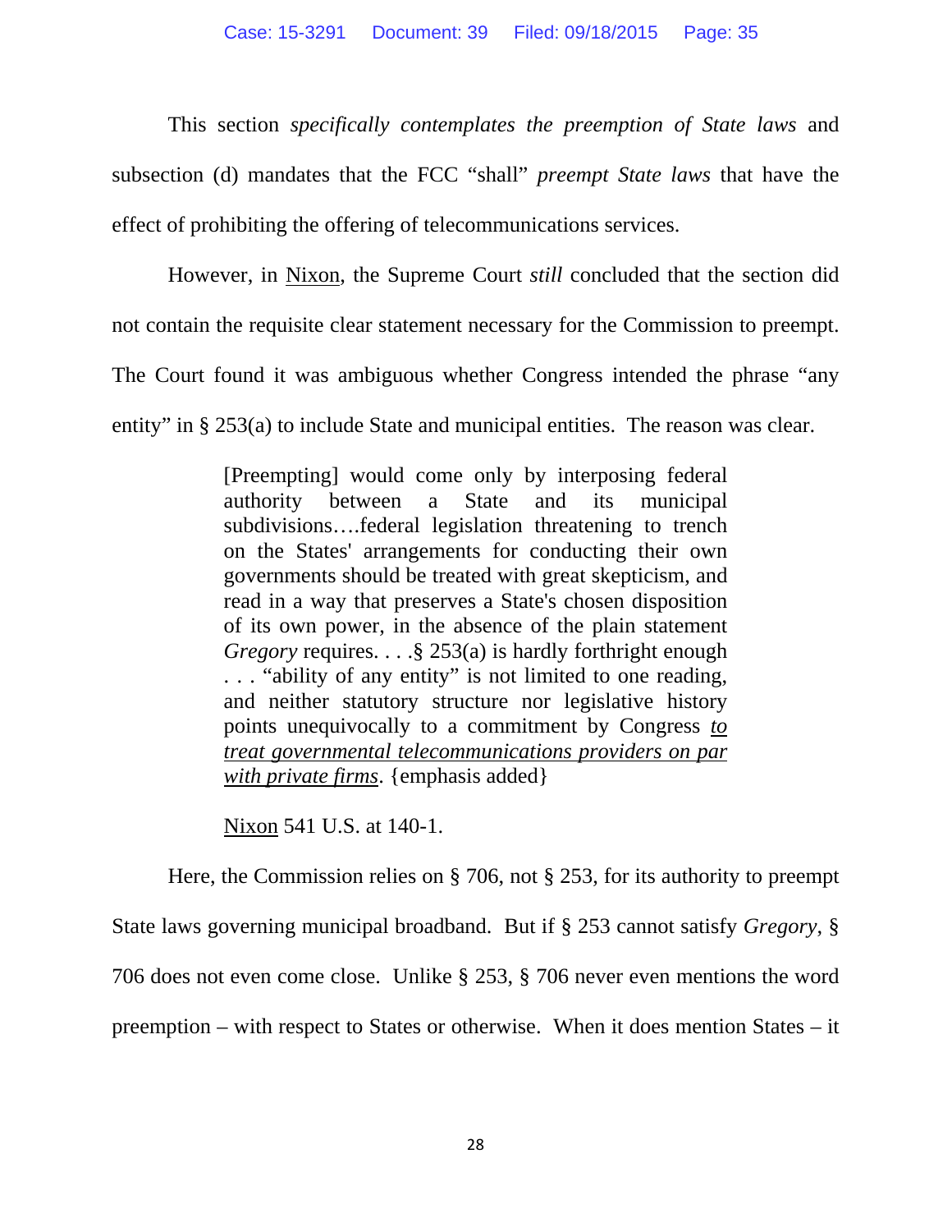This section *specifically contemplates the preemption of State laws* and subsection (d) mandates that the FCC "shall" *preempt State laws* that have the effect of prohibiting the offering of telecommunications services.

However, in Nixon, the Supreme Court *still* concluded that the section did not contain the requisite clear statement necessary for the Commission to preempt. The Court found it was ambiguous whether Congress intended the phrase "any entity" in § 253(a) to include State and municipal entities. The reason was clear.

> [Preempting] would come only by interposing federal authority between a State and its municipal subdivisions….federal legislation threatening to trench on the States' arrangements for conducting their own governments should be treated with great skepticism, and read in a way that preserves a State's chosen disposition of its own power, in the absence of the plain statement *Gregory* requires. . . .§ 253(a) is hardly forthright enough . . . "ability of any entity" is not limited to one reading, and neither statutory structure nor legislative history points unequivocally to a commitment by Congress <u>*to treat governmental telecommunications providers on par with private firms*</u>. {emphasis added}
>
> Nixon 541 U.S. at 140-1.

Here, the Commission relies on § 706, not § 253, for its authority to preempt State laws governing municipal broadband. But if § 253 cannot satisfy *Gregory*, § 706 does not even come close. Unlike § 253, § 706 never even mentions the word preemption – with respect to States or otherwise. When it does mention States – it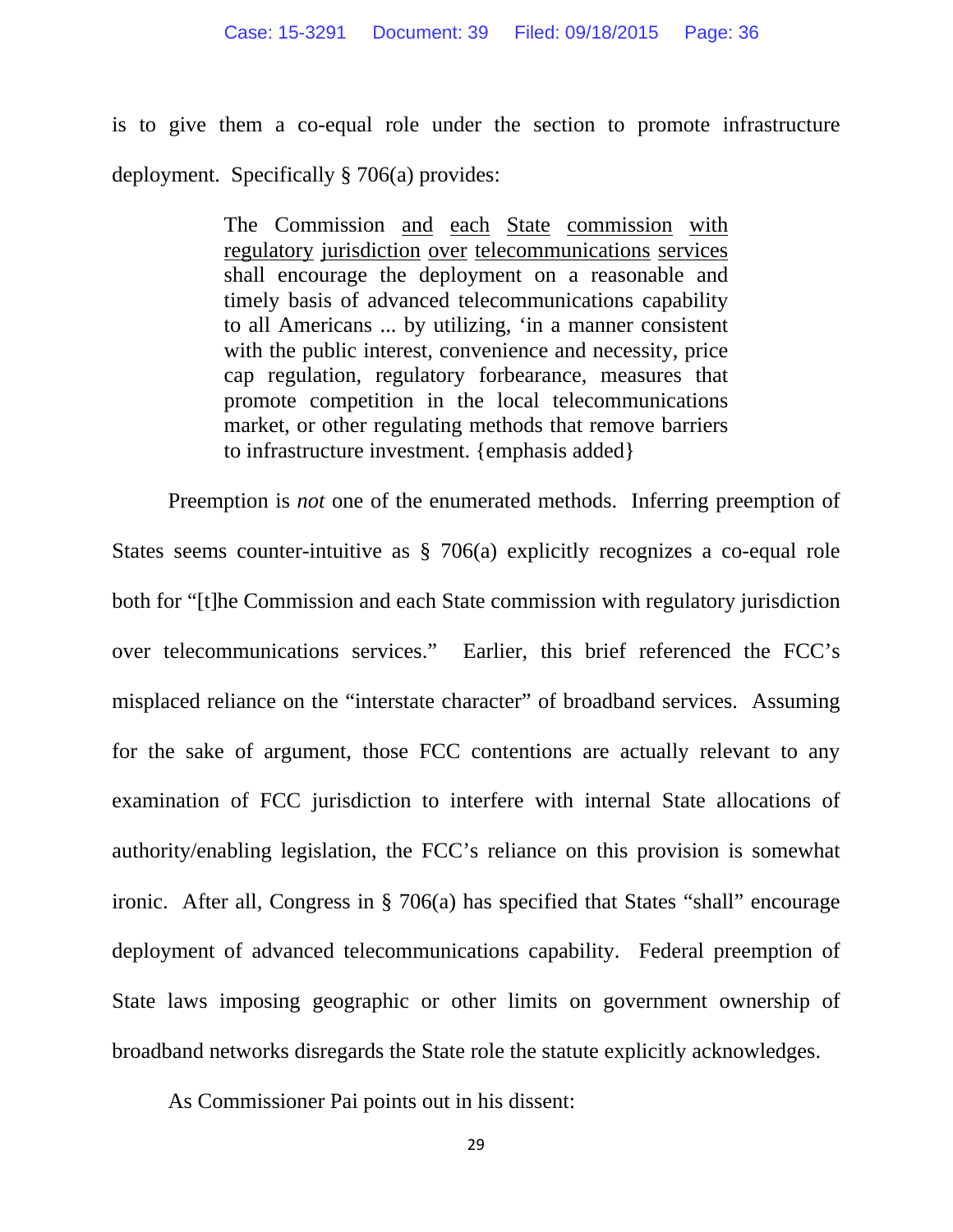is to give them a co-equal role under the section to promote infrastructure deployment. Specifically § 706(a) provides:

> The Commission <u>and each State commission with regulatory jurisdiction over telecommunications services</u> shall encourage the deployment on a reasonable and timely basis of advanced telecommunications capability to all Americans ... by utilizing, 'in a manner consistent with the public interest, convenience and necessity, price cap regulation, regulatory forbearance, measures that promote competition in the local telecommunications market, or other regulating methods that remove barriers to infrastructure investment. {emphasis added}

Preemption is *not* one of the enumerated methods. Inferring preemption of States seems counter-intuitive as § 706(a) explicitly recognizes a co-equal role both for "[t]he Commission and each State commission with regulatory jurisdiction over telecommunications services." Earlier, this brief referenced the FCC's misplaced reliance on the "interstate character" of broadband services. Assuming for the sake of argument, those FCC contentions are actually relevant to any examination of FCC jurisdiction to interfere with internal State allocations of authority/enabling legislation, the FCC's reliance on this provision is somewhat ironic. After all, Congress in § 706(a) has specified that States "shall" encourage deployment of advanced telecommunications capability. Federal preemption of State laws imposing geographic or other limits on government ownership of broadband networks disregards the State role the statute explicitly acknowledges.

As Commissioner Pai points out in his dissent: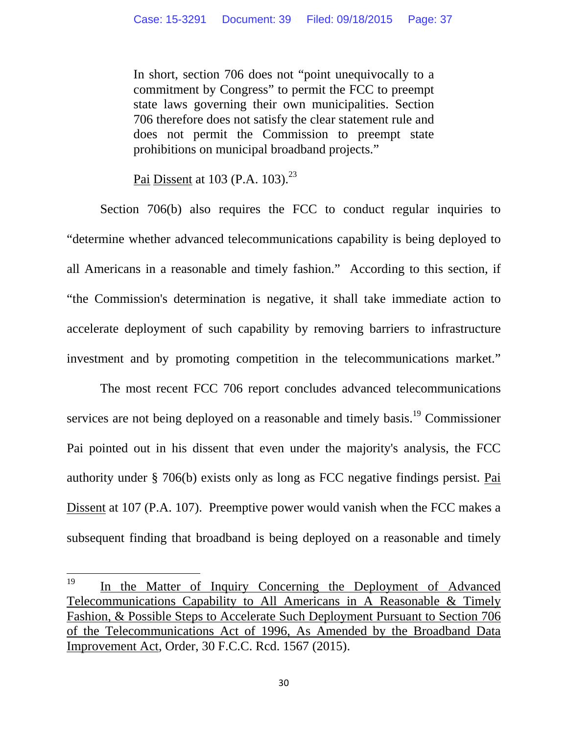> In short, section 706 does not "point unequivocally to a commitment by Congress" to permit the FCC to preempt state laws governing their own municipalities. Section 706 therefore does not satisfy the clear statement rule and does not permit the Commission to preempt state prohibitions on municipal broadband projects."
>
> Pai Dissent at 103 (P.A. 103).[23]

Section 706(b) also requires the FCC to conduct regular inquiries to "determine whether advanced telecommunications capability is being deployed to all Americans in a reasonable and timely fashion." According to this section, if "the Commission's determination is negative, it shall take immediate action to accelerate deployment of such capability by removing barriers to infrastructure investment and by promoting competition in the telecommunications market."

The most recent FCC 706 report concludes advanced telecommunications services are not being deployed on a reasonable and timely basis.[19] Commissioner Pai pointed out in his dissent that even under the majority's analysis, the FCC authority under § 706(b) exists only as long as FCC negative findings persist. Pai Dissent at 107 (P.A. 107). Preemptive power would vanish when the FCC makes a subsequent finding that broadband is being deployed on a reasonable and timely

---

[19] In the Matter of Inquiry Concerning the Deployment of Advanced Telecommunications Capability to All Americans in A Reasonable & Timely Fashion, & Possible Steps to Accelerate Such Deployment Pursuant to Section 706 of the Telecommunications Act of 1996, As Amended by the Broadband Data Improvement Act, Order, 30 F.C.C. Rcd. 1567 (2015).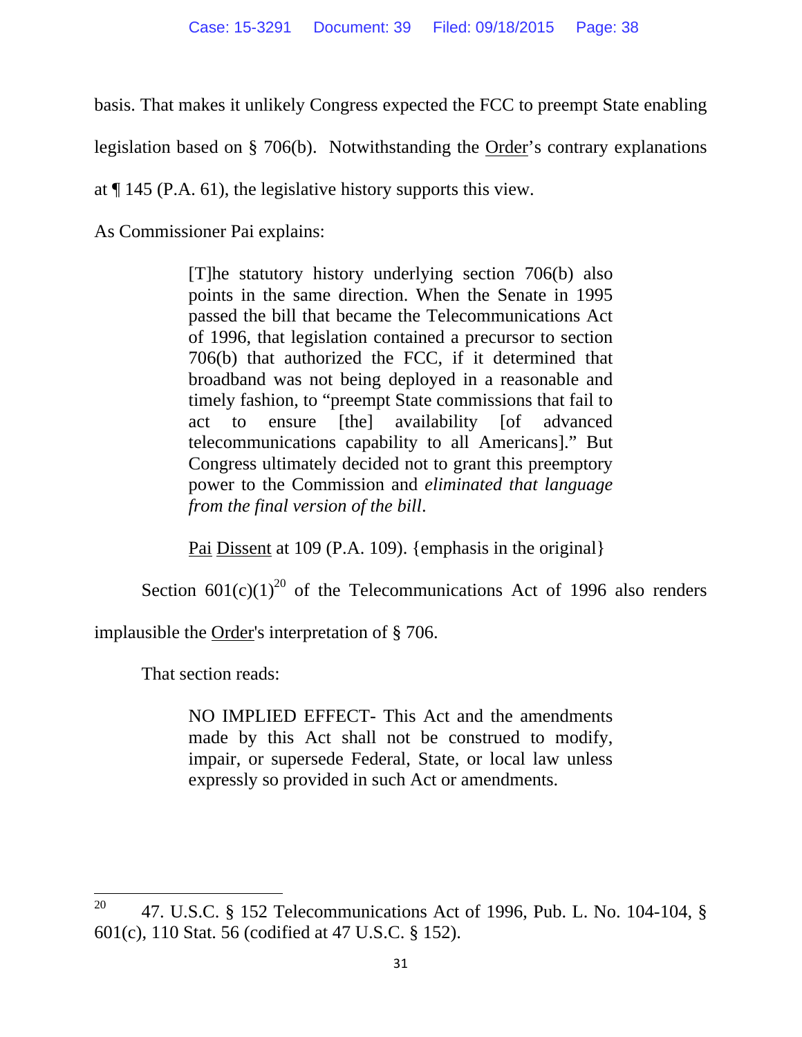basis. That makes it unlikely Congress expected the FCC to preempt State enabling legislation based on § 706(b). Notwithstanding the Order's contrary explanations at ¶ 145 (P.A. 61), the legislative history supports this view.

As Commissioner Pai explains:

> [T]he statutory history underlying section 706(b) also points in the same direction. When the Senate in 1995 passed the bill that became the Telecommunications Act of 1996, that legislation contained a precursor to section 706(b) that authorized the FCC, if it determined that broadband was not being deployed in a reasonable and timely fashion, to "preempt State commissions that fail to act to ensure [the] availability [of advanced telecommunications capability to all Americans]." But Congress ultimately decided not to grant this preemptory power to the Commission and *eliminated that language from the final version of the bill*.
>
> Pai Dissent at 109 (P.A. 109). {emphasis in the original}

Section 601(c)(1)[20] of the Telecommunications Act of 1996 also renders implausible the Order's interpretation of § 706.

That section reads:

> NO IMPLIED EFFECT- This Act and the amendments made by this Act shall not be construed to modify, impair, or supersede Federal, State, or local law unless expressly so provided in such Act or amendments.

---

[20] 47. U.S.C. § 152 Telecommunications Act of 1996, Pub. L. No. 104-104, § 601(c), 110 Stat. 56 (codified at 47 U.S.C. § 152).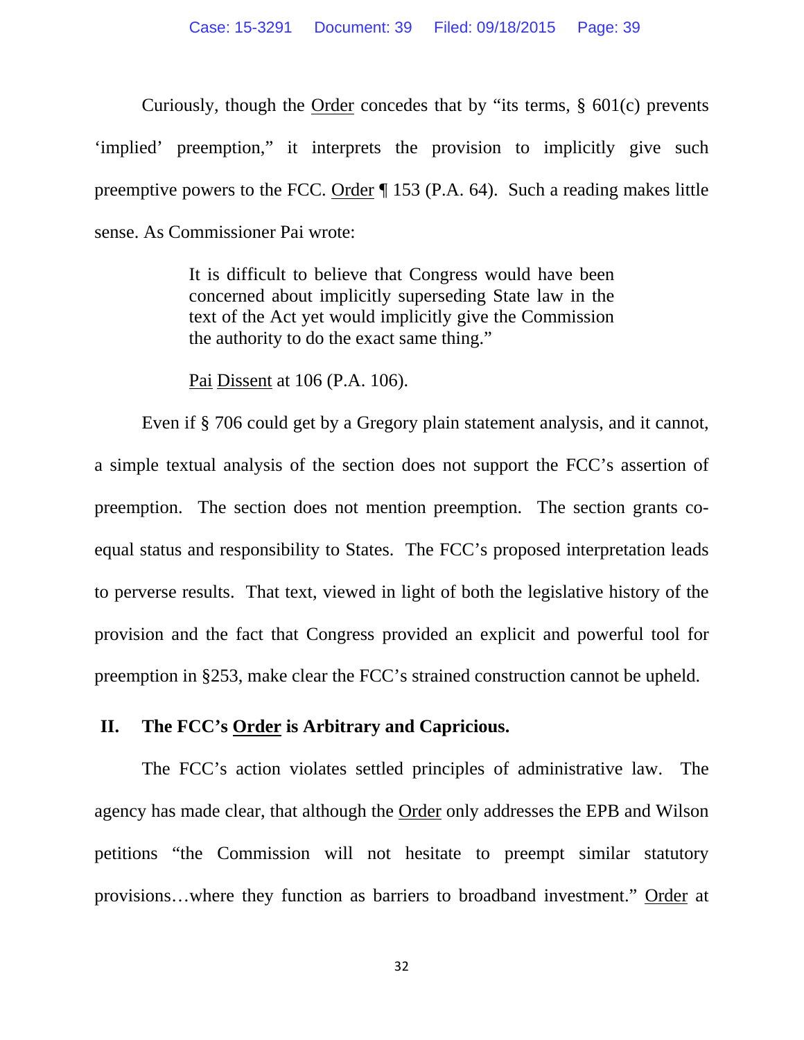Curiously, though the Order concedes that by "its terms, § 601(c) prevents 'implied' preemption," it interprets the provision to implicitly give such preemptive powers to the FCC. Order ¶ 153 (P.A. 64). Such a reading makes little sense. As Commissioner Pai wrote:

> It is difficult to believe that Congress would have been concerned about implicitly superseding State law in the text of the Act yet would implicitly give the Commission the authority to do the exact same thing."
>
> Pai Dissent at 106 (P.A. 106).

Even if § 706 could get by a Gregory plain statement analysis, and it cannot, a simple textual analysis of the section does not support the FCC's assertion of preemption. The section does not mention preemption. The section grants co-equal status and responsibility to States. The FCC's proposed interpretation leads to perverse results. That text, viewed in light of both the legislative history of the provision and the fact that Congress provided an explicit and powerful tool for preemption in §253, make clear the FCC's strained construction cannot be upheld.

## II. The FCC's Order is Arbitrary and Capricious.

The FCC's action violates settled principles of administrative law. The agency has made clear, that although the Order only addresses the EPB and Wilson petitions "the Commission will not hesitate to preempt similar statutory provisions…where they function as barriers to broadband investment." Order at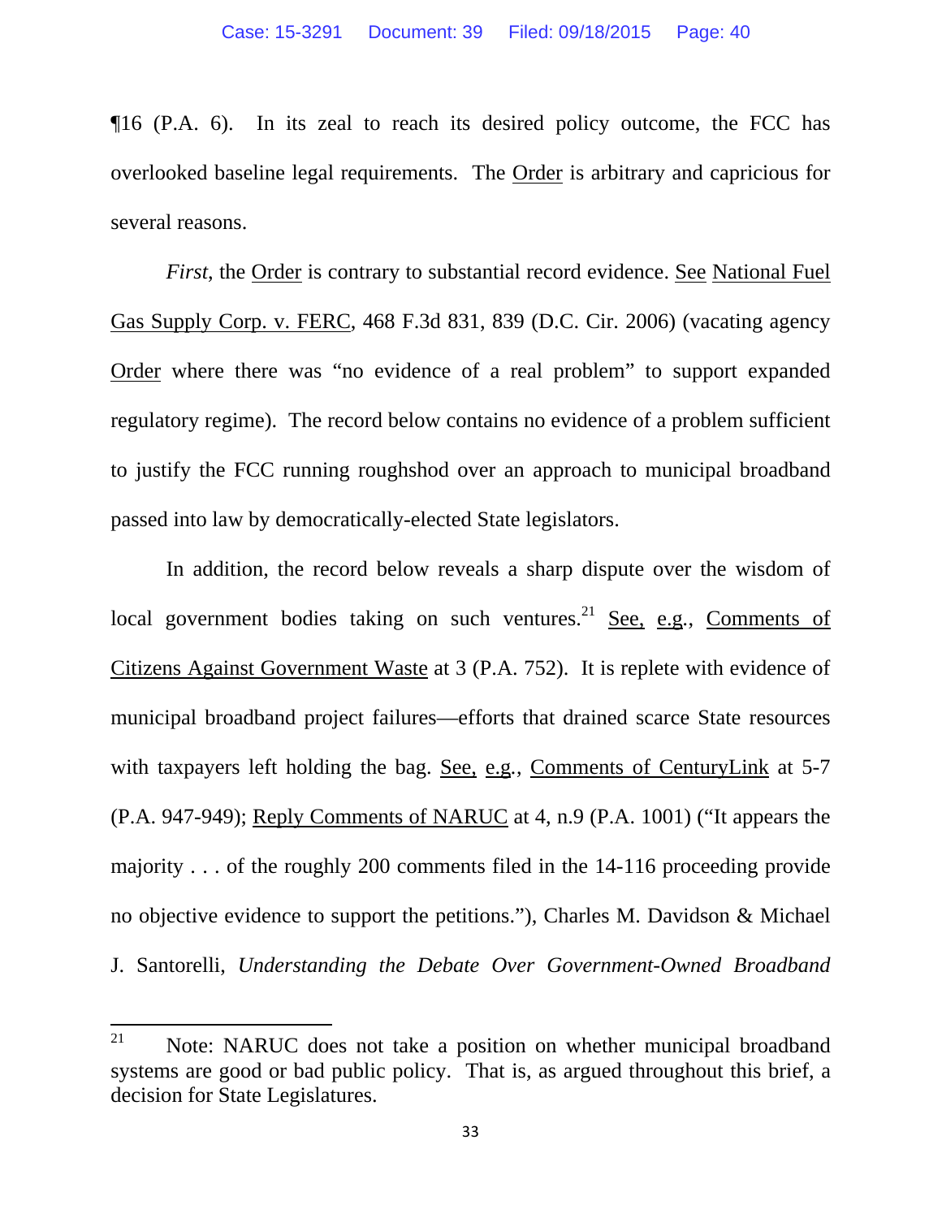¶16 (P.A. 6). In its zeal to reach its desired policy outcome, the FCC has overlooked baseline legal requirements. The Order is arbitrary and capricious for several reasons.

*First*, the Order is contrary to substantial record evidence. See National Fuel Gas Supply Corp. v. FERC, 468 F.3d 831, 839 (D.C. Cir. 2006) (vacating agency Order where there was "no evidence of a real problem" to support expanded regulatory regime). The record below contains no evidence of a problem sufficient to justify the FCC running roughshod over an approach to municipal broadband passed into law by democratically-elected State legislators.

In addition, the record below reveals a sharp dispute over the wisdom of local government bodies taking on such ventures.[21] See, e.g., Comments of Citizens Against Government Waste at 3 (P.A. 752). It is replete with evidence of municipal broadband project failures—efforts that drained scarce State resources with taxpayers left holding the bag. See, e.g., Comments of CenturyLink at 5-7 (P.A. 947-949); Reply Comments of NARUC at 4, n.9 (P.A. 1001) ("It appears the majority . . . of the roughly 200 comments filed in the 14-116 proceeding provide no objective evidence to support the petitions."), Charles M. Davidson & Michael J. Santorelli, *Understanding the Debate Over Government-Owned Broadband*

---

[21] Note: NARUC does not take a position on whether municipal broadband systems are good or bad public policy. That is, as argued throughout this brief, a decision for State Legislatures.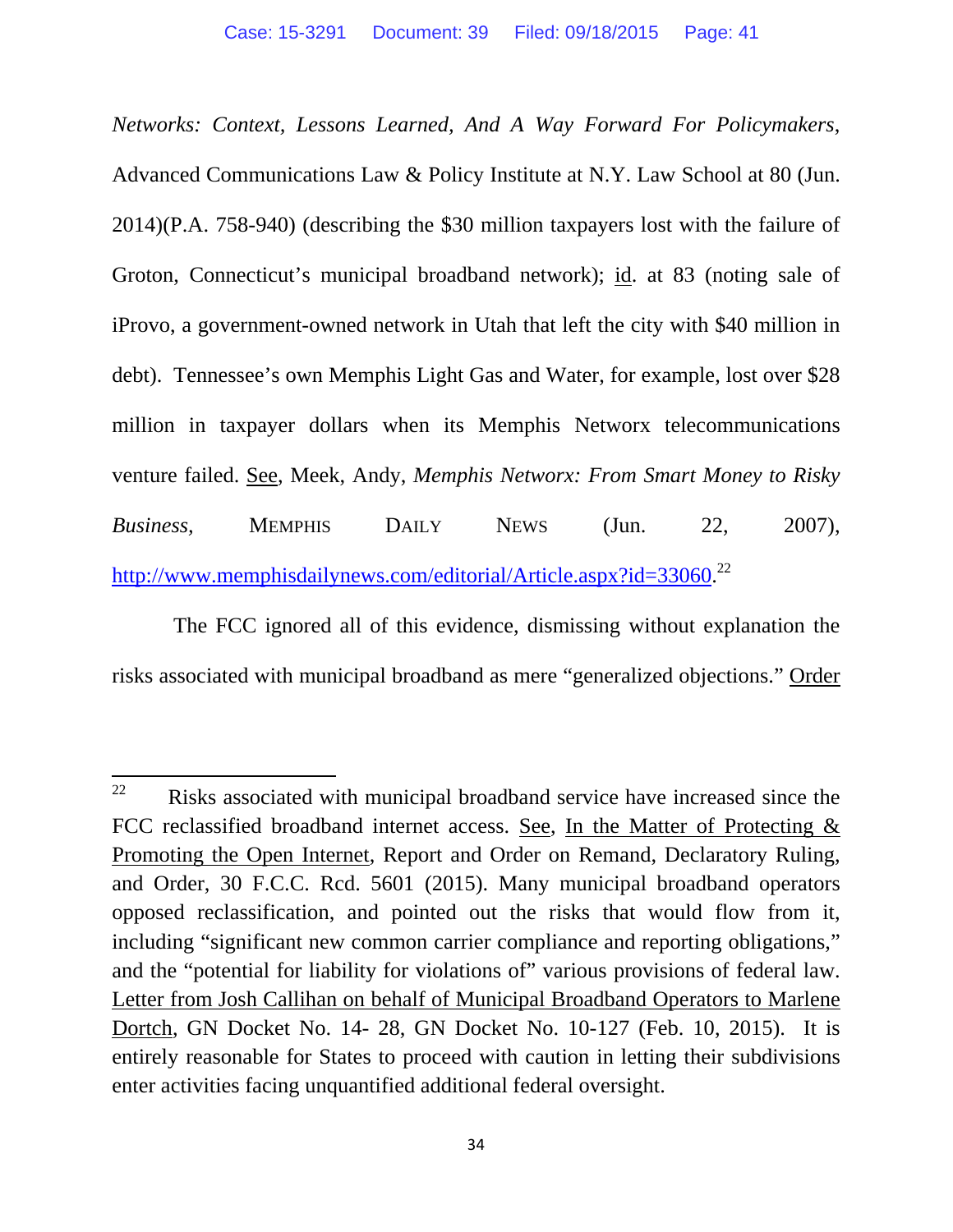*Networks: Context, Lessons Learned, And A Way Forward For Policymakers*, Advanced Communications Law & Policy Institute at N.Y. Law School at 80 (Jun. 2014)(P.A. 758-940) (describing the $30 million taxpayers lost with the failure of Groton, Connecticut's municipal broadband network); id. at 83 (noting sale of iProvo, a government-owned network in Utah that left the city with $40 million in debt). Tennessee's own Memphis Light Gas and Water, for example, lost over $28 million in taxpayer dollars when its Memphis Networx telecommunications venture failed. See, Meek, Andy, *Memphis Networx: From Smart Money to Risky Business*, MEMPHIS DAILY NEWS (Jun. 22, 2007), http://www.memphisdailynews.com/editorial/Article.aspx?id=33060.[22]

The FCC ignored all of this evidence, dismissing without explanation the risks associated with municipal broadband as mere "generalized objections." Order

---

[22] Risks associated with municipal broadband service have increased since the FCC reclassified broadband internet access. See, In the Matter of Protecting & Promoting the Open Internet, Report and Order on Remand, Declaratory Ruling, and Order, 30 F.C.C. Rcd. 5601 (2015). Many municipal broadband operators opposed reclassification, and pointed out the risks that would flow from it, including "significant new common carrier compliance and reporting obligations," and the "potential for liability for violations of" various provisions of federal law. Letter from Josh Callihan on behalf of Municipal Broadband Operators to Marlene Dortch, GN Docket No. 14- 28, GN Docket No. 10-127 (Feb. 10, 2015). It is entirely reasonable for States to proceed with caution in letting their subdivisions enter activities facing unquantified additional federal oversight.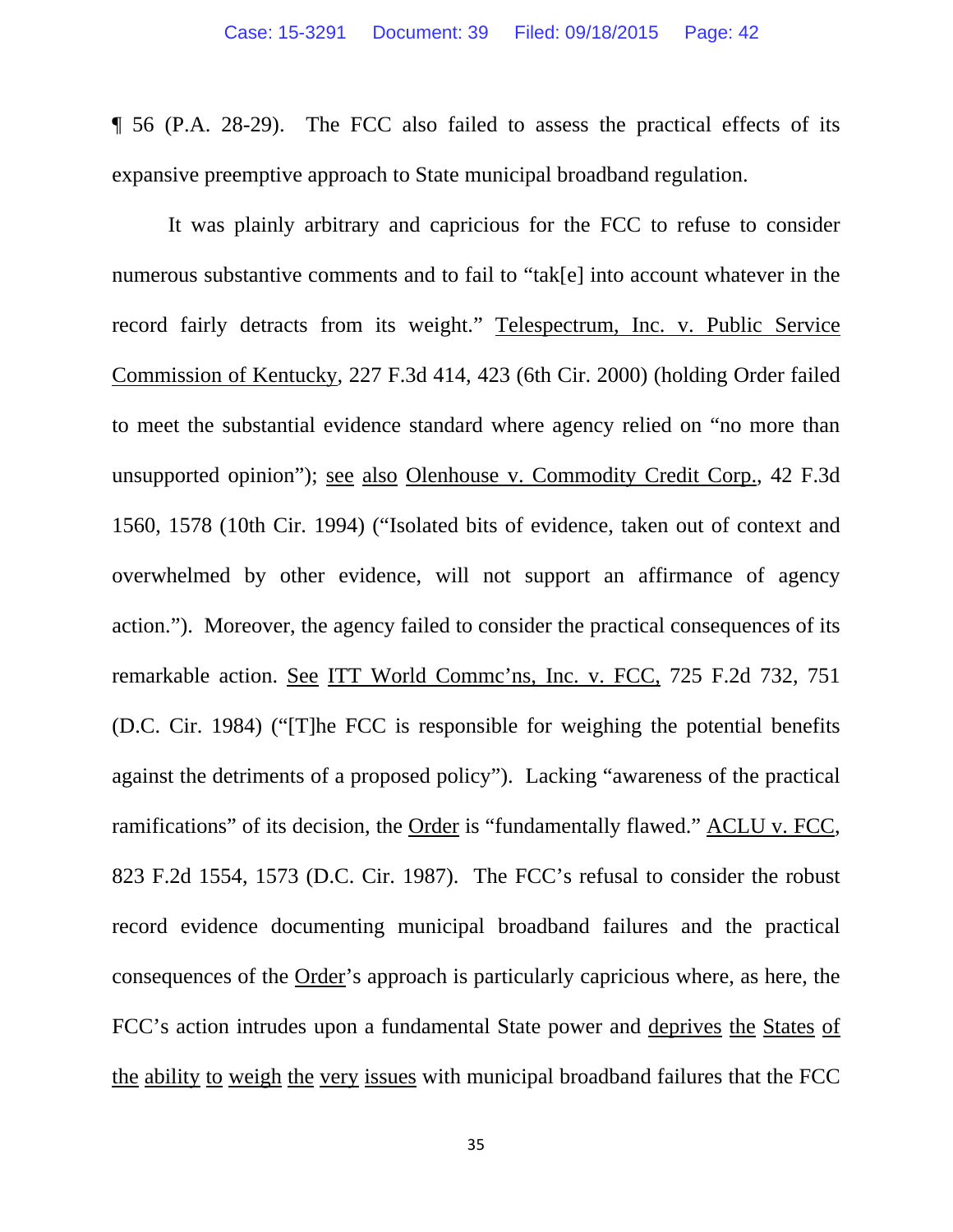¶ 56 (P.A. 28-29). The FCC also failed to assess the practical effects of its expansive preemptive approach to State municipal broadband regulation.

It was plainly arbitrary and capricious for the FCC to refuse to consider numerous substantive comments and to fail to "tak[e] into account whatever in the record fairly detracts from its weight." Telespectrum, Inc. v. Public Service Commission of Kentucky, 227 F.3d 414, 423 (6th Cir. 2000) (holding Order failed to meet the substantial evidence standard where agency relied on "no more than unsupported opinion"); see also Olenhouse v. Commodity Credit Corp., 42 F.3d 1560, 1578 (10th Cir. 1994) ("Isolated bits of evidence, taken out of context and overwhelmed by other evidence, will not support an affirmance of agency action."). Moreover, the agency failed to consider the practical consequences of its remarkable action. See ITT World Commc'ns, Inc. v. FCC, 725 F.2d 732, 751 (D.C. Cir. 1984) ("[T]he FCC is responsible for weighing the potential benefits against the detriments of a proposed policy"). Lacking "awareness of the practical ramifications" of its decision, the Order is "fundamentally flawed." ACLU v. FCC, 823 F.2d 1554, 1573 (D.C. Cir. 1987). The FCC's refusal to consider the robust record evidence documenting municipal broadband failures and the practical consequences of the Order's approach is particularly capricious where, as here, the FCC's action intrudes upon a fundamental State power and deprives the States of the ability to weigh the very issues with municipal broadband failures that the FCC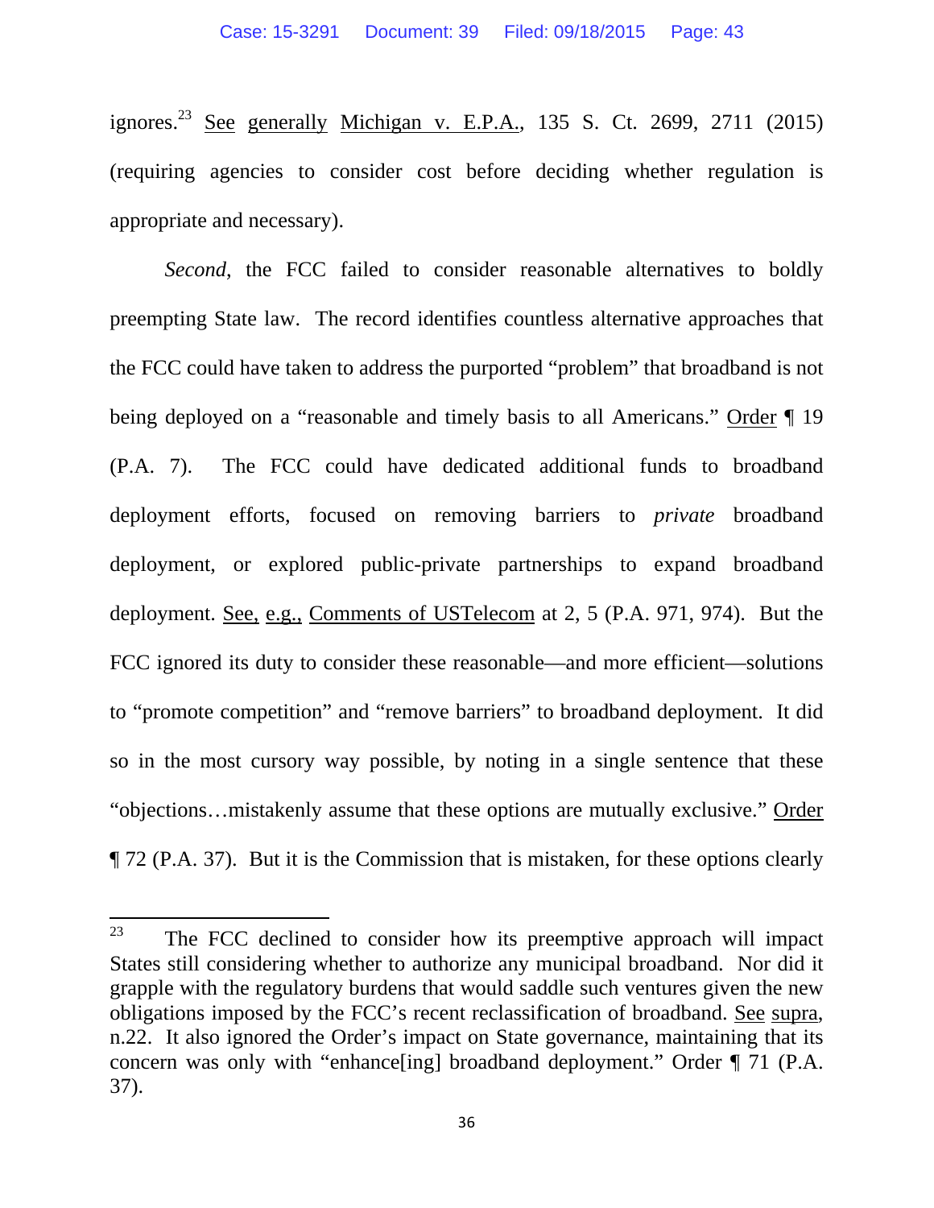ignores.[23] See generally Michigan v. E.P.A., 135 S. Ct. 2699, 2711 (2015) (requiring agencies to consider cost before deciding whether regulation is appropriate and necessary).

*Second*, the FCC failed to consider reasonable alternatives to boldly preempting State law. The record identifies countless alternative approaches that the FCC could have taken to address the purported "problem" that broadband is not being deployed on a "reasonable and timely basis to all Americans." Order ¶ 19 (P.A. 7). The FCC could have dedicated additional funds to broadband deployment efforts, focused on removing barriers to *private* broadband deployment, or explored public-private partnerships to expand broadband deployment. See, e.g., Comments of USTelecom at 2, 5 (P.A. 971, 974). But the FCC ignored its duty to consider these reasonable—and more efficient—solutions to "promote competition" and "remove barriers" to broadband deployment. It did so in the most cursory way possible, by noting in a single sentence that these "objections…mistakenly assume that these options are mutually exclusive." Order ¶ 72 (P.A. 37). But it is the Commission that is mistaken, for these options clearly

---

[23] The FCC declined to consider how its preemptive approach will impact States still considering whether to authorize any municipal broadband. Nor did it grapple with the regulatory burdens that would saddle such ventures given the new obligations imposed by the FCC's recent reclassification of broadband. See supra, n.22. It also ignored the Order's impact on State governance, maintaining that its concern was only with "enhance[ing] broadband deployment." Order ¶ 71 (P.A. 37).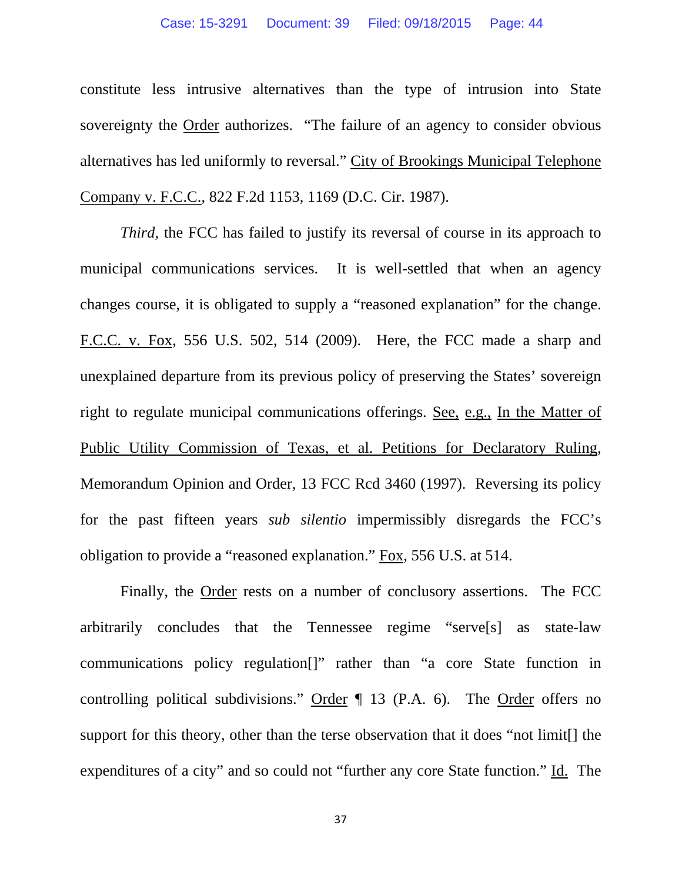constitute less intrusive alternatives than the type of intrusion into State sovereignty the Order authorizes. "The failure of an agency to consider obvious alternatives has led uniformly to reversal." City of Brookings Municipal Telephone Company v. F.C.C., 822 F.2d 1153, 1169 (D.C. Cir. 1987).

*Third*, the FCC has failed to justify its reversal of course in its approach to municipal communications services. It is well-settled that when an agency changes course, it is obligated to supply a "reasoned explanation" for the change. F.C.C. v. Fox, 556 U.S. 502, 514 (2009). Here, the FCC made a sharp and unexplained departure from its previous policy of preserving the States' sovereign right to regulate municipal communications offerings. See, e.g., In the Matter of Public Utility Commission of Texas, et al. Petitions for Declaratory Ruling, Memorandum Opinion and Order, 13 FCC Rcd 3460 (1997). Reversing its policy for the past fifteen years *sub silentio* impermissibly disregards the FCC's obligation to provide a "reasoned explanation." Fox, 556 U.S. at 514.

Finally, the Order rests on a number of conclusory assertions. The FCC arbitrarily concludes that the Tennessee regime "serve[s] as state-law communications policy regulation[]" rather than "a core State function in controlling political subdivisions." Order ¶ 13 (P.A. 6). The Order offers no support for this theory, other than the terse observation that it does "not limit[] the expenditures of a city" and so could not "further any core State function." Id. The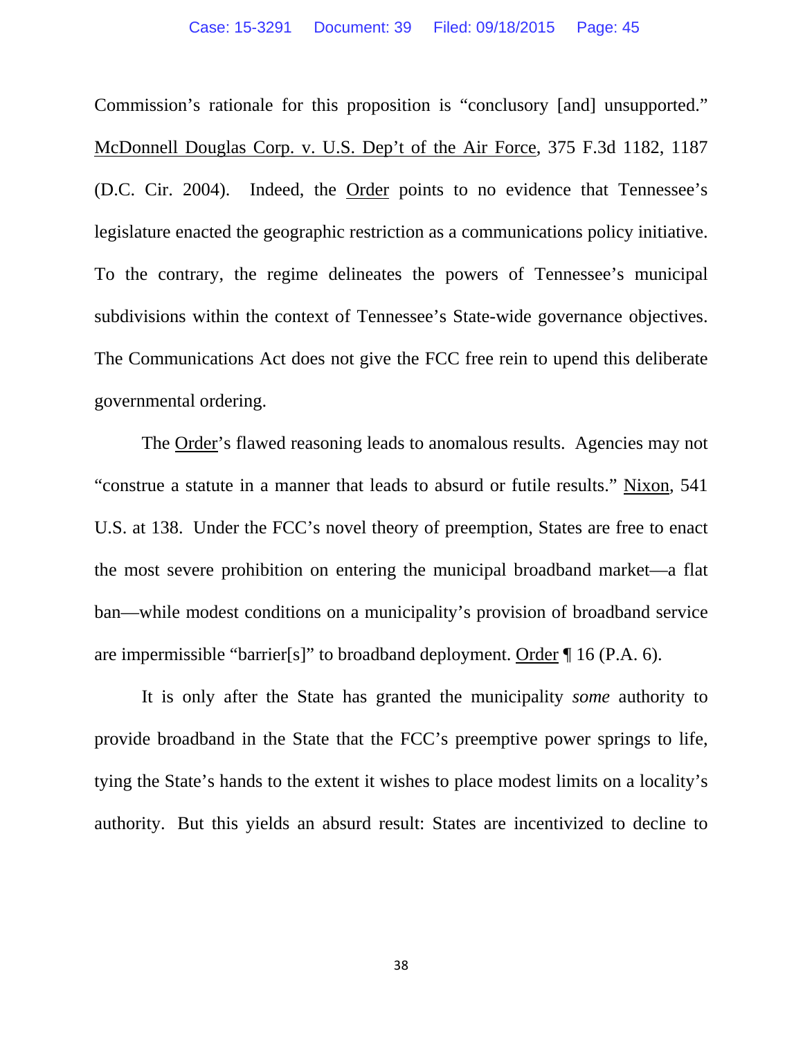Commission's rationale for this proposition is "conclusory [and] unsupported." McDonnell Douglas Corp. v. U.S. Dep't of the Air Force, 375 F.3d 1182, 1187 (D.C. Cir. 2004). Indeed, the Order points to no evidence that Tennessee's legislature enacted the geographic restriction as a communications policy initiative. To the contrary, the regime delineates the powers of Tennessee's municipal subdivisions within the context of Tennessee's State-wide governance objectives. The Communications Act does not give the FCC free rein to upend this deliberate governmental ordering.

The Order's flawed reasoning leads to anomalous results. Agencies may not "construe a statute in a manner that leads to absurd or futile results." Nixon, 541 U.S. at 138. Under the FCC's novel theory of preemption, States are free to enact the most severe prohibition on entering the municipal broadband market—a flat ban—while modest conditions on a municipality's provision of broadband service are impermissible "barrier[s]" to broadband deployment. Order ¶ 16 (P.A. 6).

It is only after the State has granted the municipality *some* authority to provide broadband in the State that the FCC's preemptive power springs to life, tying the State's hands to the extent it wishes to place modest limits on a locality's authority. But this yields an absurd result: States are incentivized to decline to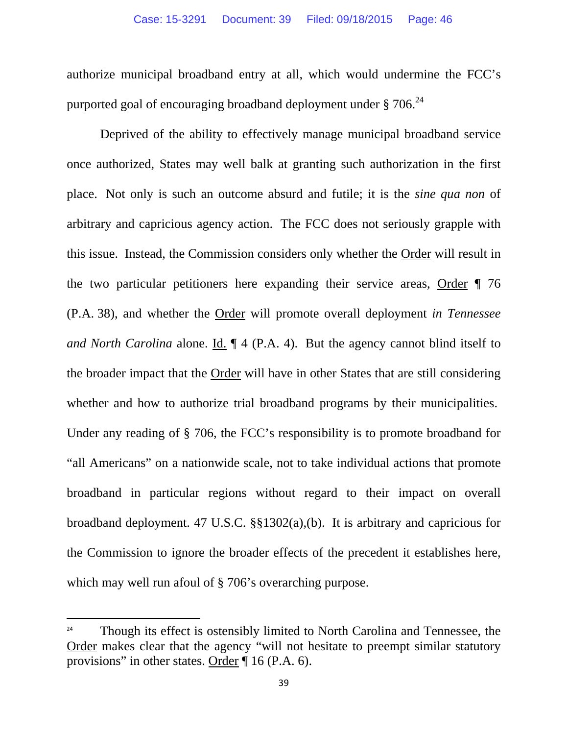authorize municipal broadband entry at all, which would undermine the FCC's purported goal of encouraging broadband deployment under § 706.[24]

Deprived of the ability to effectively manage municipal broadband service once authorized, States may well balk at granting such authorization in the first place. Not only is such an outcome absurd and futile; it is the *sine qua non* of arbitrary and capricious agency action. The FCC does not seriously grapple with this issue. Instead, the Commission considers only whether the Order will result in the two particular petitioners here expanding their service areas, Order ¶ 76 (P.A. 38), and whether the Order will promote overall deployment *in Tennessee and North Carolina* alone. Id. ¶ 4 (P.A. 4). But the agency cannot blind itself to the broader impact that the Order will have in other States that are still considering whether and how to authorize trial broadband programs by their municipalities. Under any reading of § 706, the FCC's responsibility is to promote broadband for "all Americans" on a nationwide scale, not to take individual actions that promote broadband in particular regions without regard to their impact on overall broadband deployment. 47 U.S.C. §§1302(a),(b). It is arbitrary and capricious for the Commission to ignore the broader effects of the precedent it establishes here, which may well run afoul of § 706's overarching purpose.

---

[24] Though its effect is ostensibly limited to North Carolina and Tennessee, the Order makes clear that the agency "will not hesitate to preempt similar statutory provisions" in other states. Order ¶ 16 (P.A. 6).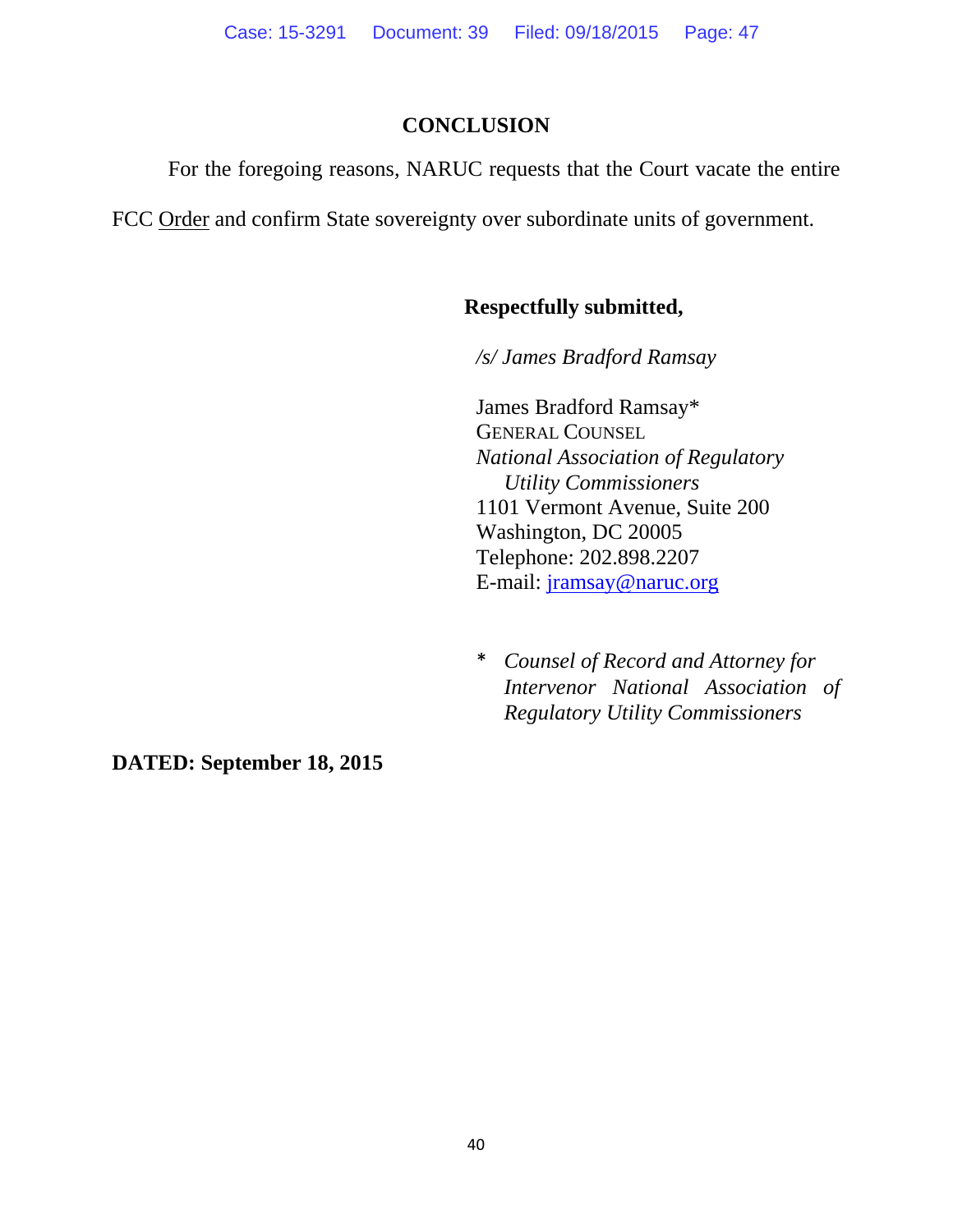## CONCLUSION

For the foregoing reasons, NARUC requests that the Court vacate the entire FCC Order and confirm State sovereignty over subordinate units of government.

**Respectfully submitted,**

*/s/ James Bradford Ramsay*

James Bradford Ramsay*
GENERAL COUNSEL
*National Association of Regulatory Utility Commissioners*
1101 Vermont Avenue, Suite 200
Washington, DC 20005
Telephone: 202.898.2207
E-mail: jramsay@naruc.org

\* *Counsel of Record and Attorney for Intervenor National Association of Regulatory Utility Commissioners*

**DATED: September 18, 2015**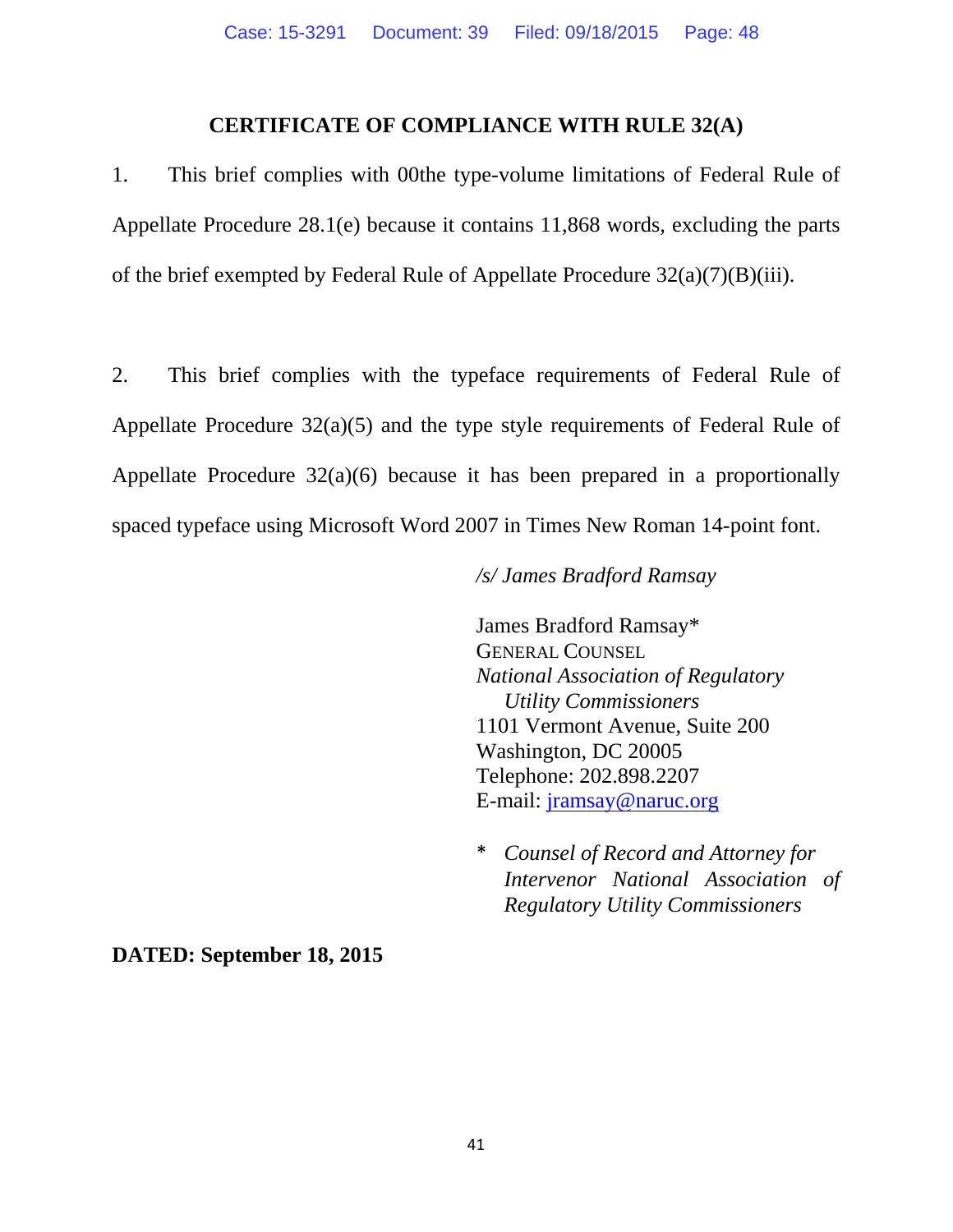## CERTIFICATE OF COMPLIANCE WITH RULE 32(A)

1. This brief complies with 00the type-volume limitations of Federal Rule of Appellate Procedure 28.1(e) because it contains 11,868 words, excluding the parts of the brief exempted by Federal Rule of Appellate Procedure 32(a)(7)(B)(iii).

2. This brief complies with the typeface requirements of Federal Rule of Appellate Procedure 32(a)(5) and the type style requirements of Federal Rule of Appellate Procedure 32(a)(6) because it has been prepared in a proportionally spaced typeface using Microsoft Word 2007 in Times New Roman 14-point font.

*/s/ James Bradford Ramsay*

James Bradford Ramsay*
GENERAL COUNSEL
*National Association of Regulatory Utility Commissioners*
1101 Vermont Avenue, Suite 200
Washington, DC 20005
Telephone: 202.898.2207
E-mail: jramsay@naruc.org

\* *Counsel of Record and Attorney for Intervenor National Association of Regulatory Utility Commissioners*

**DATED: September 18, 2015**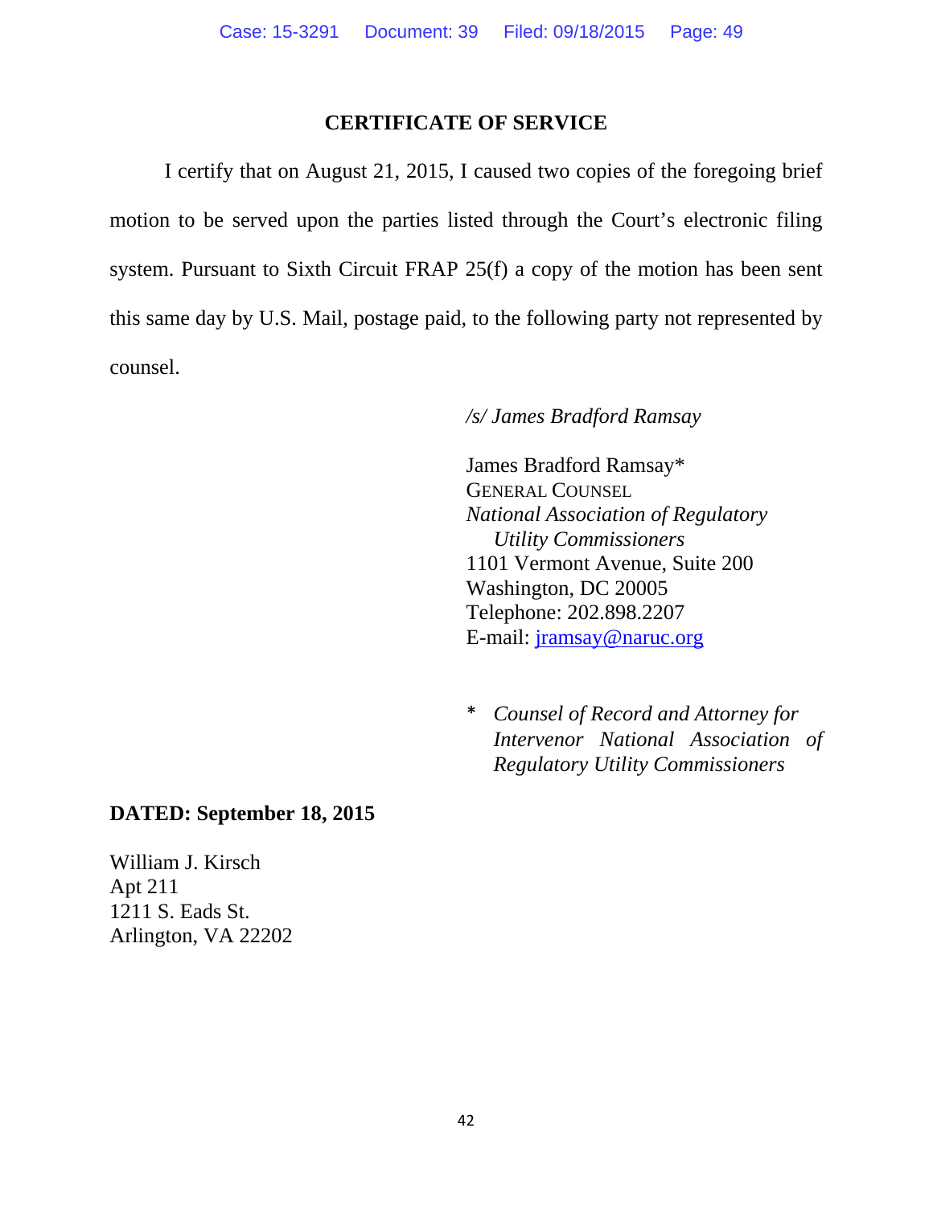## CERTIFICATE OF SERVICE

I certify that on August 21, 2015, I caused two copies of the foregoing brief motion to be served upon the parties listed through the Court's electronic filing system. Pursuant to Sixth Circuit FRAP 25(f) a copy of the motion has been sent this same day by U.S. Mail, postage paid, to the following party not represented by counsel.

*/s/ James Bradford Ramsay*

James Bradford Ramsay*
GENERAL COUNSEL
*National Association of Regulatory Utility Commissioners*
1101 Vermont Avenue, Suite 200
Washington, DC 20005
Telephone: 202.898.2207
E-mail: jramsay@naruc.org

\* *Counsel of Record and Attorney for Intervenor National Association of Regulatory Utility Commissioners*

**DATED: September 18, 2015**

William J. Kirsch
Apt 211
1211 S. Eads St.
Arlington, VA 22202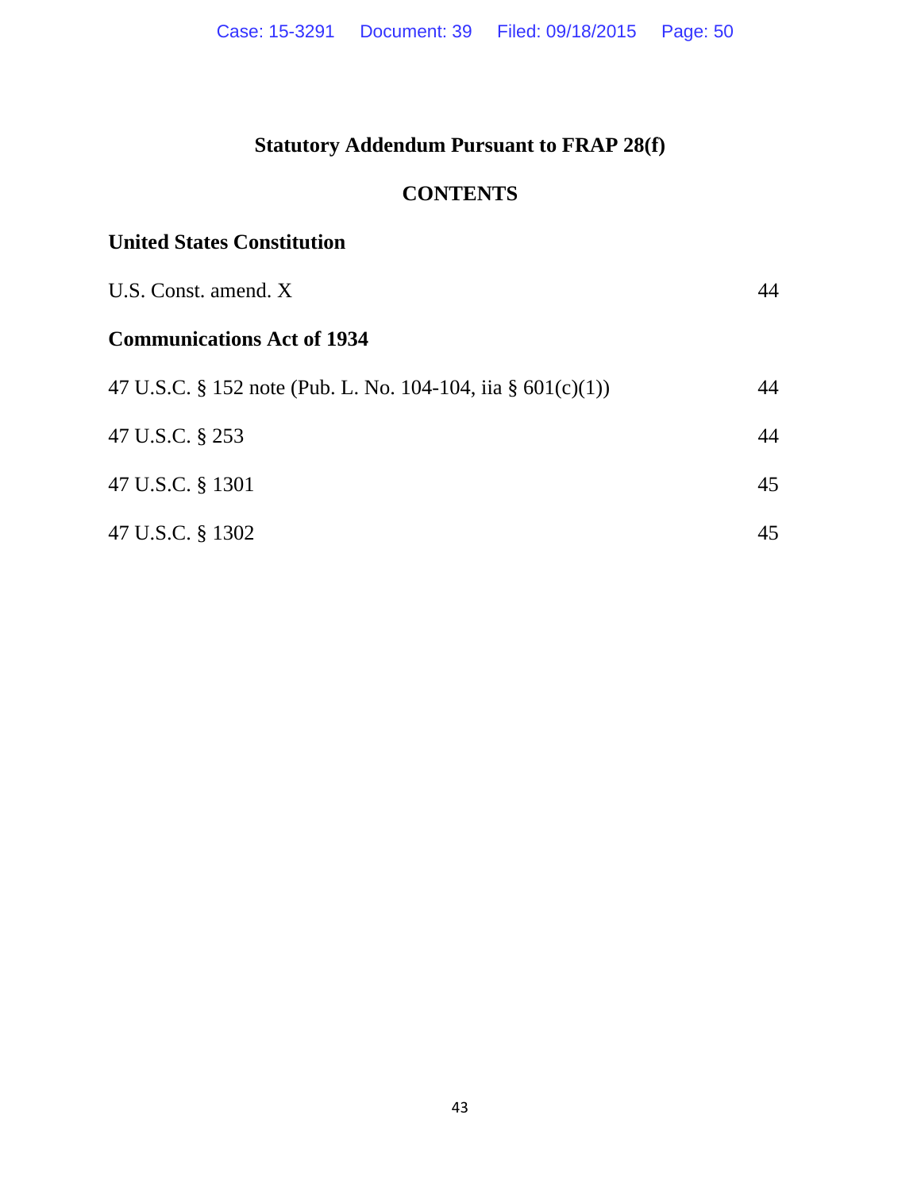# Statutory Addendum Pursuant to FRAP 28(f)

## CONTENTS

**United States Constitution**

| | |
|---|---|
| U.S. Const. amend. X | 44 |

**Communications Act of 1934**

| | |
|---|---|
| 47 U.S.C. § 152 note (Pub. L. No. 104-104, iia § 601(c)(1)) | 44 |
| 47 U.S.C. § 253 | 44 |
| 47 U.S.C. § 1301 | 45 |
| 47 U.S.C. § 1302 | 45 |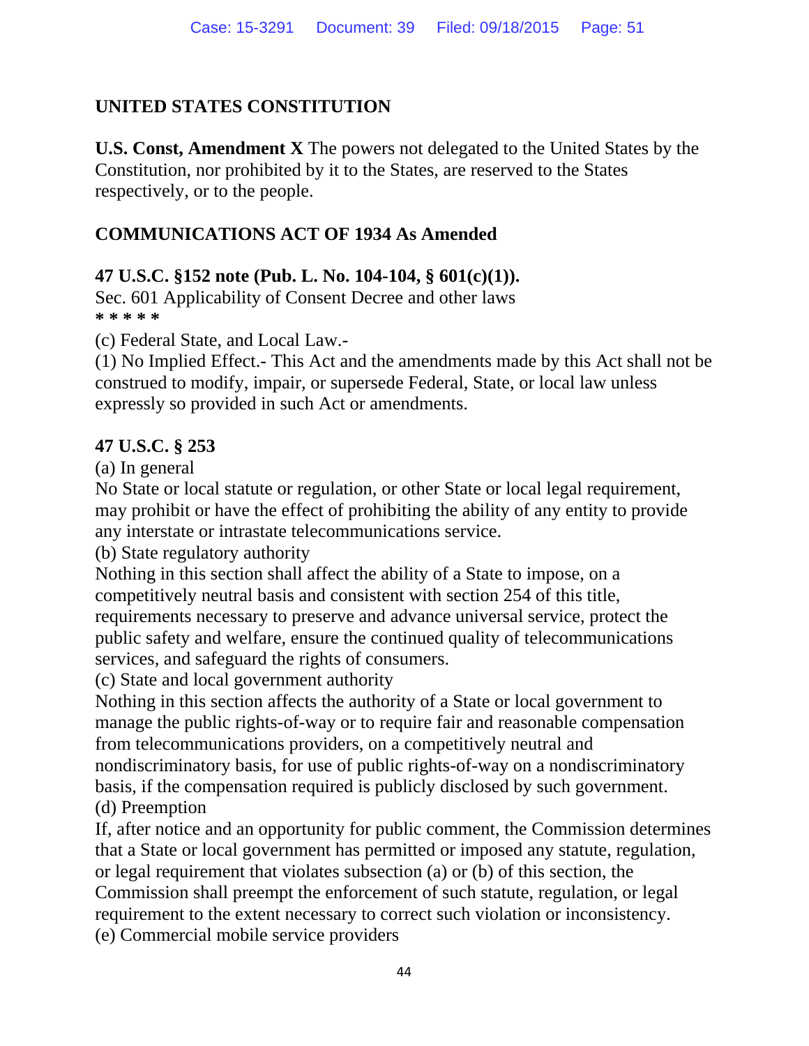## UNITED STATES CONSTITUTION

**U.S. Const, Amendment X** The powers not delegated to the United States by the Constitution, nor prohibited by it to the States, are reserved to the States respectively, or to the people.

## COMMUNICATIONS ACT OF 1934 As Amended

**47 U.S.C. §152 note (Pub. L. No. 104-104, § 601(c)(1)).**

Sec. 601 Applicability of Consent Decree and other laws

**\* \* \* \* \***

(c) Federal State, and Local Law.-

(1) No Implied Effect.- This Act and the amendments made by this Act shall not be construed to modify, impair, or supersede Federal, State, or local law unless expressly so provided in such Act or amendments.

**47 U.S.C. § 253**

(a) In general

No State or local statute or regulation, or other State or local legal requirement, may prohibit or have the effect of prohibiting the ability of any entity to provide any interstate or intrastate telecommunications service.

(b) State regulatory authority

Nothing in this section shall affect the ability of a State to impose, on a competitively neutral basis and consistent with section 254 of this title, requirements necessary to preserve and advance universal service, protect the public safety and welfare, ensure the continued quality of telecommunications services, and safeguard the rights of consumers.

(c) State and local government authority

Nothing in this section affects the authority of a State or local government to manage the public rights-of-way or to require fair and reasonable compensation from telecommunications providers, on a competitively neutral and nondiscriminatory basis, for use of public rights-of-way on a nondiscriminatory basis, if the compensation required is publicly disclosed by such government.

(d) Preemption

If, after notice and an opportunity for public comment, the Commission determines that a State or local government has permitted or imposed any statute, regulation, or legal requirement that violates subsection (a) or (b) of this section, the Commission shall preempt the enforcement of such statute, regulation, or legal requirement to the extent necessary to correct such violation or inconsistency.

(e) Commercial mobile service providers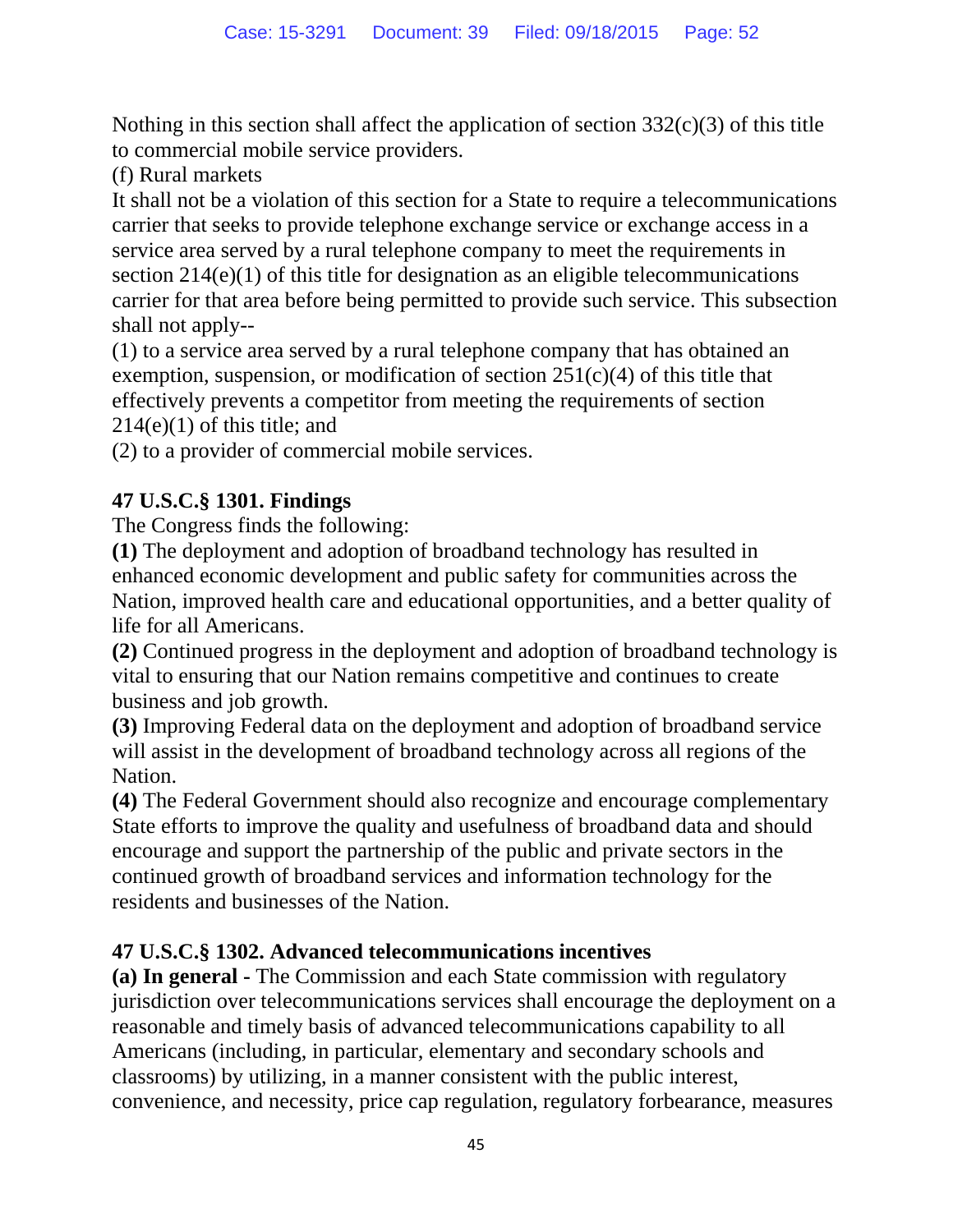Nothing in this section shall affect the application of section 332(c)(3) of this title to commercial mobile service providers.

(f) Rural markets

It shall not be a violation of this section for a State to require a telecommunications carrier that seeks to provide telephone exchange service or exchange access in a service area served by a rural telephone company to meet the requirements in section 214(e)(1) of this title for designation as an eligible telecommunications carrier for that area before being permitted to provide such service. This subsection shall not apply--

(1) to a service area served by a rural telephone company that has obtained an exemption, suspension, or modification of section 251(c)(4) of this title that effectively prevents a competitor from meeting the requirements of section 214(e)(1) of this title; and

(2) to a provider of commercial mobile services.

**47 U.S.C.§ 1301. Findings**

The Congress finds the following:

**(1)** The deployment and adoption of broadband technology has resulted in enhanced economic development and public safety for communities across the Nation, improved health care and educational opportunities, and a better quality of life for all Americans.

**(2)** Continued progress in the deployment and adoption of broadband technology is vital to ensuring that our Nation remains competitive and continues to create business and job growth.

**(3)** Improving Federal data on the deployment and adoption of broadband service will assist in the development of broadband technology across all regions of the Nation.

**(4)** The Federal Government should also recognize and encourage complementary State efforts to improve the quality and usefulness of broadband data and should encourage and support the partnership of the public and private sectors in the continued growth of broadband services and information technology for the residents and businesses of the Nation.

**47 U.S.C.§ 1302. Advanced telecommunications incentives**

**(a) In general -** The Commission and each State commission with regulatory jurisdiction over telecommunications services shall encourage the deployment on a reasonable and timely basis of advanced telecommunications capability to all Americans (including, in particular, elementary and secondary schools and classrooms) by utilizing, in a manner consistent with the public interest, convenience, and necessity, price cap regulation, regulatory forbearance, measures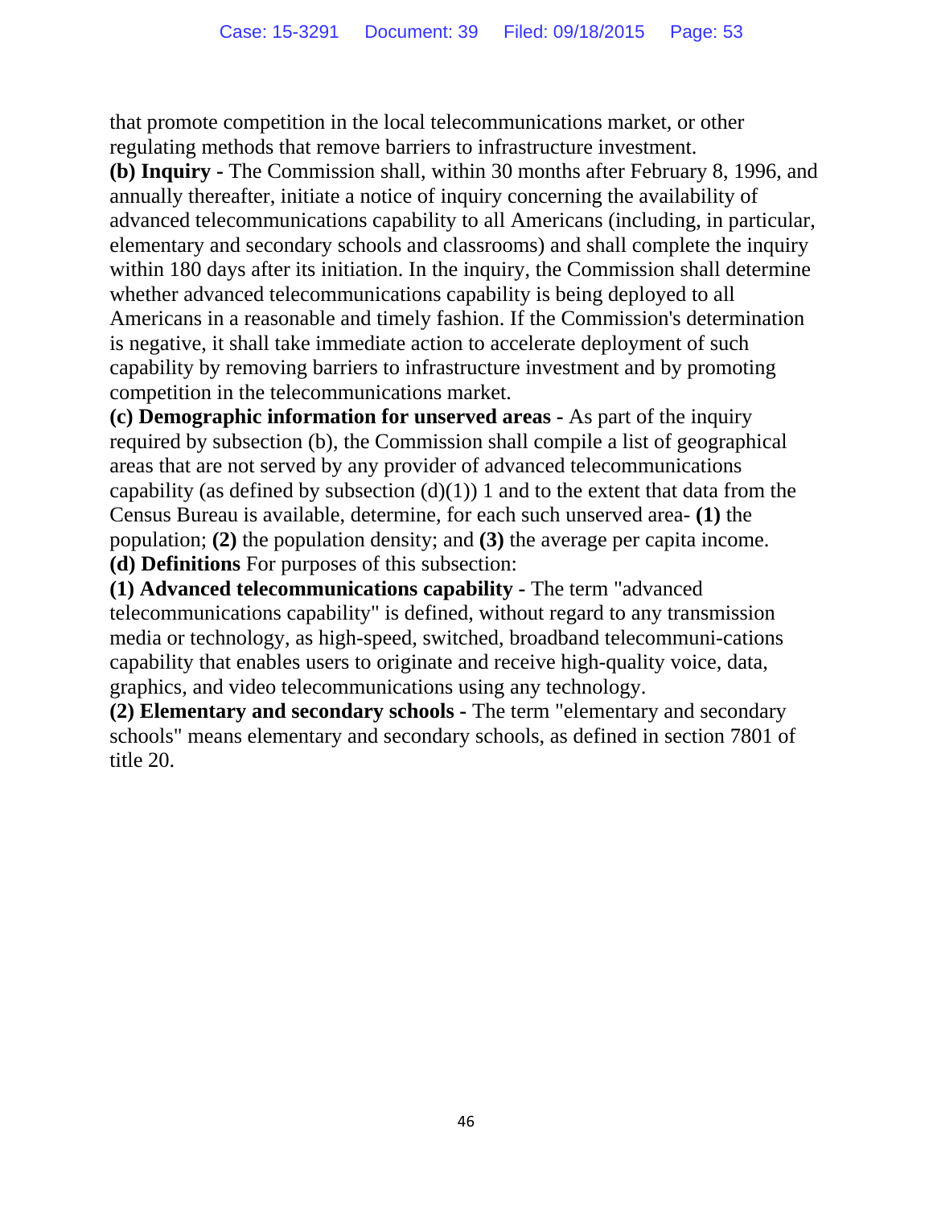that promote competition in the local telecommunications market, or other regulating methods that remove barriers to infrastructure investment.

**(b) Inquiry -** The Commission shall, within 30 months after February 8, 1996, and annually thereafter, initiate a notice of inquiry concerning the availability of advanced telecommunications capability to all Americans (including, in particular, elementary and secondary schools and classrooms) and shall complete the inquiry within 180 days after its initiation. In the inquiry, the Commission shall determine whether advanced telecommunications capability is being deployed to all Americans in a reasonable and timely fashion. If the Commission's determination is negative, it shall take immediate action to accelerate deployment of such capability by removing barriers to infrastructure investment and by promoting competition in the telecommunications market.

**(c) Demographic information for unserved areas -** As part of the inquiry required by subsection (b), the Commission shall compile a list of geographical areas that are not served by any provider of advanced telecommunications capability (as defined by subsection (d)(1)) 1 and to the extent that data from the Census Bureau is available, determine, for each such unserved area- **(1)** the population; **(2)** the population density; and **(3)** the average per capita income.

**(d) Definitions** For purposes of this subsection:

**(1) Advanced telecommunications capability -** The term "advanced telecommunications capability" is defined, without regard to any transmission media or technology, as high-speed, switched, broadband telecommuni-cations capability that enables users to originate and receive high-quality voice, data, graphics, and video telecommunications using any technology.

**(2) Elementary and secondary schools -** The term "elementary and secondary schools" means elementary and secondary schools, as defined in section 7801 of title 20.